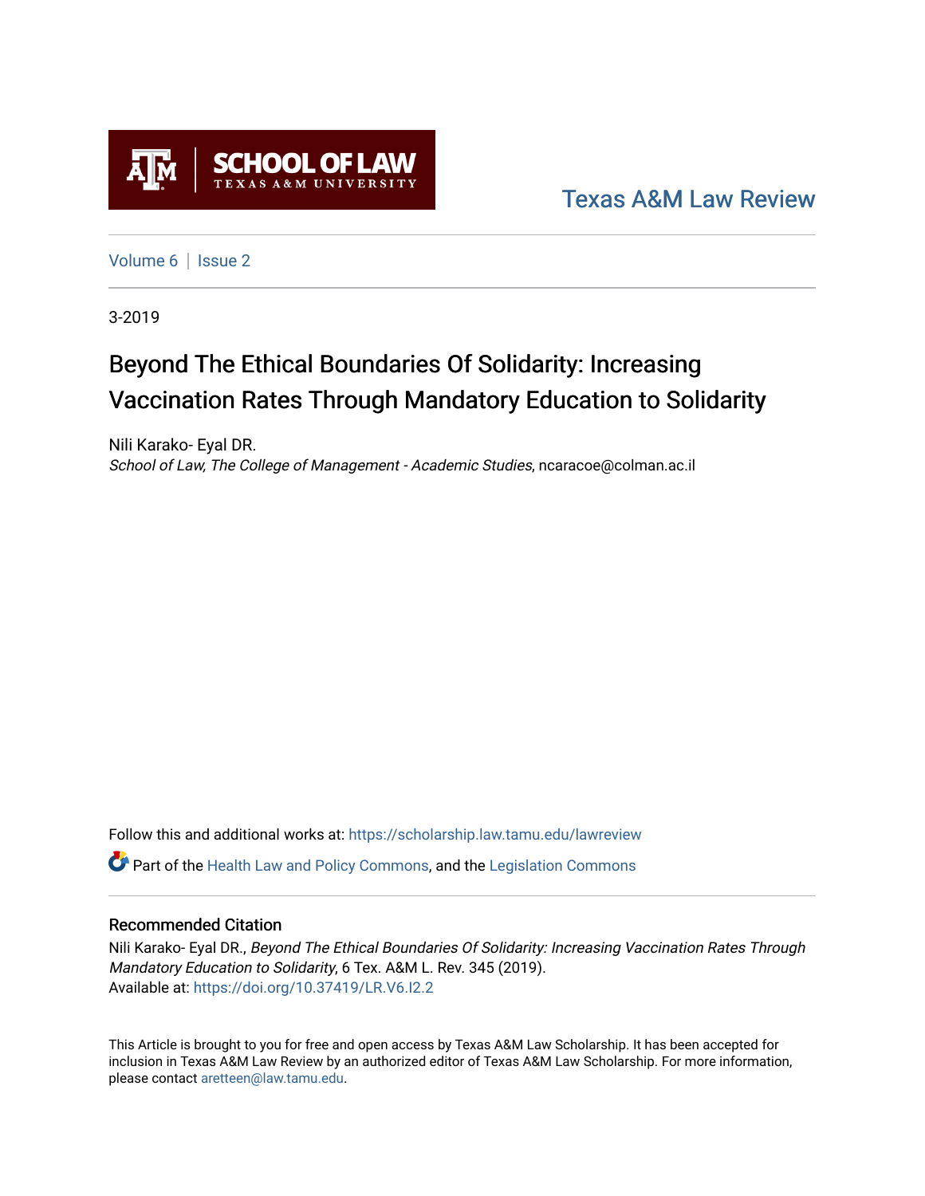SCHOOL OF LAW
TEXAS A&M UNIVERSITY

Texas A&M Law Review

Volume 6 | Issue 2

3-2019

# Beyond The Ethical Boundaries Of Solidarity: Increasing Vaccination Rates Through Mandatory Education to Solidarity

Nili Karako- Eyal DR.
*School of Law, The College of Management - Academic Studies*, ncaracoe@colman.ac.il

Follow this and additional works at: https://scholarship.law.tamu.edu/lawreview

Part of the Health Law and Policy Commons, and the Legislation Commons

## Recommended Citation

Nili Karako- Eyal DR., *Beyond The Ethical Boundaries Of Solidarity: Increasing Vaccination Rates Through Mandatory Education to Solidarity*, 6 Tex. A&M L. Rev. 345 (2019).
Available at: https://doi.org/10.37419/LR.V6.I2.2

This Article is brought to you for free and open access by Texas A&M Law Scholarship. It has been accepted for inclusion in Texas A&M Law Review by an authorized editor of Texas A&M Law Scholarship. For more information, please contact aretteen@law.tamu.edu.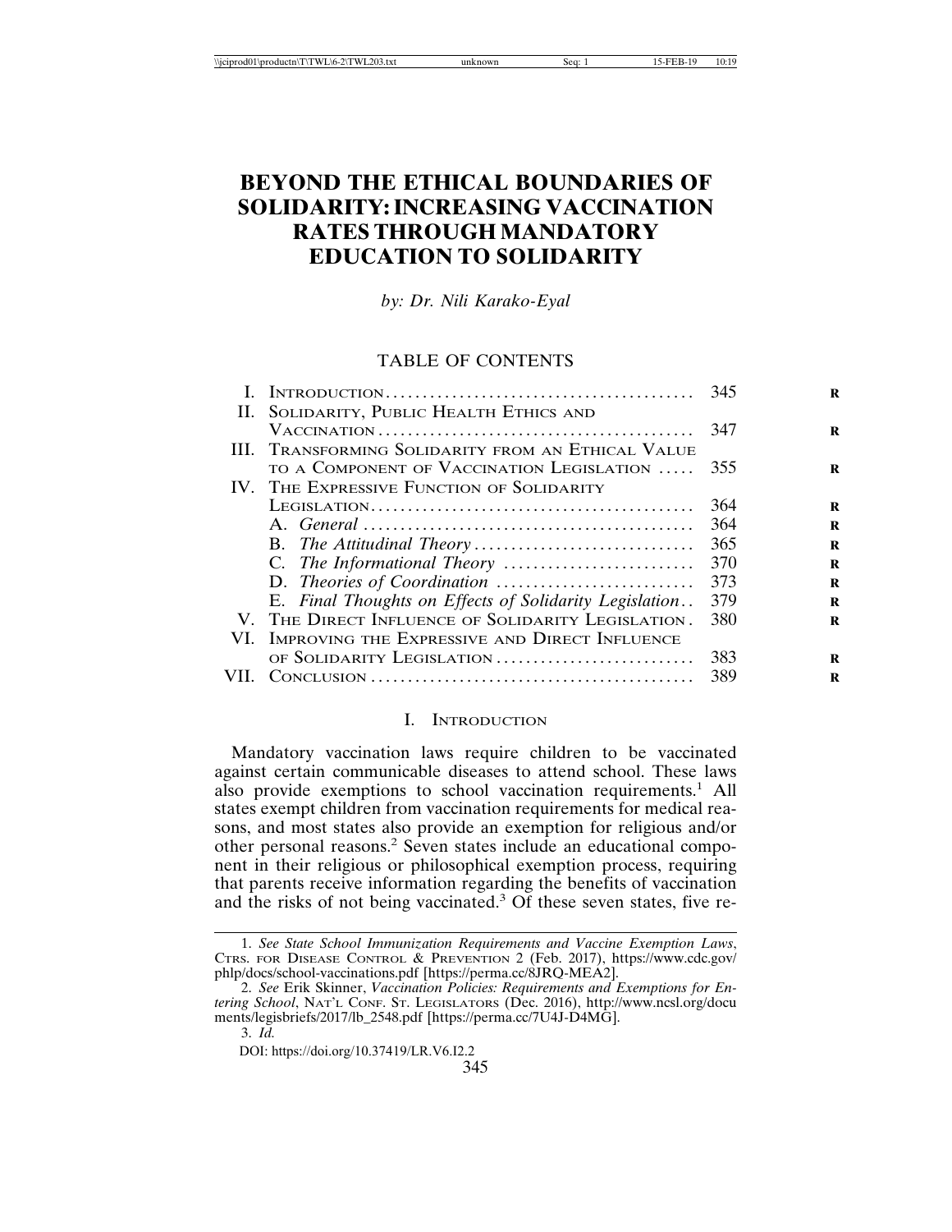# BEYOND THE ETHICAL BOUNDARIES OF SOLIDARITY: INCREASING VACCINATION RATES THROUGH MANDATORY EDUCATION TO SOLIDARITY

*by: Dr. Nili Karako-Eyal*

## TABLE OF CONTENTS

| | | |
|---|---|---|
| I. | Introduction | 345 |
| II. | Solidarity, Public Health Ethics and Vaccination | 347 |
| III. | Transforming Solidarity from an Ethical Value to a Component of Vaccination Legislation | 355 |
| IV. | The Expressive Function of Solidarity Legislation | 364 |
| | A. *General* | 364 |
| | B. *The Attitudinal Theory* | 365 |
| | C. *The Informational Theory* | 370 |
| | D. *Theories of Coordination* | 373 |
| | E. *Final Thoughts on Effects of Solidarity Legislation* | 379 |
| V. | The Direct Influence of Solidarity Legislation | 380 |
| VI. | Improving the Expressive and Direct Influence of Solidarity Legislation | 383 |
| VII. | Conclusion | 389 |

## I. Introduction

Mandatory vaccination laws require children to be vaccinated against certain communicable diseases to attend school. These laws also provide exemptions to school vaccination requirements.[1] All states exempt children from vaccination requirements for medical reasons, and most states also provide an exemption for religious and/or other personal reasons.[2] Seven states include an educational component in their religious or philosophical exemption process, requiring that parents receive information regarding the benefits of vaccination and the risks of not being vaccinated.[3] Of these seven states, five re-

---

1. *See State School Immunization Requirements and Vaccine Exemption Laws*, Ctrs. for Disease Control & Prevention 2 (Feb. 2017), https://www.cdc.gov/phlp/docs/school-vaccinations.pdf [https://perma.cc/8JRQ-MEA2].

2. *See* Erik Skinner, *Vaccination Policies: Requirements and Exemptions for Entering School*, Nat'l Conf. St. Legislators (Dec. 2016), http://www.ncsl.org/documents/legisbriefs/2017/lb_2548.pdf [https://perma.cc/7U4J-D4MG].

3. *Id.*

DOI: https://doi.org/10.37419/LR.V6.I2.2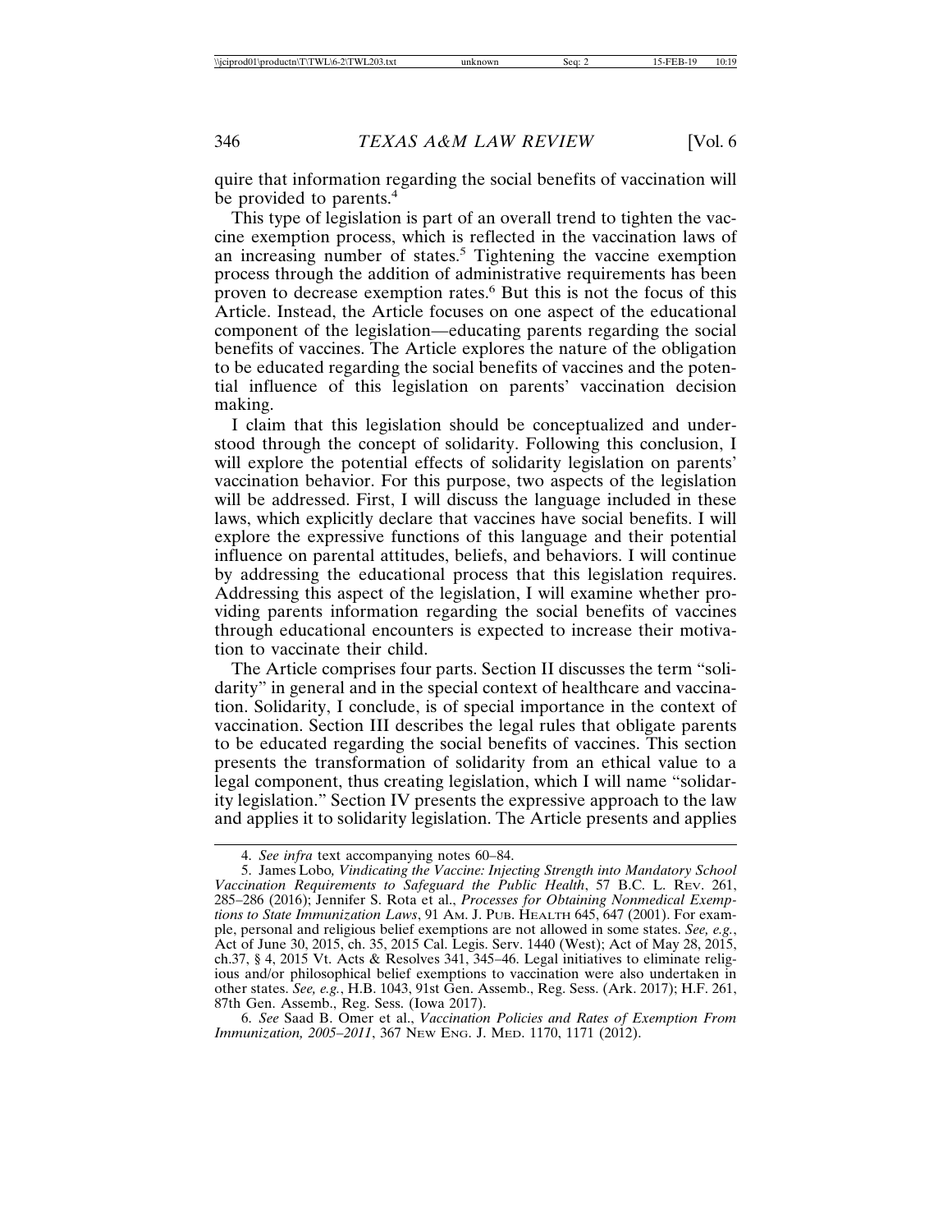quire that information regarding the social benefits of vaccination will be provided to parents.[4]

This type of legislation is part of an overall trend to tighten the vaccine exemption process, which is reflected in the vaccination laws of an increasing number of states.[5] Tightening the vaccine exemption process through the addition of administrative requirements has been proven to decrease exemption rates.[6] But this is not the focus of this Article. Instead, the Article focuses on one aspect of the educational component of the legislation—educating parents regarding the social benefits of vaccines. The Article explores the nature of the obligation to be educated regarding the social benefits of vaccines and the potential influence of this legislation on parents' vaccination decision making.

I claim that this legislation should be conceptualized and understood through the concept of solidarity. Following this conclusion, I will explore the potential effects of solidarity legislation on parents' vaccination behavior. For this purpose, two aspects of the legislation will be addressed. First, I will discuss the language included in these laws, which explicitly declare that vaccines have social benefits. I will explore the expressive functions of this language and their potential influence on parental attitudes, beliefs, and behaviors. I will continue by addressing the educational process that this legislation requires. Addressing this aspect of the legislation, I will examine whether providing parents information regarding the social benefits of vaccines through educational encounters is expected to increase their motivation to vaccinate their child.

The Article comprises four parts. Section II discusses the term "solidarity" in general and in the special context of healthcare and vaccination. Solidarity, I conclude, is of special importance in the context of vaccination. Section III describes the legal rules that obligate parents to be educated regarding the social benefits of vaccines. This section presents the transformation of solidarity from an ethical value to a legal component, thus creating legislation, which I will name "solidarity legislation." Section IV presents the expressive approach to the law and applies it to solidarity legislation. The Article presents and applies

---

4. *See infra* text accompanying notes 60–84.

5. James Lobo, *Vindicating the Vaccine: Injecting Strength into Mandatory School Vaccination Requirements to Safeguard the Public Health*, 57 B.C. L. REV. 261, 285–286 (2016); Jennifer S. Rota et al., *Processes for Obtaining Nonmedical Exemptions to State Immunization Laws*, 91 AM. J. PUB. HEALTH 645, 647 (2001). For example, personal and religious belief exemptions are not allowed in some states. *See, e.g.*, Act of June 30, 2015, ch. 35, 2015 Cal. Legis. Serv. 1440 (West); Act of May 28, 2015, ch.37, § 4, 2015 Vt. Acts & Resolves 341, 345–46. Legal initiatives to eliminate religious and/or philosophical belief exemptions to vaccination were also undertaken in other states. *See, e.g.*, H.B. 1043, 91st Gen. Assemb., Reg. Sess. (Ark. 2017); H.F. 261, 87th Gen. Assemb., Reg. Sess. (Iowa 2017).

6. *See* Saad B. Omer et al., *Vaccination Policies and Rates of Exemption From Immunization, 2005–2011*, 367 NEW ENG. J. MED. 1170, 1171 (2012).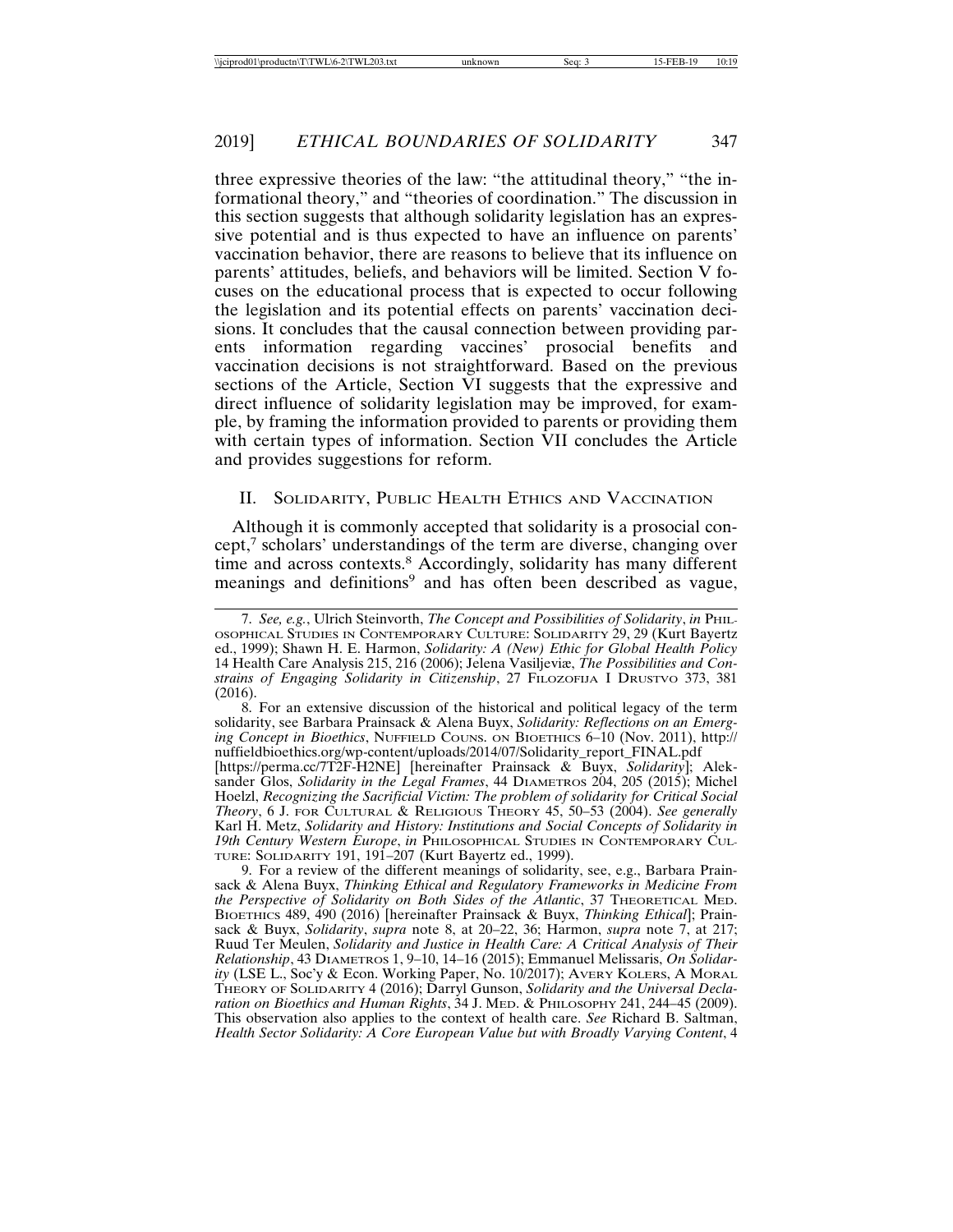three expressive theories of the law: "the attitudinal theory," "the informational theory," and "theories of coordination." The discussion in this section suggests that although solidarity legislation has an expressive potential and is thus expected to have an influence on parents' vaccination behavior, there are reasons to believe that its influence on parents' attitudes, beliefs, and behaviors will be limited. Section V focuses on the educational process that is expected to occur following the legislation and its potential effects on parents' vaccination decisions. It concludes that the causal connection between providing parents information regarding vaccines' prosocial benefits and vaccination decisions is not straightforward. Based on the previous sections of the Article, Section VI suggests that the expressive and direct influence of solidarity legislation may be improved, for example, by framing the information provided to parents or providing them with certain types of information. Section VII concludes the Article and provides suggestions for reform.

## II. Solidarity, Public Health Ethics and Vaccination

Although it is commonly accepted that solidarity is a prosocial concept,[7] scholars' understandings of the term are diverse, changing over time and across contexts.[8] Accordingly, solidarity has many different meanings and definitions[9] and has often been described as vague,

---

7. *See, e.g.*, Ulrich Steinvorth, *The Concept and Possibilities of Solidarity*, *in* Philosophical Studies in Contemporary Culture: Solidarity 29, 29 (Kurt Bayertz ed., 1999); Shawn H. E. Harmon, *Solidarity: A (New) Ethic for Global Health Policy* 14 Health Care Analysis 215, 216 (2006); Jelena Vasiljeviæ, *The Possibilities and Constrains of Engaging Solidarity in Citizenship*, 27 Filozofija i Drustvo 373, 381 (2016).

8. For an extensive discussion of the historical and political legacy of the term solidarity, see Barbara Prainsack & Alena Buyx, *Solidarity: Reflections on an Emerging Concept in Bioethics*, Nuffield Couns. on Bioethics 6–10 (Nov. 2011), http://nuffieldbioethics.org/wp-content/uploads/2014/07/Solidarity_report_FINAL.pdf [https://perma.cc/7T2F-H2NE] [hereinafter Prainsack & Buyx, *Solidarity*]; Aleksander Glos, *Solidarity in the Legal Frames*, 44 Diametros 204, 205 (2015); Michel Hoelzl, *Recognizing the Sacrificial Victim: The problem of solidarity for Critical Social Theory*, 6 J. for Cultural & Religious Theory 45, 50–53 (2004). *See generally* Karl H. Metz, *Solidarity and History: Institutions and Social Concepts of Solidarity in 19th Century Western Europe*, *in* Philosophical Studies in Contemporary Culture: Solidarity 191, 191–207 (Kurt Bayertz ed., 1999).

9. For a review of the different meanings of solidarity, see, e.g., Barbara Prainsack & Alena Buyx, *Thinking Ethical and Regulatory Frameworks in Medicine From the Perspective of Solidarity on Both Sides of the Atlantic*, 37 Theoretical Med. Bioethics 489, 490 (2016) [hereinafter Prainsack & Buyx, *Thinking Ethical*]; Prainsack & Buyx, *Solidarity*, *supra* note 8, at 20–22, 36; Harmon, *supra* note 7, at 217; Ruud Ter Meulen, *Solidarity and Justice in Health Care: A Critical Analysis of Their Relationship*, 43 Diametros 1, 9–10, 14–16 (2015); Emmanuel Melissaris, *On Solidarity* (LSE L., Soc'y & Econ. Working Paper, No. 10/2017); Avery Kolers, A Moral Theory of Solidarity 4 (2016); Darryl Gunson, *Solidarity and the Universal Declaration on Bioethics and Human Rights*, 34 J. Med. & Philosophy 241, 244–45 (2009). This observation also applies to the context of health care. *See* Richard B. Saltman, *Health Sector Solidarity: A Core European Value but with Broadly Varying Content*, 4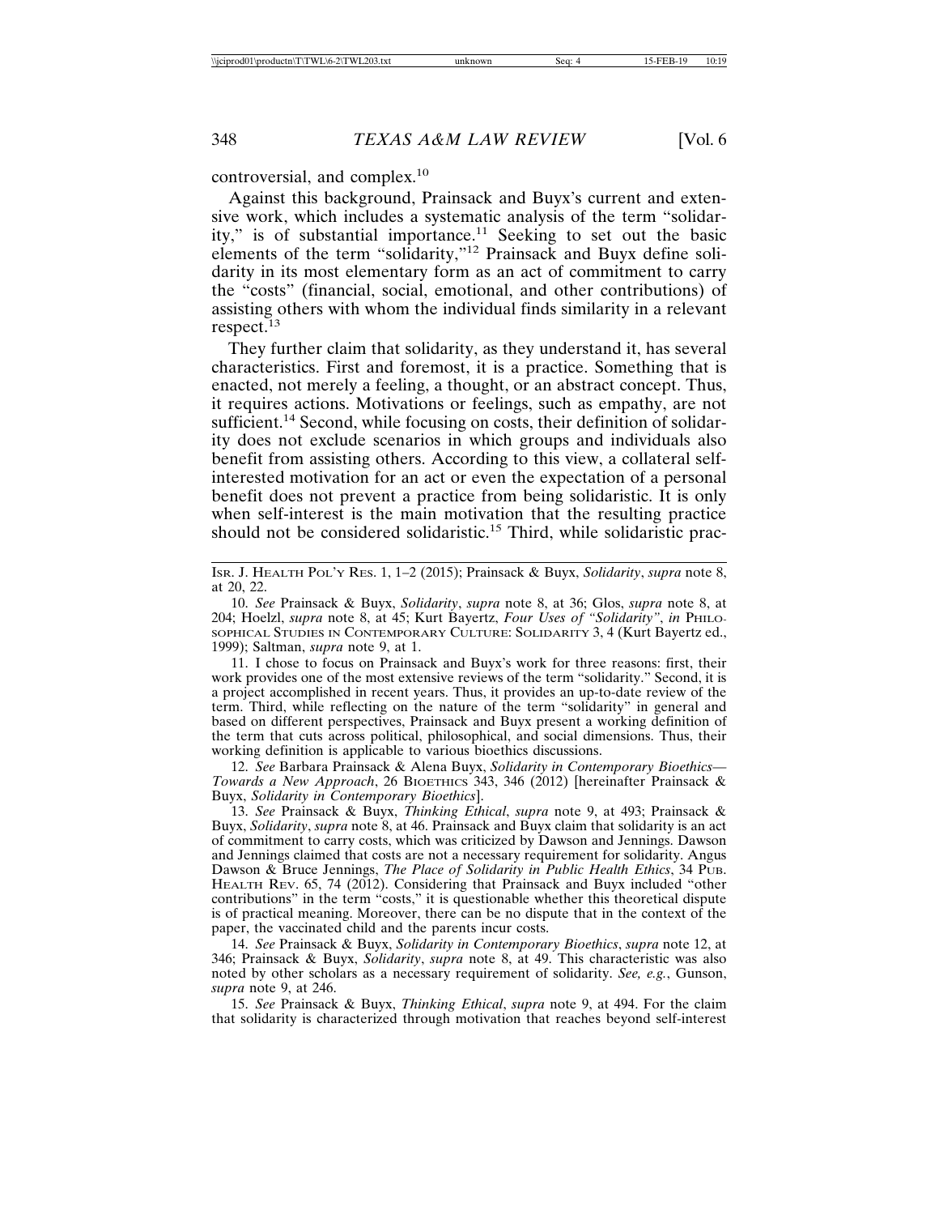controversial, and complex.[10]

Against this background, Prainsack and Buyx's current and extensive work, which includes a systematic analysis of the term "solidarity," is of substantial importance.[11] Seeking to set out the basic elements of the term "solidarity,"[12] Prainsack and Buyx define solidarity in its most elementary form as an act of commitment to carry the "costs" (financial, social, emotional, and other contributions) of assisting others with whom the individual finds similarity in a relevant respect.[13]

They further claim that solidarity, as they understand it, has several characteristics. First and foremost, it is a practice. Something that is enacted, not merely a feeling, a thought, or an abstract concept. Thus, it requires actions. Motivations or feelings, such as empathy, are not sufficient.[14] Second, while focusing on costs, their definition of solidarity does not exclude scenarios in which groups and individuals also benefit from assisting others. According to this view, a collateral self-interested motivation for an act or even the expectation of a personal benefit does not prevent a practice from being solidaristic. It is only when self-interest is the main motivation that the resulting practice should not be considered solidaristic.[15] Third, while solidaristic prac-

---

ISR. J. HEALTH POL'Y RES. 1, 1–2 (2015); Prainsack & Buyx, *Solidarity*, *supra* note 8, at 20, 22.

10. *See* Prainsack & Buyx, *Solidarity*, *supra* note 8, at 36; Glos, *supra* note 8, at 204; Hoelzl, *supra* note 8, at 45; Kurt Bayertz, *Four Uses of "Solidarity"*, *in* PHILOSOPHICAL STUDIES IN CONTEMPORARY CULTURE: SOLIDARITY 3, 4 (Kurt Bayertz ed., 1999); Saltman, *supra* note 9, at 1.

11. I chose to focus on Prainsack and Buyx's work for three reasons: first, their work provides one of the most extensive reviews of the term "solidarity." Second, it is a project accomplished in recent years. Thus, it provides an up-to-date review of the term. Third, while reflecting on the nature of the term "solidarity" in general and based on different perspectives, Prainsack and Buyx present a working definition of the term that cuts across political, philosophical, and social dimensions. Thus, their working definition is applicable to various bioethics discussions.

12. *See* Barbara Prainsack & Alena Buyx, *Solidarity in Contemporary Bioethics—Towards a New Approach*, 26 BIOETHICS 343, 346 (2012) [hereinafter Prainsack & Buyx, *Solidarity in Contemporary Bioethics*].

13. *See* Prainsack & Buyx, *Thinking Ethical*, *supra* note 9, at 493; Prainsack & Buyx, *Solidarity*, *supra* note 8, at 46. Prainsack and Buyx claim that solidarity is an act of commitment to carry costs, which was criticized by Dawson and Jennings. Dawson and Jennings claimed that costs are not a necessary requirement for solidarity. Angus Dawson & Bruce Jennings, *The Place of Solidarity in Public Health Ethics*, 34 PUB. HEALTH REV. 65, 74 (2012). Considering that Prainsack and Buyx included "other contributions" in the term "costs," it is questionable whether this theoretical dispute is of practical meaning. Moreover, there can be no dispute that in the context of the paper, the vaccinated child and the parents incur costs.

14. *See* Prainsack & Buyx, *Solidarity in Contemporary Bioethics*, *supra* note 12, at 346; Prainsack & Buyx, *Solidarity*, *supra* note 8, at 49. This characteristic was also noted by other scholars as a necessary requirement of solidarity. *See, e.g.*, Gunson, *supra* note 9, at 246.

15. *See* Prainsack & Buyx, *Thinking Ethical*, *supra* note 9, at 494. For the claim that solidarity is characterized through motivation that reaches beyond self-interest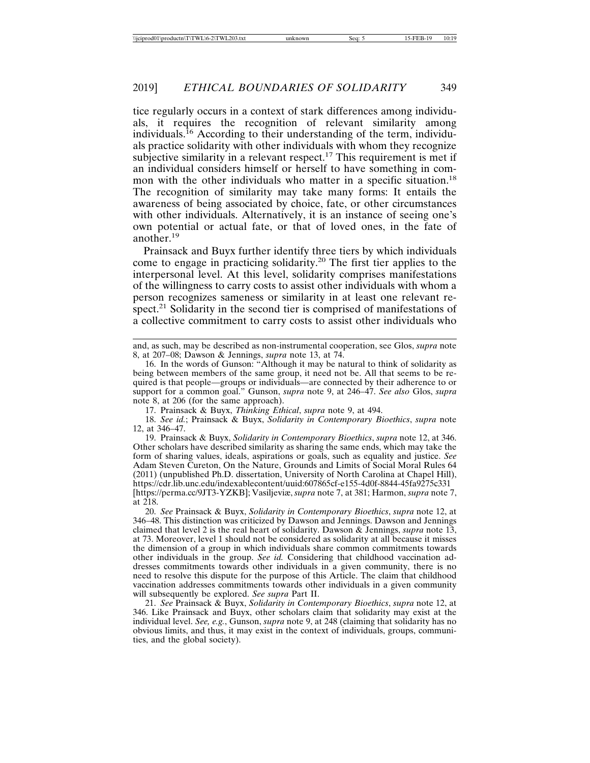tice regularly occurs in a context of stark differences among individuals, it requires the recognition of relevant similarity among individuals.[16] According to their understanding of the term, individuals practice solidarity with other individuals with whom they recognize subjective similarity in a relevant respect.[17] This requirement is met if an individual considers himself or herself to have something in common with the other individuals who matter in a specific situation.[18] The recognition of similarity may take many forms: It entails the awareness of being associated by choice, fate, or other circumstances with other individuals. Alternatively, it is an instance of seeing one's own potential or actual fate, or that of loved ones, in the fate of another.[19]

Prainsack and Buyx further identify three tiers by which individuals come to engage in practicing solidarity.[20] The first tier applies to the interpersonal level. At this level, solidarity comprises manifestations of the willingness to carry costs to assist other individuals with whom a person recognizes sameness or similarity in at least one relevant respect.[21] Solidarity in the second tier is comprised of manifestations of a collective commitment to carry costs to assist other individuals who

---

and, as such, may be described as non-instrumental cooperation, see Glos, *supra* note 8, at 207–08; Dawson & Jennings, *supra* note 13, at 74.

16. In the words of Gunson: "Although it may be natural to think of solidarity as being between members of the same group, it need not be. All that seems to be required is that people—groups or individuals—are connected by their adherence to or support for a common goal." Gunson, *supra* note 9, at 246–47. *See also* Glos, *supra* note 8, at 206 (for the same approach).

17. Prainsack & Buyx, *Thinking Ethical*, *supra* note 9, at 494.

18. *See id.*; Prainsack & Buyx, *Solidarity in Contemporary Bioethics*, *supra* note 12, at 346–47.

19. Prainsack & Buyx, *Solidarity in Contemporary Bioethics*, *supra* note 12, at 346. Other scholars have described similarity as sharing the same ends, which may take the form of sharing values, ideals, aspirations or goals, such as equality and justice. *See* Adam Steven Cureton, On the Nature, Grounds and Limits of Social Moral Rules 64 (2011) (unpublished Ph.D. dissertation, University of North Carolina at Chapel Hill), https://cdr.lib.unc.edu/indexablecontent/uuid:607865cf-e155-4d0f-8844-45fa9275c331 [https://perma.cc/9JT3-YZKB]; Vasiljeviæ, *supra* note 7, at 381; Harmon, *supra* note 7, at 218.

20. *See* Prainsack & Buyx, *Solidarity in Contemporary Bioethics*, *supra* note 12, at 346–48. This distinction was criticized by Dawson and Jennings. Dawson and Jennings claimed that level 2 is the real heart of solidarity. Dawson & Jennings, *supra* note 13, at 73. Moreover, level 1 should not be considered as solidarity at all because it misses the dimension of a group in which individuals share common commitments towards other individuals in the group. *See id.* Considering that childhood vaccination addresses commitments towards other individuals in a given community, there is no need to resolve this dispute for the purpose of this Article. The claim that childhood vaccination addresses commitments towards other individuals in a given community will subsequently be explored. *See supra* Part II.

21. *See* Prainsack & Buyx, *Solidarity in Contemporary Bioethics*, *supra* note 12, at 346. Like Prainsack and Buyx, other scholars claim that solidarity may exist at the individual level. *See, e.g.*, Gunson, *supra* note 9, at 248 (claiming that solidarity has no obvious limits, and thus, it may exist in the context of individuals, groups, communities, and the global society).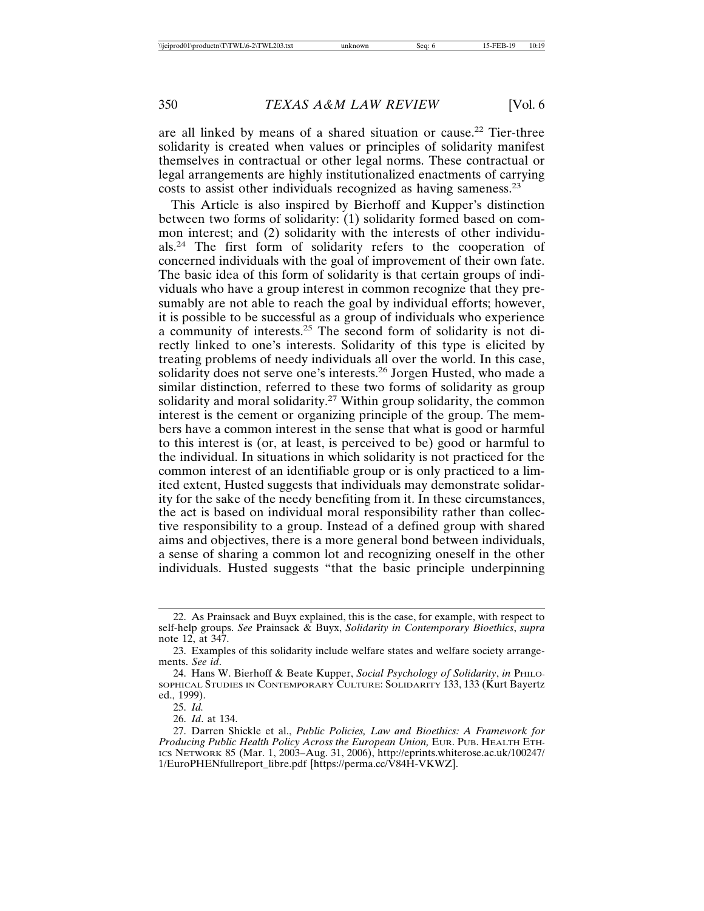are all linked by means of a shared situation or cause.[22] Tier-three solidarity is created when values or principles of solidarity manifest themselves in contractual or other legal norms. These contractual or legal arrangements are highly institutionalized enactments of carrying costs to assist other individuals recognized as having sameness.[23]

This Article is also inspired by Bierhoff and Kupper's distinction between two forms of solidarity: (1) solidarity formed based on common interest; and (2) solidarity with the interests of other individuals.[24] The first form of solidarity refers to the cooperation of concerned individuals with the goal of improvement of their own fate. The basic idea of this form of solidarity is that certain groups of individuals who have a group interest in common recognize that they presumably are not able to reach the goal by individual efforts; however, it is possible to be successful as a group of individuals who experience a community of interests.[25] The second form of solidarity is not directly linked to one's interests. Solidarity of this type is elicited by treating problems of needy individuals all over the world. In this case, solidarity does not serve one's interests.[26] Jorgen Husted, who made a similar distinction, referred to these two forms of solidarity as group solidarity and moral solidarity.[27] Within group solidarity, the common interest is the cement or organizing principle of the group. The members have a common interest in the sense that what is good or harmful to this interest is (or, at least, is perceived to be) good or harmful to the individual. In situations in which solidarity is not practiced for the common interest of an identifiable group or is only practiced to a limited extent, Husted suggests that individuals may demonstrate solidarity for the sake of the needy benefiting from it. In these circumstances, the act is based on individual moral responsibility rather than collective responsibility to a group. Instead of a defined group with shared aims and objectives, there is a more general bond between individuals, a sense of sharing a common lot and recognizing oneself in the other individuals. Husted suggests "that the basic principle underpinning

---

22. As Prainsack and Buyx explained, this is the case, for example, with respect to self-help groups. *See* Prainsack & Buyx, *Solidarity in Contemporary Bioethics*, *supra* note 12, at 347.

23. Examples of this solidarity include welfare states and welfare society arrangements. *See id*.

24. Hans W. Bierhoff & Beate Kupper, *Social Psychology of Solidarity*, *in* PHILOSOPHICAL STUDIES IN CONTEMPORARY CULTURE: SOLIDARITY 133, 133 (Kurt Bayertz ed., 1999).

25. *Id.*

26. *Id*. at 134.

27. Darren Shickle et al., *Public Policies, Law and Bioethics: A Framework for Producing Public Health Policy Across the European Union,* EUR. PUB. HEALTH ETHICS NETWORK 85 (Mar. 1, 2003–Aug. 31, 2006), http://eprints.whiterose.ac.uk/100247/1/EuroPHENfullreport_libre.pdf [https://perma.cc/V84H-VKWZ].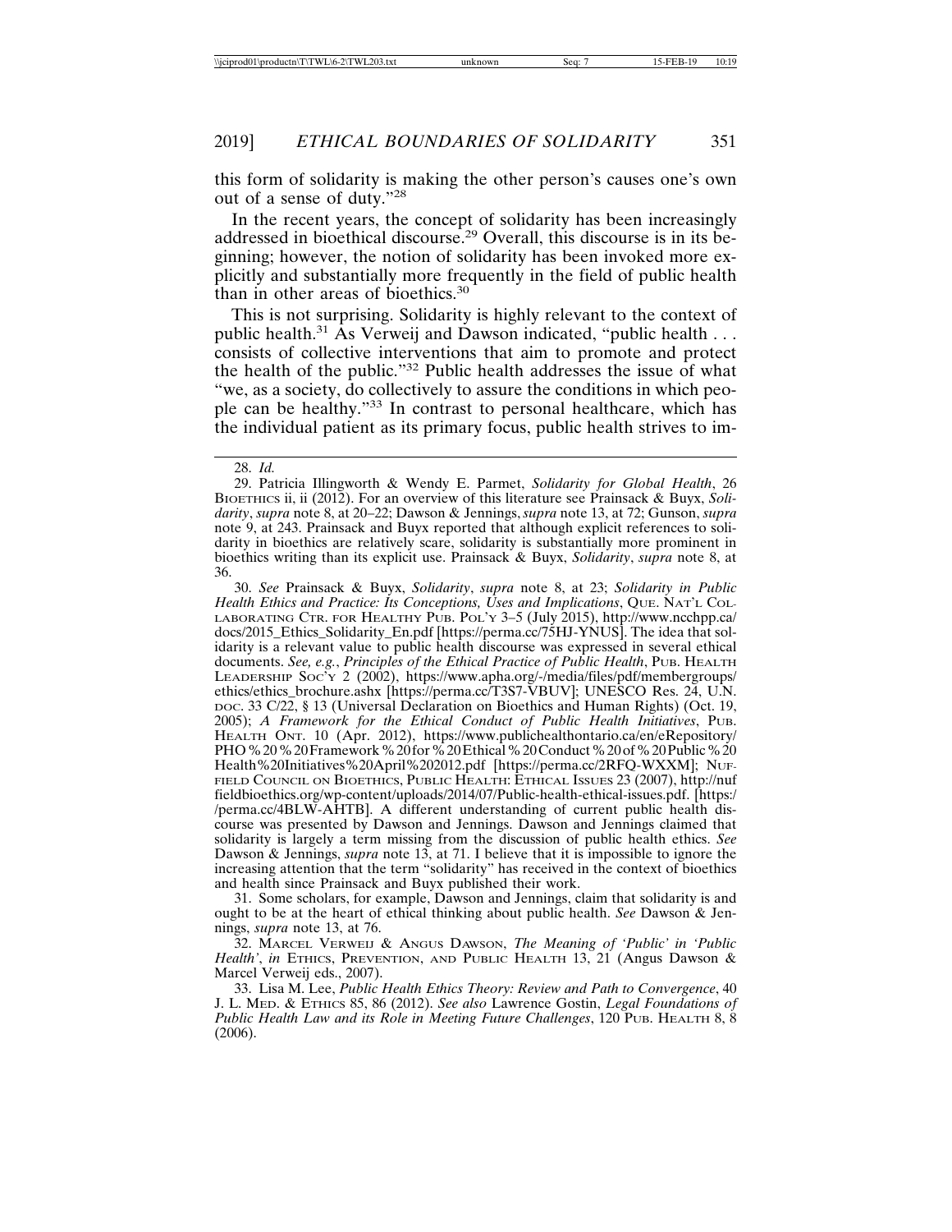this form of solidarity is making the other person's causes one's own out of a sense of duty."[28]

In the recent years, the concept of solidarity has been increasingly addressed in bioethical discourse.[29] Overall, this discourse is in its beginning; however, the notion of solidarity has been invoked more explicitly and substantially more frequently in the field of public health than in other areas of bioethics.[30]

This is not surprising. Solidarity is highly relevant to the context of public health.[31] As Verweij and Dawson indicated, "public health . . . consists of collective interventions that aim to promote and protect the health of the public."[32] Public health addresses the issue of what "we, as a society, do collectively to assure the conditions in which people can be healthy."[33] In contrast to personal healthcare, which has the individual patient as its primary focus, public health strives to im-

---

28. *Id.*

29. Patricia Illingworth & Wendy E. Parmet, *Solidarity for Global Health*, 26 BIOETHICS ii, ii (2012). For an overview of this literature see Prainsack & Buyx, *Solidarity*, *supra* note 8, at 20–22; Dawson & Jennings, *supra* note 13, at 72; Gunson, *supra* note 9, at 243. Prainsack and Buyx reported that although explicit references to solidarity in bioethics are relatively scare, solidarity is substantially more prominent in bioethics writing than its explicit use. Prainsack & Buyx, *Solidarity*, *supra* note 8, at 36.

30. *See* Prainsack & Buyx, *Solidarity*, *supra* note 8, at 23; *Solidarity in Public Health Ethics and Practice: Its Conceptions, Uses and Implications*, QUE. NAT'L COLLABORATING CTR. FOR HEALTHY PUB. POL'Y 3–5 (July 2015), http://www.ncchpp.ca/docs/2015_Ethics_Solidarity_En.pdf [https://perma.cc/75HJ-YNUS]. The idea that solidarity is a relevant value to public health discourse was expressed in several ethical documents. *See, e.g.*, *Principles of the Ethical Practice of Public Health*, PUB. HEALTH LEADERSHIP SOC'Y 2 (2002), https://www.apha.org/-/media/files/pdf/membergroups/ethics/ethics_brochure.ashx [https://perma.cc/T3S7-VBUV]; UNESCO Res. 24, U.N. DOC. 33 C/22, § 13 (Universal Declaration on Bioethics and Human Rights) (Oct. 19, 2005); *A Framework for the Ethical Conduct of Public Health Initiatives*, PUB. HEALTH ONT. 10 (Apr. 2012), https://www.publichealthontario.ca/en/eRepository/PHO%20%20Framework%20for%20Ethical%20Conduct%20of%20Public%20Health%20Initiatives%20April%202012.pdf [https://perma.cc/2RFQ-WXXM]; NUFFIELD COUNCIL ON BIOETHICS, PUBLIC HEALTH: ETHICAL ISSUES 23 (2007), http://nuffieldbioethics.org/wp-content/uploads/2014/07/Public-health-ethical-issues.pdf. [https://perma.cc/4BLW-AHTB]. A different understanding of current public health discourse was presented by Dawson and Jennings. Dawson and Jennings claimed that solidarity is largely a term missing from the discussion of public health ethics. *See* Dawson & Jennings, *supra* note 13, at 71. I believe that it is impossible to ignore the increasing attention that the term "solidarity" has received in the context of bioethics and health since Prainsack and Buyx published their work.

31. Some scholars, for example, Dawson and Jennings, claim that solidarity is and ought to be at the heart of ethical thinking about public health. *See* Dawson & Jennings, *supra* note 13, at 76.

32. MARCEL VERWEIJ & ANGUS DAWSON, *The Meaning of 'Public' in 'Public Health'*, *in* ETHICS, PREVENTION, AND PUBLIC HEALTH 13, 21 (Angus Dawson & Marcel Verweij eds., 2007).

33. Lisa M. Lee, *Public Health Ethics Theory: Review and Path to Convergence*, 40 J. L. MED. & ETHICS 85, 86 (2012). *See also* Lawrence Gostin, *Legal Foundations of Public Health Law and its Role in Meeting Future Challenges*, 120 PUB. HEALTH 8, 8 (2006).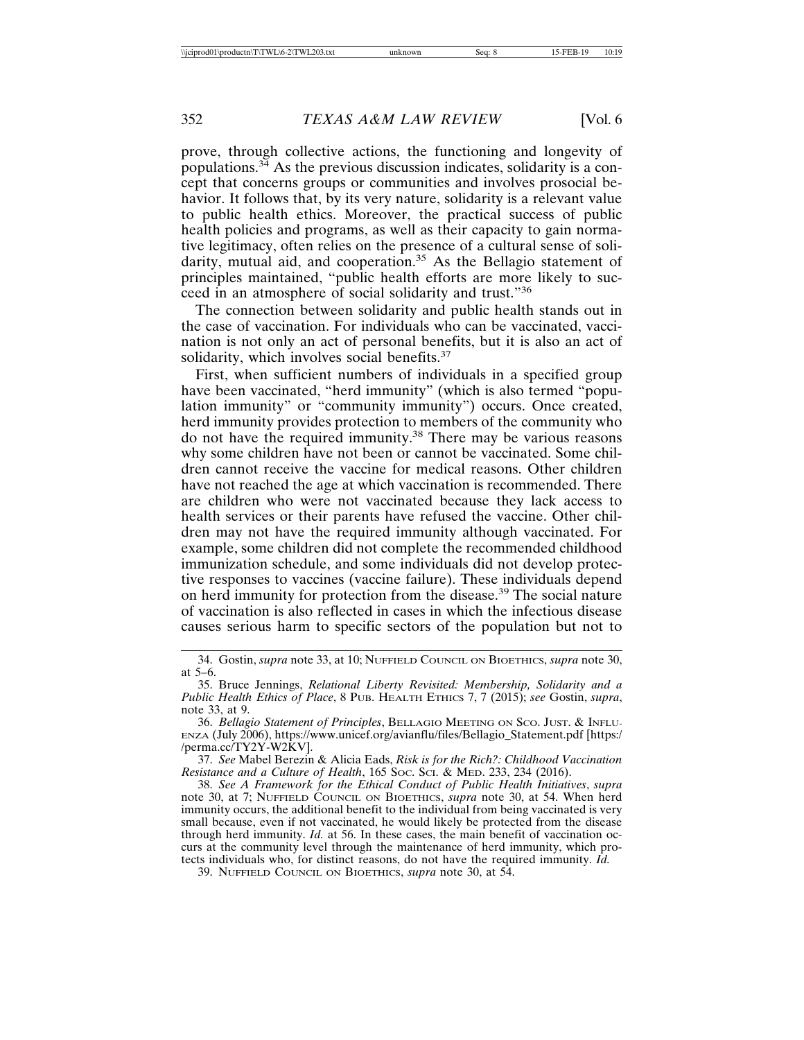prove, through collective actions, the functioning and longevity of populations.[34] As the previous discussion indicates, solidarity is a concept that concerns groups or communities and involves prosocial behavior. It follows that, by its very nature, solidarity is a relevant value to public health ethics. Moreover, the practical success of public health policies and programs, as well as their capacity to gain normative legitimacy, often relies on the presence of a cultural sense of solidarity, mutual aid, and cooperation.[35] As the Bellagio statement of principles maintained, "public health efforts are more likely to succeed in an atmosphere of social solidarity and trust."[36]

The connection between solidarity and public health stands out in the case of vaccination. For individuals who can be vaccinated, vaccination is not only an act of personal benefits, but it is also an act of solidarity, which involves social benefits.[37]

First, when sufficient numbers of individuals in a specified group have been vaccinated, "herd immunity" (which is also termed "population immunity" or "community immunity") occurs. Once created, herd immunity provides protection to members of the community who do not have the required immunity.[38] There may be various reasons why some children have not been or cannot be vaccinated. Some children cannot receive the vaccine for medical reasons. Other children have not reached the age at which vaccination is recommended. There are children who were not vaccinated because they lack access to health services or their parents have refused the vaccine. Other children may not have the required immunity although vaccinated. For example, some children did not complete the recommended childhood immunization schedule, and some individuals did not develop protective responses to vaccines (vaccine failure). These individuals depend on herd immunity for protection from the disease.[39] The social nature of vaccination is also reflected in cases in which the infectious disease causes serious harm to specific sectors of the population but not to

---

34. Gostin, *supra* note 33, at 10; NUFFIELD COUNCIL ON BIOETHICS, *supra* note 30, at 5–6.

35. Bruce Jennings, *Relational Liberty Revisited: Membership, Solidarity and a Public Health Ethics of Place*, 8 PUB. HEALTH ETHICS 7, 7 (2015); *see* Gostin, *supra*, note 33, at 9.

36. *Bellagio Statement of Principles*, BELLAGIO MEETING ON SCO. JUST. & INFLUENZA (July 2006), https://www.unicef.org/avianflu/files/Bellagio_Statement.pdf [https://perma.cc/TY2Y-W2KV].

37. *See* Mabel Berezin & Alicia Eads, *Risk is for the Rich?: Childhood Vaccination Resistance and a Culture of Health*, 165 SOC. SCI. & MED. 233, 234 (2016).

38. *See A Framework for the Ethical Conduct of Public Health Initiatives*, *supra* note 30, at 7; NUFFIELD COUNCIL ON BIOETHICS, *supra* note 30, at 54. When herd immunity occurs, the additional benefit to the individual from being vaccinated is very small because, even if not vaccinated, he would likely be protected from the disease through herd immunity. *Id.* at 56. In these cases, the main benefit of vaccination occurs at the community level through the maintenance of herd immunity, which protects individuals who, for distinct reasons, do not have the required immunity. *Id.*

39. NUFFIELD COUNCIL ON BIOETHICS, *supra* note 30, at 54.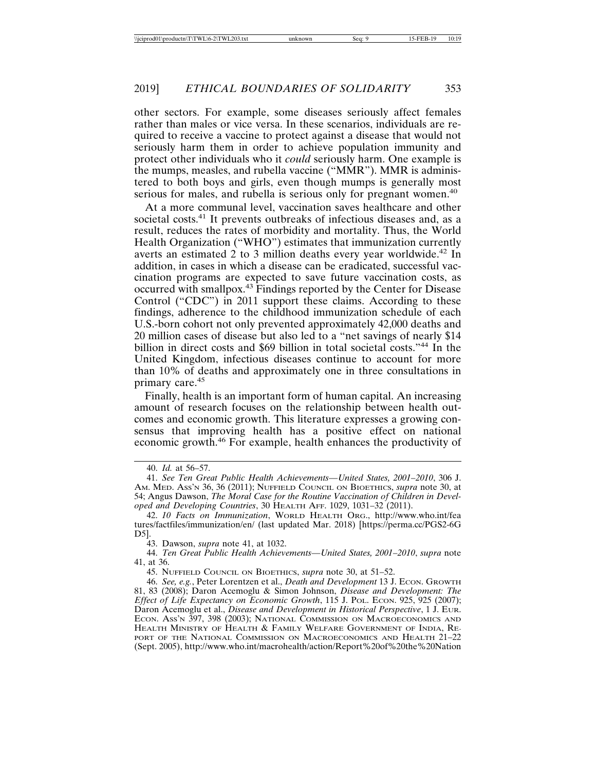other sectors. For example, some diseases seriously affect females rather than males or vice versa. In these scenarios, individuals are required to receive a vaccine to protect against a disease that would not seriously harm them in order to achieve population immunity and protect other individuals who it *could* seriously harm. One example is the mumps, measles, and rubella vaccine ("MMR"). MMR is administered to both boys and girls, even though mumps is generally most serious for males, and rubella is serious only for pregnant women.[40]

At a more communal level, vaccination saves healthcare and other societal costs.[41] It prevents outbreaks of infectious diseases and, as a result, reduces the rates of morbidity and mortality. Thus, the World Health Organization ("WHO") estimates that immunization currently averts an estimated 2 to 3 million deaths every year worldwide.[42] In addition, in cases in which a disease can be eradicated, successful vaccination programs are expected to save future vaccination costs, as occurred with smallpox.[43] Findings reported by the Center for Disease Control ("CDC") in 2011 support these claims. According to these findings, adherence to the childhood immunization schedule of each U.S.-born cohort not only prevented approximately 42,000 deaths and 20 million cases of disease but also led to a "net savings of nearly $14 billion in direct costs and $69 billion in total societal costs."[44] In the United Kingdom, infectious diseases continue to account for more than 10% of deaths and approximately one in three consultations in primary care.[45]

Finally, health is an important form of human capital. An increasing amount of research focuses on the relationship between health outcomes and economic growth. This literature expresses a growing consensus that improving health has a positive effect on national economic growth.[46] For example, health enhances the productivity of

---

40. *Id.* at 56–57.

41. *See Ten Great Public Health Achievements—United States, 2001–2010*, 306 J. AM. MED. ASS'N 36, 36 (2011); NUFFIELD COUNCIL ON BIOETHICS, *supra* note 30, at 54; Angus Dawson, *The Moral Case for the Routine Vaccination of Children in Developed and Developing Countries*, 30 HEALTH AFF. 1029, 1031–32 (2011).

42. *10 Facts on Immunization*, WORLD HEALTH ORG., http://www.who.int/features/factfiles/immunization/en/ (last updated Mar. 2018) [https://perma.cc/PGS2-6GD5].

43. Dawson, *supra* note 41, at 1032.

44. *Ten Great Public Health Achievements—United States, 2001–2010*, *supra* note 41, at 36.

45. NUFFIELD COUNCIL ON BIOETHICS, *supra* note 30, at 51–52.

46. *See, e.g.*, Peter Lorentzen et al., *Death and Development* 13 J. ECON. GROWTH 81, 83 (2008); Daron Acemoglu & Simon Johnson, *Disease and Development: The Effect of Life Expectancy on Economic Growth*, 115 J. POL. ECON. 925, 925 (2007); Daron Acemoglu et al., *Disease and Development in Historical Perspective*, 1 J. EUR. ECON. ASS'N 397, 398 (2003); NATIONAL COMMISSION ON MACROECONOMICS AND HEALTH MINISTRY OF HEALTH & FAMILY WELFARE GOVERNMENT OF INDIA, REPORT OF THE NATIONAL COMMISSION ON MACROECONOMICS AND HEALTH 21–22 (Sept. 2005), http://www.who.int/macrohealth/action/Report%20of%20the%20Nation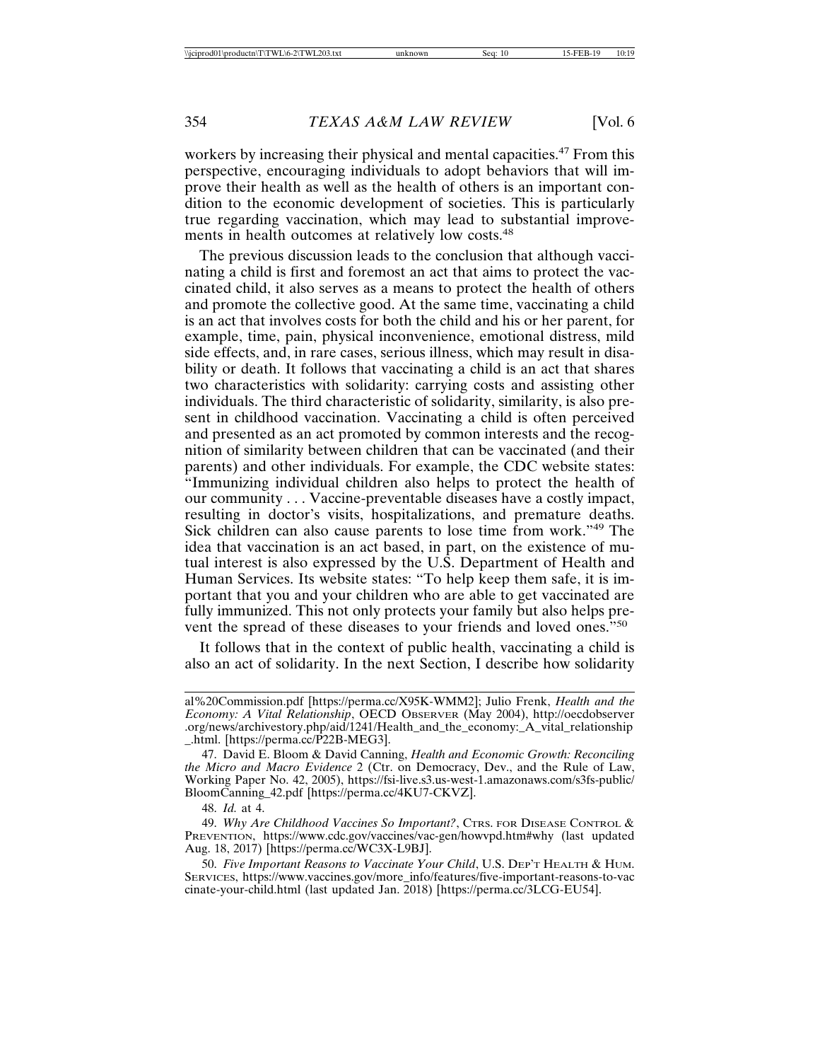workers by increasing their physical and mental capacities.[47] From this perspective, encouraging individuals to adopt behaviors that will improve their health as well as the health of others is an important condition to the economic development of societies. This is particularly true regarding vaccination, which may lead to substantial improvements in health outcomes at relatively low costs.[48]

The previous discussion leads to the conclusion that although vaccinating a child is first and foremost an act that aims to protect the vaccinated child, it also serves as a means to protect the health of others and promote the collective good. At the same time, vaccinating a child is an act that involves costs for both the child and his or her parent, for example, time, pain, physical inconvenience, emotional distress, mild side effects, and, in rare cases, serious illness, which may result in disability or death. It follows that vaccinating a child is an act that shares two characteristics with solidarity: carrying costs and assisting other individuals. The third characteristic of solidarity, similarity, is also present in childhood vaccination. Vaccinating a child is often perceived and presented as an act promoted by common interests and the recognition of similarity between children that can be vaccinated (and their parents) and other individuals. For example, the CDC website states: "Immunizing individual children also helps to protect the health of our community . . . Vaccine-preventable diseases have a costly impact, resulting in doctor's visits, hospitalizations, and premature deaths. Sick children can also cause parents to lose time from work."[49] The idea that vaccination is an act based, in part, on the existence of mutual interest is also expressed by the U.S. Department of Health and Human Services. Its website states: "To help keep them safe, it is important that you and your children who are able to get vaccinated are fully immunized. This not only protects your family but also helps prevent the spread of these diseases to your friends and loved ones."[50]

It follows that in the context of public health, vaccinating a child is also an act of solidarity. In the next Section, I describe how solidarity

---

al%20Commission.pdf [https://perma.cc/X95K-WMM2]; Julio Frenk, *Health and the Economy: A Vital Relationship*, OECD OBSERVER (May 2004), http://oecdobserver.org/news/archivestory.php/aid/1241/Health_and_the_economy:_A_vital_relationship_.html. [https://perma.cc/P22B-MEG3].

47. David E. Bloom & David Canning, *Health and Economic Growth: Reconciling the Micro and Macro Evidence* 2 (Ctr. on Democracy, Dev., and the Rule of Law, Working Paper No. 42, 2005), https://fsi-live.s3.us-west-1.amazonaws.com/s3fs-public/BloomCanning_42.pdf [https://perma.cc/4KU7-CKVZ].

48. *Id.* at 4.

49. *Why Are Childhood Vaccines So Important?*, CTRS. FOR DISEASE CONTROL & PREVENTION, https://www.cdc.gov/vaccines/vac-gen/howvpd.htm#why (last updated Aug. 18, 2017) [https://perma.cc/WC3X-L9BJ].

50. *Five Important Reasons to Vaccinate Your Child*, U.S. DEP'T HEALTH & HUM. SERVICES, https://www.vaccines.gov/more_info/features/five-important-reasons-to-vaccinate-your-child.html (last updated Jan. 2018) [https://perma.cc/3LCG-EU54].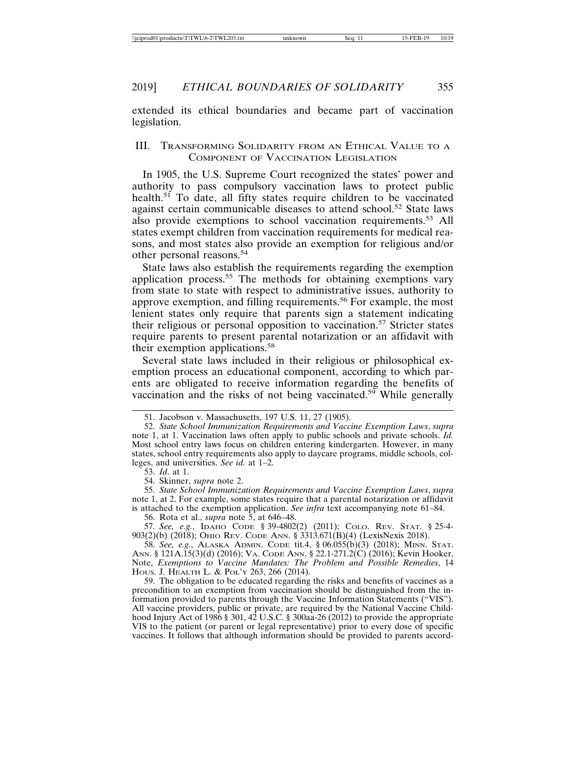extended its ethical boundaries and became part of vaccination legislation.

## III. Transforming Solidarity from an Ethical Value to a Component of Vaccination Legislation

In 1905, the U.S. Supreme Court recognized the states' power and authority to pass compulsory vaccination laws to protect public health.[51] To date, all fifty states require children to be vaccinated against certain communicable diseases to attend school.[52] State laws also provide exemptions to school vaccination requirements.[53] All states exempt children from vaccination requirements for medical reasons, and most states also provide an exemption for religious and/or other personal reasons.[54]

State laws also establish the requirements regarding the exemption application process.[55] The methods for obtaining exemptions vary from state to state with respect to administrative issues, authority to approve exemption, and filling requirements.[56] For example, the most lenient states only require that parents sign a statement indicating their religious or personal opposition to vaccination.[57] Stricter states require parents to present parental notarization or an affidavit with their exemption applications.[58]

Several state laws included in their religious or philosophical exemption process an educational component, according to which parents are obligated to receive information regarding the benefits of vaccination and the risks of not being vaccinated.[59] While generally

---

51. Jacobson v. Massachusetts, 197 U.S. 11, 27 (1905).

52. *State School Immunization Requirements and Vaccine Exemption Laws*, *supra* note 1, at 1. Vaccination laws often apply to public schools and private schools. *Id.* Most school entry laws focus on children entering kindergarten. However, in many states, school entry requirements also apply to daycare programs, middle schools, colleges, and universities. *See id.* at 1–2.

53. *Id*. at 1.

54. Skinner, *supra* note 2.

55. *State School Immunization Requirements and Vaccine Exemption Laws*, *supra* note 1, at 2. For example, some states require that a parental notarization or affidavit is attached to the exemption application. *See infra* text accompanying note 61–84.

56. Rota et al., *supra* note 5, at 646–48.

57. *See, e.g.*, Idaho Code § 39-4802(2) (2011); Colo. Rev. Stat. § 25-4-903(2)(b) (2018); Ohio Rev. Code Ann. § 3313.671(B)(4) (LexisNexis 2018).

58. *See, e.g.*, Alaska Admin. Code tit.4, § 06.055(b)(3) (2018); Minn. Stat. Ann. § 121A.15(3)(d) (2016); Va. Code Ann. § 22.1-271.2(C) (2016); Kevin Hooker, Note, *Exemptions to Vaccine Mandates: The Problem and Possible Remedies*, 14 Hous. J. Health L. & Pol'y 263, 266 (2014).

59. The obligation to be educated regarding the risks and benefits of vaccines as a precondition to an exemption from vaccination should be distinguished from the information provided to parents through the Vaccine Information Statements ("VIS"). All vaccine providers, public or private, are required by the National Vaccine Childhood Injury Act of 1986 § 301, 42 U.S.C. § 300aa-26 (2012) to provide the appropriate VIS to the patient (or parent or legal representative) prior to every dose of specific vaccines. It follows that although information should be provided to parents accord-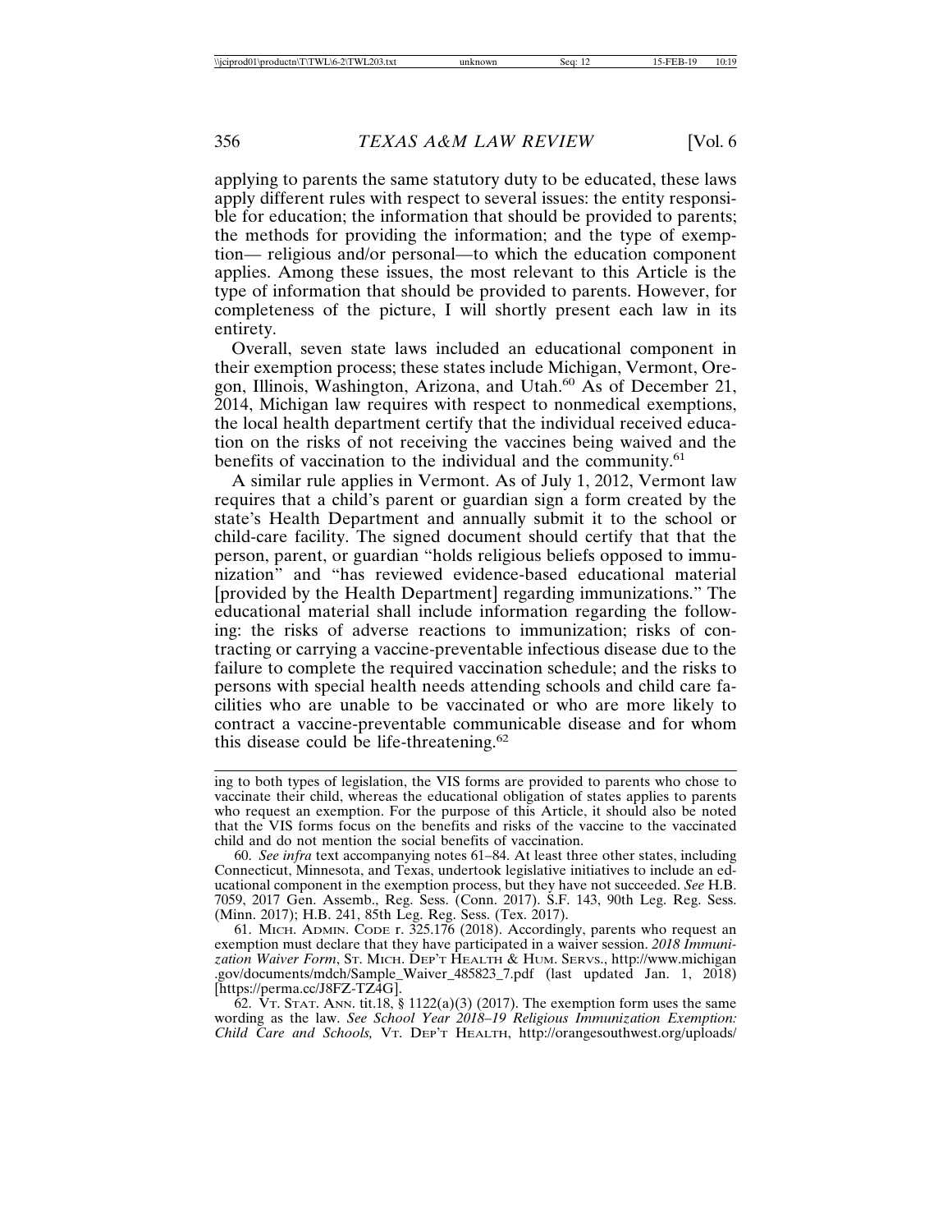applying to parents the same statutory duty to be educated, these laws apply different rules with respect to several issues: the entity responsible for education; the information that should be provided to parents; the methods for providing the information; and the type of exemption— religious and/or personal—to which the education component applies. Among these issues, the most relevant to this Article is the type of information that should be provided to parents. However, for completeness of the picture, I will shortly present each law in its entirety.

Overall, seven state laws included an educational component in their exemption process; these states include Michigan, Vermont, Oregon, Illinois, Washington, Arizona, and Utah.[60] As of December 21, 2014, Michigan law requires with respect to nonmedical exemptions, the local health department certify that the individual received education on the risks of not receiving the vaccines being waived and the benefits of vaccination to the individual and the community.[61]

A similar rule applies in Vermont. As of July 1, 2012, Vermont law requires that a child's parent or guardian sign a form created by the state's Health Department and annually submit it to the school or child-care facility. The signed document should certify that that the person, parent, or guardian "holds religious beliefs opposed to immunization" and "has reviewed evidence-based educational material [provided by the Health Department] regarding immunizations." The educational material shall include information regarding the following: the risks of adverse reactions to immunization; risks of contracting or carrying a vaccine-preventable infectious disease due to the failure to complete the required vaccination schedule; and the risks to persons with special health needs attending schools and child care facilities who are unable to be vaccinated or who are more likely to contract a vaccine-preventable communicable disease and for whom this disease could be life-threatening.[62]

---

ing to both types of legislation, the VIS forms are provided to parents who chose to vaccinate their child, whereas the educational obligation of states applies to parents who request an exemption. For the purpose of this Article, it should also be noted that the VIS forms focus on the benefits and risks of the vaccine to the vaccinated child and do not mention the social benefits of vaccination.

60. *See infra* text accompanying notes 61–84. At least three other states, including Connecticut, Minnesota, and Texas, undertook legislative initiatives to include an educational component in the exemption process, but they have not succeeded. *See* H.B. 7059, 2017 Gen. Assemb., Reg. Sess. (Conn. 2017). S.F. 143, 90th Leg. Reg. Sess. (Minn. 2017); H.B. 241, 85th Leg. Reg. Sess. (Tex. 2017).

61. MICH. ADMIN. CODE r. 325.176 (2018). Accordingly, parents who request an exemption must declare that they have participated in a waiver session. *2018 Immunization Waiver Form*, ST. MICH. DEP'T HEALTH & HUM. SERVS., http://www.michigan.gov/documents/mdch/Sample_Waiver_485823_7.pdf (last updated Jan. 1, 2018) [https://perma.cc/J8FZ-TZ4G].

62. VT. STAT. ANN. tit.18, § 1122(a)(3) (2017). The exemption form uses the same wording as the law. *See School Year 2018–19 Religious Immunization Exemption: Child Care and Schools,* VT. DEP'T HEALTH, http://orangesouthwest.org/uploads/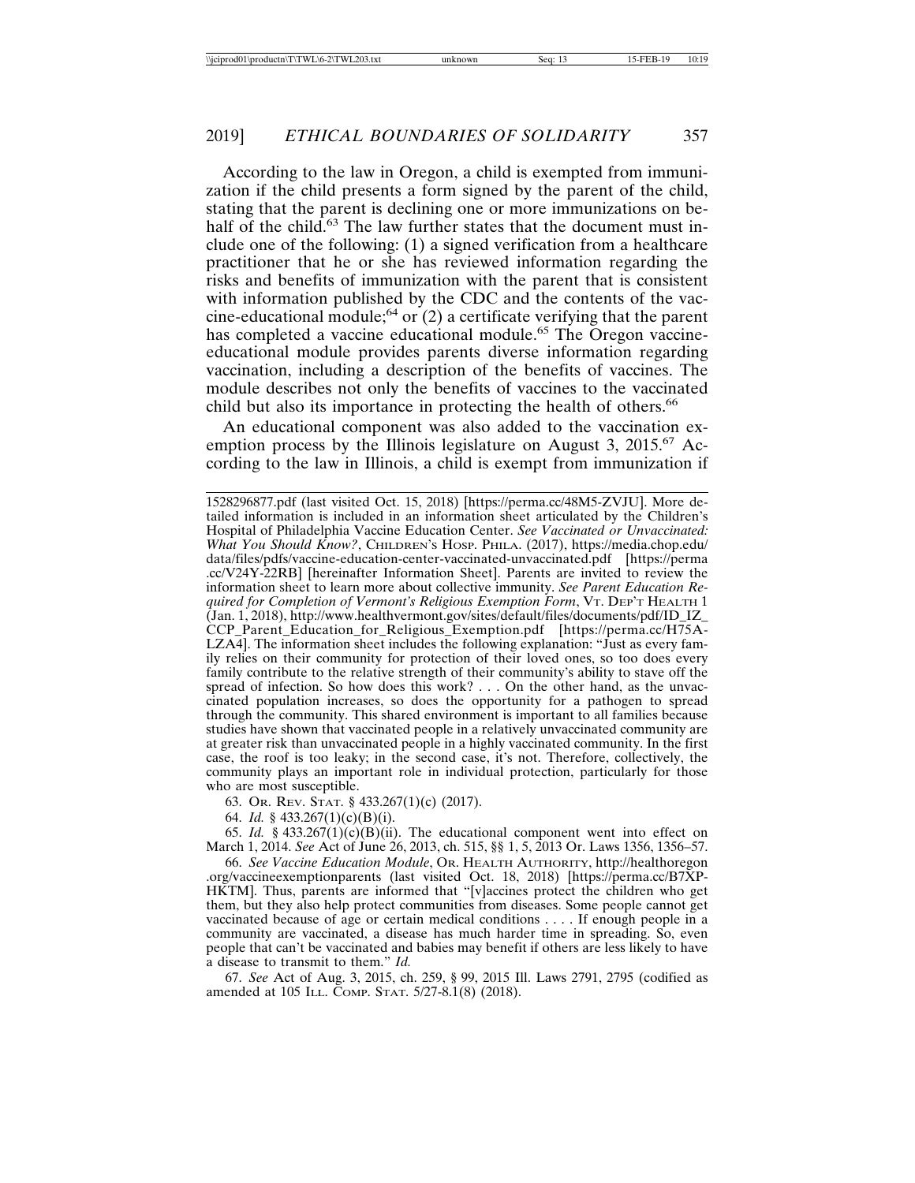According to the law in Oregon, a child is exempted from immunization if the child presents a form signed by the parent of the child, stating that the parent is declining one or more immunizations on behalf of the child.[63] The law further states that the document must include one of the following: (1) a signed verification from a healthcare practitioner that he or she has reviewed information regarding the risks and benefits of immunization with the parent that is consistent with information published by the CDC and the contents of the vaccine-educational module;[64] or (2) a certificate verifying that the parent has completed a vaccine educational module.[65] The Oregon vaccine-educational module provides parents diverse information regarding vaccination, including a description of the benefits of vaccines. The module describes not only the benefits of vaccines to the vaccinated child but also its importance in protecting the health of others.[66]

An educational component was also added to the vaccination exemption process by the Illinois legislature on August 3, 2015.[67] According to the law in Illinois, a child is exempt from immunization if

---

1528296877.pdf (last visited Oct. 15, 2018) [https://perma.cc/48M5-ZVJU]. More detailed information is included in an information sheet articulated by the Children's Hospital of Philadelphia Vaccine Education Center. *See Vaccinated or Unvaccinated: What You Should Know?*, CHILDREN'S HOSP. PHILA. (2017), https://media.chop.edu/data/files/pdfs/vaccine-education-center-vaccinated-unvaccinated.pdf [https://perma.cc/V24Y-22RB] [hereinafter Information Sheet]. Parents are invited to review the information sheet to learn more about collective immunity. *See Parent Education Required for Completion of Vermont's Religious Exemption Form*, VT. DEP'T HEALTH 1 (Jan. 1, 2018), http://www.healthvermont.gov/sites/default/files/documents/pdf/ID_IZ_CCP_Parent_Education_for_Religious_Exemption.pdf [https://perma.cc/H75A-LZA4]. The information sheet includes the following explanation: "Just as every family relies on their community for protection of their loved ones, so too does every family contribute to the relative strength of their community's ability to stave off the spread of infection. So how does this work? . . . On the other hand, as the unvaccinated population increases, so does the opportunity for a pathogen to spread through the community. This shared environment is important to all families because studies have shown that vaccinated people in a relatively unvaccinated community are at greater risk than unvaccinated people in a highly vaccinated community. In the first case, the roof is too leaky; in the second case, it's not. Therefore, collectively, the community plays an important role in individual protection, particularly for those who are most susceptible.

63. OR. REV. STAT. § 433.267(1)(c) (2017).

64. *Id.* § 433.267(1)(c)(B)(i).

65. *Id.* § 433.267(1)(c)(B)(ii). The educational component went into effect on March 1, 2014. *See* Act of June 26, 2013, ch. 515, §§ 1, 5, 2013 Or. Laws 1356, 1356–57.

66. *See Vaccine Education Module*, OR. HEALTH AUTHORITY, http://healthoregon.org/vaccineexemptionparents (last visited Oct. 18, 2018) [https://perma.cc/B7XP-HKTM]. Thus, parents are informed that "[v]accines protect the children who get them, but they also help protect communities from diseases. Some people cannot get vaccinated because of age or certain medical conditions . . . . If enough people in a community are vaccinated, a disease has much harder time in spreading. So, even people that can't be vaccinated and babies may benefit if others are less likely to have a disease to transmit to them." *Id.*

67. *See* Act of Aug. 3, 2015, ch. 259, § 99, 2015 Ill. Laws 2791, 2795 (codified as amended at 105 ILL. COMP. STAT. 5/27-8.1(8) (2018).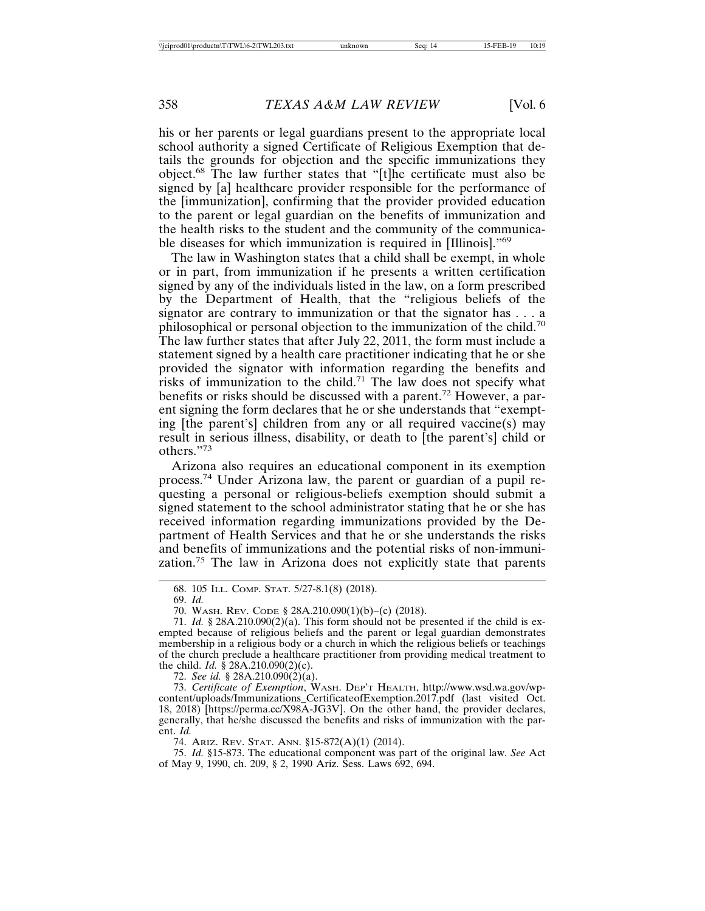his or her parents or legal guardians present to the appropriate local school authority a signed Certificate of Religious Exemption that details the grounds for objection and the specific immunizations they object.[68] The law further states that "[t]he certificate must also be signed by [a] healthcare provider responsible for the performance of the [immunization], confirming that the provider provided education to the parent or legal guardian on the benefits of immunization and the health risks to the student and the community of the communicable diseases for which immunization is required in [Illinois]."[69]

The law in Washington states that a child shall be exempt, in whole or in part, from immunization if he presents a written certification signed by any of the individuals listed in the law, on a form prescribed by the Department of Health, that the "religious beliefs of the signator are contrary to immunization or that the signator has . . . a philosophical or personal objection to the immunization of the child.[70] The law further states that after July 22, 2011, the form must include a statement signed by a health care practitioner indicating that he or she provided the signator with information regarding the benefits and risks of immunization to the child.[71] The law does not specify what benefits or risks should be discussed with a parent.[72] However, a parent signing the form declares that he or she understands that "exempting [the parent's] children from any or all required vaccine(s) may result in serious illness, disability, or death to [the parent's] child or others."[73]

Arizona also requires an educational component in its exemption process.[74] Under Arizona law, the parent or guardian of a pupil requesting a personal or religious-beliefs exemption should submit a signed statement to the school administrator stating that he or she has received information regarding immunizations provided by the Department of Health Services and that he or she understands the risks and benefits of immunizations and the potential risks of non-immunization.[75] The law in Arizona does not explicitly state that parents

---

68. 105 Ill. Comp. Stat. 5/27-8.1(8) (2018).

69. *Id.*

70. Wash. Rev. Code § 28A.210.090(1)(b)–(c) (2018).

71. *Id.* § 28A.210.090(2)(a). This form should not be presented if the child is exempted because of religious beliefs and the parent or legal guardian demonstrates membership in a religious body or a church in which the religious beliefs or teachings of the church preclude a healthcare practitioner from providing medical treatment to the child. *Id.* § 28A.210.090(2)(c).

72. *See id.* § 28A.210.090(2)(a).

73. *Certificate of Exemption*, Wash. Dep't Health, http://www.wsd.wa.gov/wp-content/uploads/Immunizations_CertificateofExemption.2017.pdf (last visited Oct. 18, 2018) [https://perma.cc/X98A-JG3V]. On the other hand, the provider declares, generally, that he/she discussed the benefits and risks of immunization with the parent. *Id.*

74. Ariz. Rev. Stat. Ann. §15-872(A)(1) (2014).

75. *Id.* §15-873. The educational component was part of the original law. *See* Act of May 9, 1990, ch. 209, § 2, 1990 Ariz. Sess. Laws 692, 694.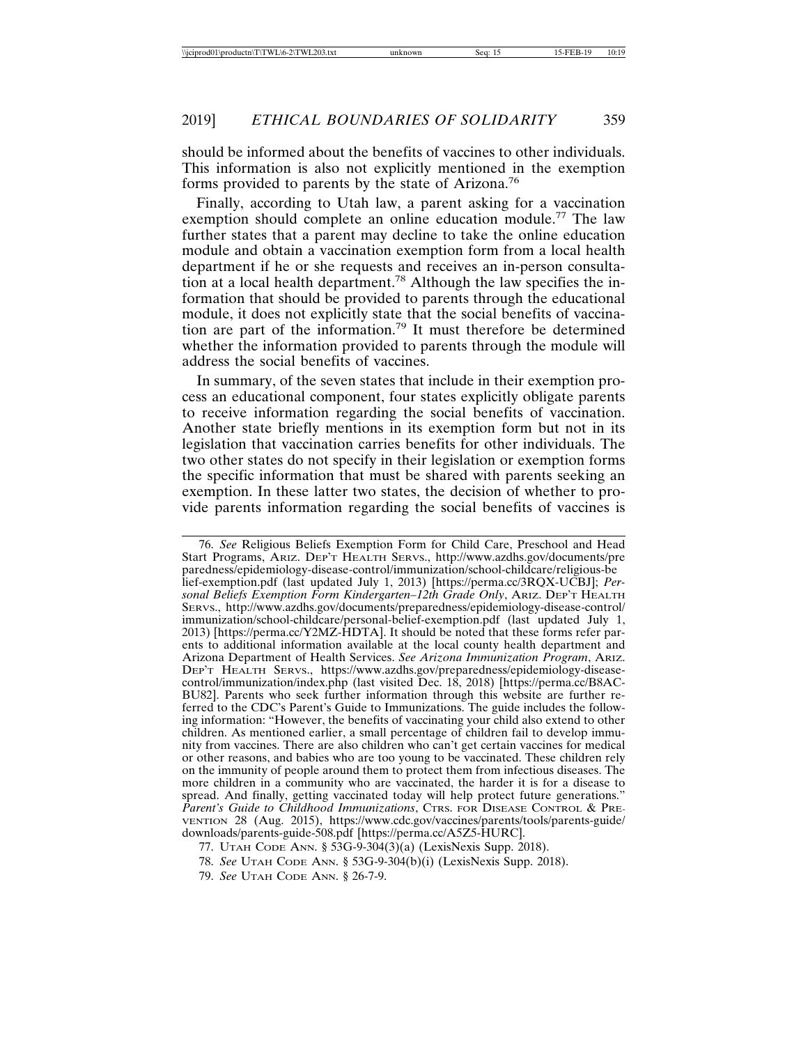should be informed about the benefits of vaccines to other individuals. This information is also not explicitly mentioned in the exemption forms provided to parents by the state of Arizona.[76]

Finally, according to Utah law, a parent asking for a vaccination exemption should complete an online education module.[77] The law further states that a parent may decline to take the online education module and obtain a vaccination exemption form from a local health department if he or she requests and receives an in-person consultation at a local health department.[78] Although the law specifies the information that should be provided to parents through the educational module, it does not explicitly state that the social benefits of vaccination are part of the information.[79] It must therefore be determined whether the information provided to parents through the module will address the social benefits of vaccines.

In summary, of the seven states that include in their exemption process an educational component, four states explicitly obligate parents to receive information regarding the social benefits of vaccination. Another state briefly mentions in its exemption form but not in its legislation that vaccination carries benefits for other individuals. The two other states do not specify in their legislation or exemption forms the specific information that must be shared with parents seeking an exemption. In these latter two states, the decision of whether to provide parents information regarding the social benefits of vaccines is

---

76. *See* Religious Beliefs Exemption Form for Child Care, Preschool and Head Start Programs, ARIZ. DEP'T HEALTH SERVS., http://www.azdhs.gov/documents/preparedness/epidemiology-disease-control/immunization/school-childcare/religious-belief-exemption.pdf (last updated July 1, 2013) [https://perma.cc/3RQX-UCBJ]; *Personal Beliefs Exemption Form Kindergarten–12th Grade Only*, ARIZ. DEP'T HEALTH SERVS., http://www.azdhs.gov/documents/preparedness/epidemiology-disease-control/immunization/school-childcare/personal-belief-exemption.pdf (last updated July 1, 2013) [https://perma.cc/Y2MZ-HDTA]. It should be noted that these forms refer parents to additional information available at the local county health department and Arizona Department of Health Services. *See Arizona Immunization Program*, ARIZ. DEP'T HEALTH SERVS., https://www.azdhs.gov/preparedness/epidemiology-disease-control/immunization/index.php (last visited Dec. 18, 2018) [https://perma.cc/B8AC-BU82]. Parents who seek further information through this website are further referred to the CDC's Parent's Guide to Immunizations. The guide includes the following information: "However, the benefits of vaccinating your child also extend to other children. As mentioned earlier, a small percentage of children fail to develop immunity from vaccines. There are also children who can't get certain vaccines for medical or other reasons, and babies who are too young to be vaccinated. These children rely on the immunity of people around them to protect them from infectious diseases. The more children in a community who are vaccinated, the harder it is for a disease to spread. And finally, getting vaccinated today will help protect future generations." *Parent's Guide to Childhood Immunizations*, CTRS. FOR DISEASE CONTROL & PREVENTION 28 (Aug. 2015), https://www.cdc.gov/vaccines/parents/tools/parents-guide/downloads/parents-guide-508.pdf [https://perma.cc/A5Z5-HURC].

77. UTAH CODE ANN. § 53G-9-304(3)(a) (LexisNexis Supp. 2018).

78. *See* UTAH CODE ANN. § 53G-9-304(b)(i) (LexisNexis Supp. 2018).

79. *See* UTAH CODE ANN. § 26-7-9.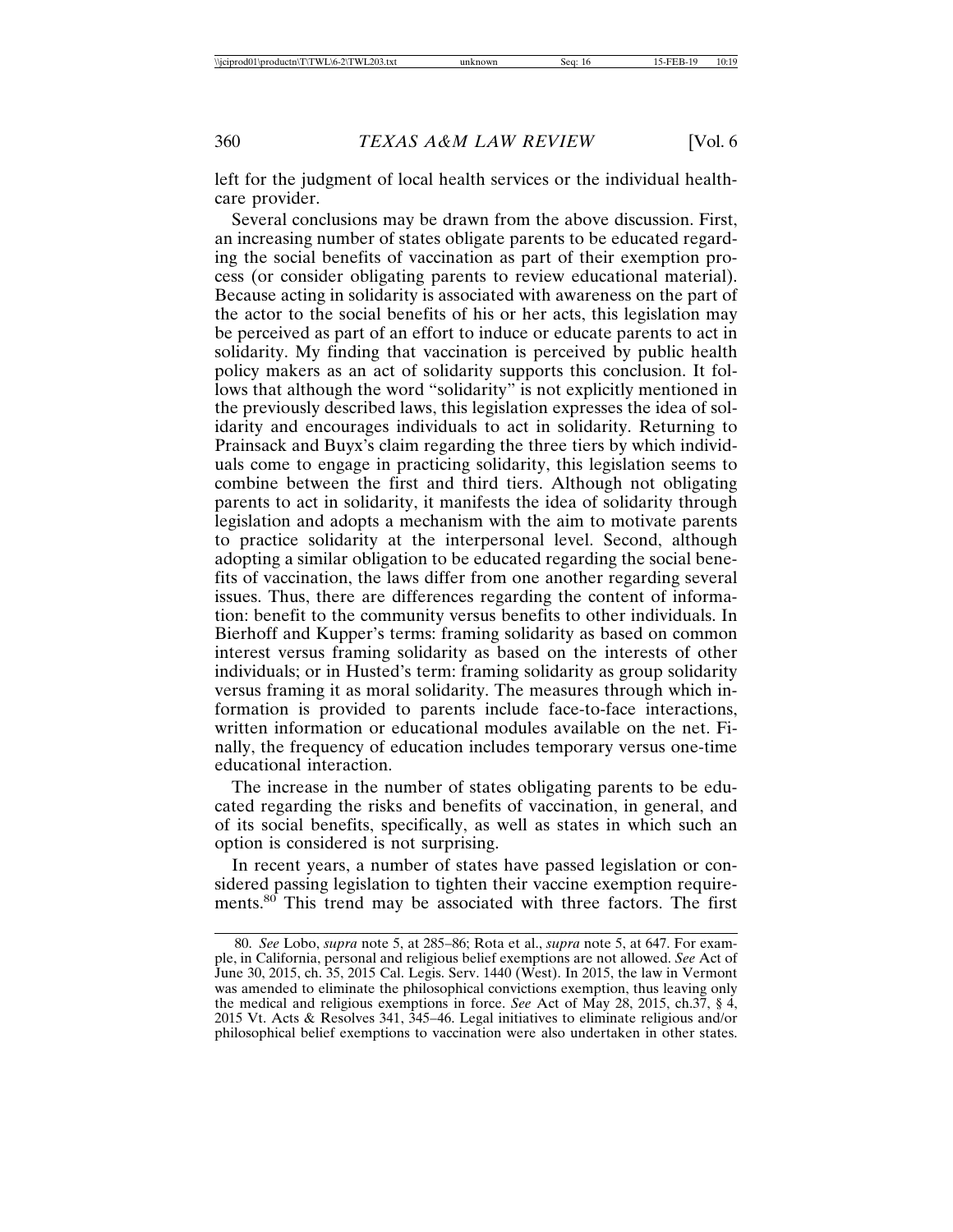left for the judgment of local health services or the individual health-care provider.

Several conclusions may be drawn from the above discussion. First, an increasing number of states obligate parents to be educated regarding the social benefits of vaccination as part of their exemption process (or consider obligating parents to review educational material). Because acting in solidarity is associated with awareness on the part of the actor to the social benefits of his or her acts, this legislation may be perceived as part of an effort to induce or educate parents to act in solidarity. My finding that vaccination is perceived by public health policy makers as an act of solidarity supports this conclusion. It follows that although the word "solidarity" is not explicitly mentioned in the previously described laws, this legislation expresses the idea of solidarity and encourages individuals to act in solidarity. Returning to Prainsack and Buyx's claim regarding the three tiers by which individuals come to engage in practicing solidarity, this legislation seems to combine between the first and third tiers. Although not obligating parents to act in solidarity, it manifests the idea of solidarity through legislation and adopts a mechanism with the aim to motivate parents to practice solidarity at the interpersonal level. Second, although adopting a similar obligation to be educated regarding the social benefits of vaccination, the laws differ from one another regarding several issues. Thus, there are differences regarding the content of information: benefit to the community versus benefits to other individuals. In Bierhoff and Kupper's terms: framing solidarity as based on common interest versus framing solidarity as based on the interests of other individuals; or in Husted's term: framing solidarity as group solidarity versus framing it as moral solidarity. The measures through which information is provided to parents include face-to-face interactions, written information or educational modules available on the net. Finally, the frequency of education includes temporary versus one-time educational interaction.

The increase in the number of states obligating parents to be educated regarding the risks and benefits of vaccination, in general, and of its social benefits, specifically, as well as states in which such an option is considered is not surprising.

In recent years, a number of states have passed legislation or considered passing legislation to tighten their vaccine exemption requirements.[80] This trend may be associated with three factors. The first

---

80. *See* Lobo, *supra* note 5, at 285–86; Rota et al., *supra* note 5, at 647. For example, in California, personal and religious belief exemptions are not allowed. *See* Act of June 30, 2015, ch. 35, 2015 Cal. Legis. Serv. 1440 (West). In 2015, the law in Vermont was amended to eliminate the philosophical convictions exemption, thus leaving only the medical and religious exemptions in force. *See* Act of May 28, 2015, ch.37, § 4, 2015 Vt. Acts & Resolves 341, 345–46. Legal initiatives to eliminate religious and/or philosophical belief exemptions to vaccination were also undertaken in other states.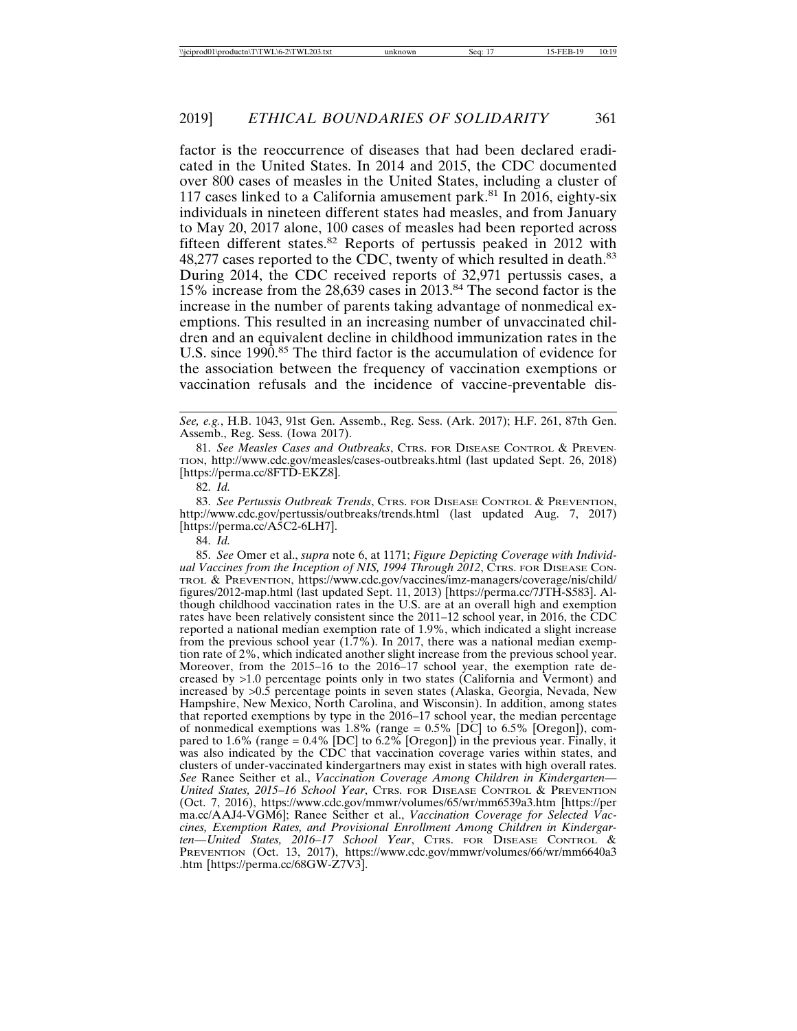factor is the reoccurrence of diseases that had been declared eradicated in the United States. In 2014 and 2015, the CDC documented over 800 cases of measles in the United States, including a cluster of 117 cases linked to a California amusement park.[81] In 2016, eighty-six individuals in nineteen different states had measles, and from January to May 20, 2017 alone, 100 cases of measles had been reported across fifteen different states.[82] Reports of pertussis peaked in 2012 with 48,277 cases reported to the CDC, twenty of which resulted in death.[83] During 2014, the CDC received reports of 32,971 pertussis cases, a 15% increase from the 28,639 cases in 2013.[84] The second factor is the increase in the number of parents taking advantage of nonmedical exemptions. This resulted in an increasing number of unvaccinated children and an equivalent decline in childhood immunization rates in the U.S. since 1990.[85] The third factor is the accumulation of evidence for the association between the frequency of vaccination exemptions or vaccination refusals and the incidence of vaccine-preventable dis-

---

*See, e.g.*, H.B. 1043, 91st Gen. Assemb., Reg. Sess. (Ark. 2017); H.F. 261, 87th Gen. Assemb., Reg. Sess. (Iowa 2017).

81. *See Measles Cases and Outbreaks*, CTRS. FOR DISEASE CONTROL & PREVENTION, http://www.cdc.gov/measles/cases-outbreaks.html (last updated Sept. 26, 2018) [https://perma.cc/8FTD-EKZ8].

82. *Id.*

83. *See Pertussis Outbreak Trends*, CTRS. FOR DISEASE CONTROL & PREVENTION, http://www.cdc.gov/pertussis/outbreaks/trends.html (last updated Aug. 7, 2017) [https://perma.cc/A5C2-6LH7].

84. *Id.*

85. *See* Omer et al., *supra* note 6, at 1171; *Figure Depicting Coverage with Individual Vaccines from the Inception of NIS, 1994 Through 2012*, CTRS. FOR DISEASE CONTROL & PREVENTION, https://www.cdc.gov/vaccines/imz-managers/coverage/nis/child/figures/2012-map.html (last updated Sept. 11, 2013) [https://perma.cc/7JTH-S583]. Although childhood vaccination rates in the U.S. are at an overall high and exemption rates have been relatively consistent since the 2011–12 school year, in 2016, the CDC reported a national median exemption rate of 1.9%, which indicated a slight increase from the previous school year (1.7%). In 2017, there was a national median exemption rate of 2%, which indicated another slight increase from the previous school year. Moreover, from the 2015–16 to the 2016–17 school year, the exemption rate decreased by >1.0 percentage points only in two states (California and Vermont) and increased by >0.5 percentage points in seven states (Alaska, Georgia, Nevada, New Hampshire, New Mexico, North Carolina, and Wisconsin). In addition, among states that reported exemptions by type in the 2016–17 school year, the median percentage of nonmedical exemptions was 1.8% (range = 0.5% [DC] to 6.5% [Oregon]), compared to 1.6% (range = 0.4% [DC] to 6.2% [Oregon]) in the previous year. Finally, it was also indicated by the CDC that vaccination coverage varies within states, and clusters of under-vaccinated kindergartners may exist in states with high overall rates. *See* Ranee Seither et al., *Vaccination Coverage Among Children in Kindergarten—United States, 2015–16 School Year*, CTRS. FOR DISEASE CONTROL & PREVENTION (Oct. 7, 2016), https://www.cdc.gov/mmwr/volumes/65/wr/mm6539a3.htm [https://perma.cc/AAJ4-VGM6]; Ranee Seither et al., *Vaccination Coverage for Selected Vaccines, Exemption Rates, and Provisional Enrollment Among Children in Kindergarten—United States, 2016–17 School Year*, CTRS. FOR DISEASE CONTROL & PREVENTION (Oct. 13, 2017), https://www.cdc.gov/mmwr/volumes/66/wr/mm6640a3.htm [https://perma.cc/68GW-Z7V3].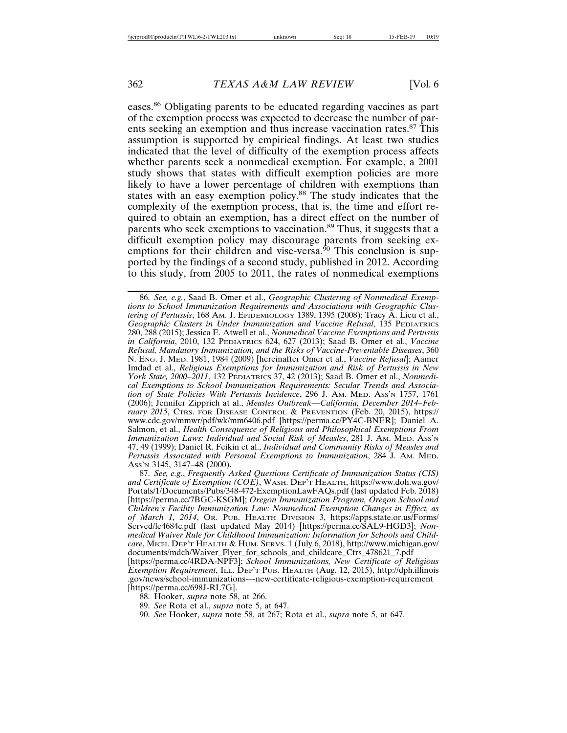eases.[86] Obligating parents to be educated regarding vaccines as part of the exemption process was expected to decrease the number of parents seeking an exemption and thus increase vaccination rates.[87] This assumption is supported by empirical findings. At least two studies indicated that the level of difficulty of the exemption process affects whether parents seek a nonmedical exemption. For example, a 2001 study shows that states with difficult exemption policies are more likely to have a lower percentage of children with exemptions than states with an easy exemption policy.[88] The study indicates that the complexity of the exemption process, that is, the time and effort required to obtain an exemption, has a direct effect on the number of parents who seek exemptions to vaccination.[89] Thus, it suggests that a difficult exemption policy may discourage parents from seeking exemptions for their children and vise-versa.[90] This conclusion is supported by the findings of a second study, published in 2012. According to this study, from 2005 to 2011, the rates of nonmedical exemptions

---

86. *See, e.g.*, Saad B. Omer et al., *Geographic Clustering of Nonmedical Exemptions to School Immunization Requirements and Associations with Geographic Clustering of Pertussis*, 168 AM. J. EPIDEMIOLOGY 1389, 1395 (2008); Tracy A. Lieu et al., *Geographic Clusters in Under Immunization and Vaccine Refusal*, 135 PEDIATRICS 280, 288 (2015); Jessica E. Atwell et al., *Nonmedical Vaccine Exemptions and Pertussis in California*, 2010, 132 PEDIATRICS 624, 627 (2013); Saad B. Omer et al., *Vaccine Refusal, Mandatory Immunization, and the Risks of Vaccine-Preventable Diseases*, 360 N. ENG. J. MED. 1981, 1984 (2009) [hereinafter Omer et al., *Vaccine Refusal*]; Aamer Imdad et al., *Religious Exemptions for Immunization and Risk of Pertussis in New York State, 2000–2011*, 132 PEDIATRICS 37, 42 (2013); Saad B. Omer et al., *Nonmedical Exemptions to School Immunization Requirements: Secular Trends and Association of State Policies With Pertussis Incidence*, 296 J. AM. MED. ASS'N 1757, 1761 (2006); Jennifer Zipprich at al., *Measles Outbreak—California, December 2014–February 2015*, CTRS. FOR DISEASE CONTROL & PREVENTION (Feb. 20, 2015), https://www.cdc.gov/mmwr/pdf/wk/mm6406.pdf [https://perma.cc/PY4C-BNER]; Daniel A. Salmon, et al., *Health Consequence of Religious and Philosophical Exemptions From Immunization Laws: Individual and Social Risk of Measles*, 281 J. AM. MED. ASS'N 47, 49 (1999); Daniel R. Feikin et al., *Individual and Community Risks of Measles and Pertussis Associated with Personal Exemptions to Immunization*, 284 J. AM. MED. ASS'N 3145, 3147–48 (2000).

87. *See, e.g.*, *Frequently Asked Questions Certificate of Immunization Status (CIS) and Certificate of Exemption (COE)*, WASH. DEP'T HEALTH, https://www.doh.wa.gov/Portals/1/Documents/Pubs/348-472-ExemptionLawFAQs.pdf (last updated Feb. 2018) [https://perma.cc/7BGC-KSGM]; *Oregon Immunization Program, Oregon School and Children's Facility Immunization Law: Nonmedical Exemption Changes in Effect, as of March 1, 2014*, OR. PUB. HEALTH DIVISION 3, https://apps.state.or.us/Forms/Served/le4684c.pdf (last updated May 2014) [https://perma.cc/SAL9-HGD3]; *Nonmedical Waiver Rule for Childhood Immunization: Information for Schools and Childcare*, MICH. DEP'T HEALTH & HUM. SERVS. 1 (July 6, 2018), http://www.michigan.gov/documents/mdch/Waiver_Flyer_for_schools_and_childcare_Ctrs_478621_7.pdf [https://perma.cc/4RDA-NPF3]; *School Immunizations, New Certificate of Religious Exemption Requirement*, ILL. DEP'T PUB. HEALTH (Aug. 12, 2015), http://dph.illinois.gov/news/school-immunizations-–-new-certificate-religious-exemption-requirement [https://perma.cc/698J-RL7G].

88. Hooker, *supra* note 58, at 266.

89. *See* Rota et al., *supra* note 5, at 647.

90. *See* Hooker, *supra* note 58, at 267; Rota et al., *supra* note 5, at 647.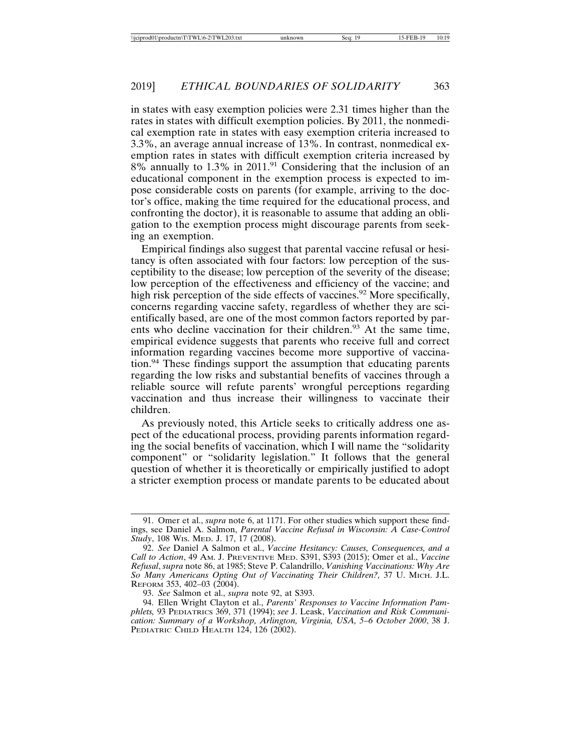in states with easy exemption policies were 2.31 times higher than the rates in states with difficult exemption policies. By 2011, the nonmedical exemption rate in states with easy exemption criteria increased to 3.3%, an average annual increase of 13%. In contrast, nonmedical exemption rates in states with difficult exemption criteria increased by 8% annually to 1.3% in 2011.[91] Considering that the inclusion of an educational component in the exemption process is expected to impose considerable costs on parents (for example, arriving to the doctor's office, making the time required for the educational process, and confronting the doctor), it is reasonable to assume that adding an obligation to the exemption process might discourage parents from seeking an exemption.

Empirical findings also suggest that parental vaccine refusal or hesitancy is often associated with four factors: low perception of the susceptibility to the disease; low perception of the severity of the disease; low perception of the effectiveness and efficiency of the vaccine; and high risk perception of the side effects of vaccines.[92] More specifically, concerns regarding vaccine safety, regardless of whether they are scientifically based, are one of the most common factors reported by parents who decline vaccination for their children.[93] At the same time, empirical evidence suggests that parents who receive full and correct information regarding vaccines become more supportive of vaccination.[94] These findings support the assumption that educating parents regarding the low risks and substantial benefits of vaccines through a reliable source will refute parents' wrongful perceptions regarding vaccination and thus increase their willingness to vaccinate their children.

As previously noted, this Article seeks to critically address one aspect of the educational process, providing parents information regarding the social benefits of vaccination, which I will name the "solidarity component" or "solidarity legislation." It follows that the general question of whether it is theoretically or empirically justified to adopt a stricter exemption process or mandate parents to be educated about

---

91. Omer et al., *supra* note 6, at 1171. For other studies which support these findings, see Daniel A. Salmon, *Parental Vaccine Refusal in Wisconsin: A Case-Control Study*, 108 WIS. MED. J. 17, 17 (2008).

92. *See* Daniel A Salmon et al., *Vaccine Hesitancy: Causes, Consequences, and a Call to Action*, 49 AM. J. PREVENTIVE MED. S391, S393 (2015); Omer et al., *Vaccine Refusal*, *supra* note 86, at 1985; Steve P. Calandrillo, *Vanishing Vaccinations: Why Are So Many Americans Opting Out of Vaccinating Their Children?,* 37 U. MICH. J.L. REFORM 353, 402–03 (2004).

93. *See* Salmon et al., *supra* note 92, at S393.

94. Ellen Wright Clayton et al., *Parents' Responses to Vaccine Information Pamphlets,* 93 PEDIATRICS 369, 371 (1994); *see* J. Leask, *Vaccination and Risk Communication: Summary of a Workshop, Arlington, Virginia, USA, 5–6 October 2000*, 38 J. PEDIATRIC CHILD HEALTH 124, 126 (2002).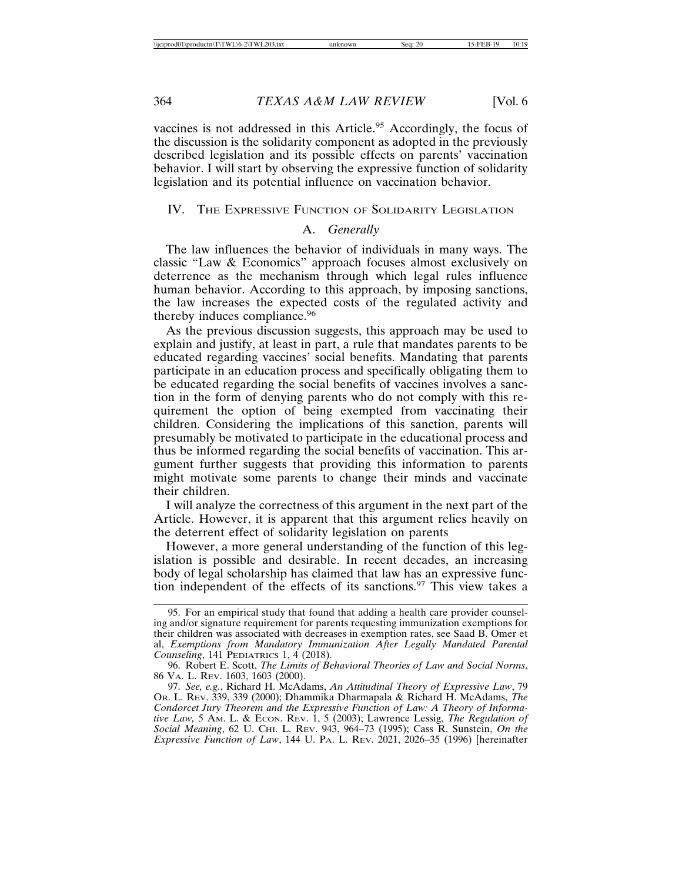vaccines is not addressed in this Article.[95] Accordingly, the focus of the discussion is the solidarity component as adopted in the previously described legislation and its possible effects on parents' vaccination behavior. I will start by observing the expressive function of solidarity legislation and its potential influence on vaccination behavior.

## IV. The Expressive Function of Solidarity Legislation

### A. *Generally*

The law influences the behavior of individuals in many ways. The classic "Law & Economics" approach focuses almost exclusively on deterrence as the mechanism through which legal rules influence human behavior. According to this approach, by imposing sanctions, the law increases the expected costs of the regulated activity and thereby induces compliance.[96]

As the previous discussion suggests, this approach may be used to explain and justify, at least in part, a rule that mandates parents to be educated regarding vaccines' social benefits. Mandating that parents participate in an education process and specifically obligating them to be educated regarding the social benefits of vaccines involves a sanction in the form of denying parents who do not comply with this requirement the option of being exempted from vaccinating their children. Considering the implications of this sanction, parents will presumably be motivated to participate in the educational process and thus be informed regarding the social benefits of vaccination. This argument further suggests that providing this information to parents might motivate some parents to change their minds and vaccinate their children.

I will analyze the correctness of this argument in the next part of the Article. However, it is apparent that this argument relies heavily on the deterrent effect of solidarity legislation on parents

However, a more general understanding of the function of this legislation is possible and desirable. In recent decades, an increasing body of legal scholarship has claimed that law has an expressive function independent of the effects of its sanctions.[97] This view takes a

---

95. For an empirical study that found that adding a health care provider counseling and/or signature requirement for parents requesting immunization exemptions for their children was associated with decreases in exemption rates, see Saad B. Omer et al, *Exemptions from Mandatory Immunization After Legally Mandated Parental Counseling*, 141 Pediatrics 1, 4 (2018).

96. Robert E. Scott, *The Limits of Behavioral Theories of Law and Social Norms*, 86 Va. L. Rev. 1603, 1603 (2000).

97. *See, e.g.*, Richard H. McAdams, *An Attitudinal Theory of Expressive Law*, 79 Or. L. Rev. 339, 339 (2000); Dhammika Dharmapala & Richard H. McAdams, *The Condorcet Jury Theorem and the Expressive Function of Law: A Theory of Informative Law,* 5 Am. L. & Econ. Rev. 1, 5 (2003); Lawrence Lessig, *The Regulation of Social Meaning*, 62 U. Chi. L. Rev. 943, 964–73 (1995); Cass R. Sunstein, *On the Expressive Function of Law*, 144 U. Pa. L. Rev. 2021, 2026–35 (1996) [hereinafter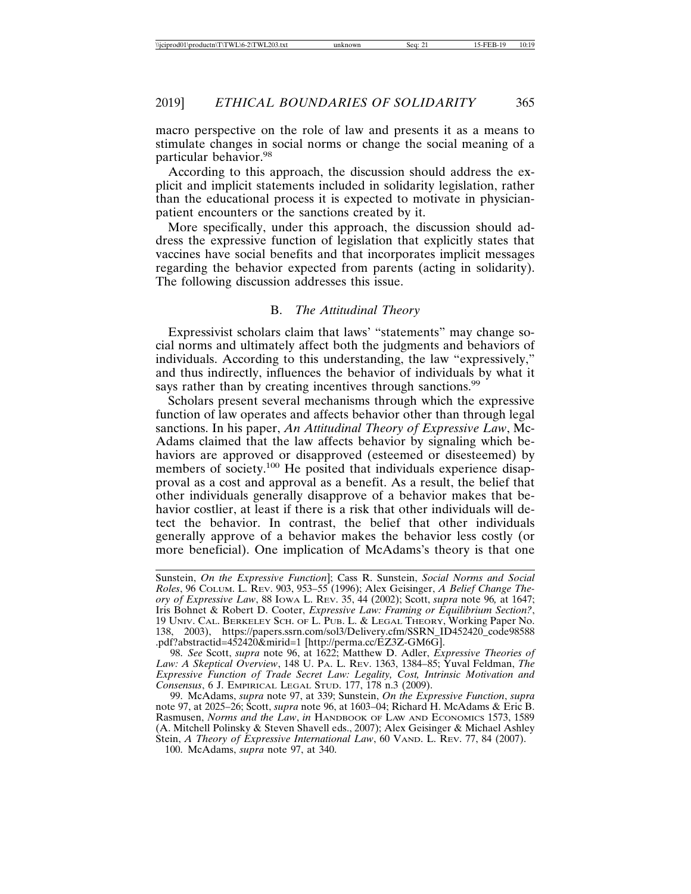macro perspective on the role of law and presents it as a means to stimulate changes in social norms or change the social meaning of a particular behavior.[98]

According to this approach, the discussion should address the explicit and implicit statements included in solidarity legislation, rather than the educational process it is expected to motivate in physician-patient encounters or the sanctions created by it.

More specifically, under this approach, the discussion should address the expressive function of legislation that explicitly states that vaccines have social benefits and that incorporates implicit messages regarding the behavior expected from parents (acting in solidarity). The following discussion addresses this issue.

### B. *The Attitudinal Theory*

Expressivist scholars claim that laws' "statements" may change social norms and ultimately affect both the judgments and behaviors of individuals. According to this understanding, the law "expressively," and thus indirectly, influences the behavior of individuals by what it says rather than by creating incentives through sanctions.[99]

Scholars present several mechanisms through which the expressive function of law operates and affects behavior other than through legal sanctions. In his paper, *An Attitudinal Theory of Expressive Law*, McAdams claimed that the law affects behavior by signaling which behaviors are approved or disapproved (esteemed or disesteemed) by members of society.[100] He posited that individuals experience disapproval as a cost and approval as a benefit. As a result, the belief that other individuals generally disapprove of a behavior makes that behavior costlier, at least if there is a risk that other individuals will detect the behavior. In contrast, the belief that other individuals generally approve of a behavior makes the behavior less costly (or more beneficial). One implication of McAdams's theory is that one

---

Sunstein, *On the Expressive Function*]; Cass R. Sunstein, *Social Norms and Social Roles*, 96 COLUM. L. REV. 903, 953–55 (1996); Alex Geisinger, *A Belief Change Theory of Expressive Law*, 88 IOWA L. REV. 35, 44 (2002); Scott, *supra* note 96, at 1647; Iris Bohnet & Robert D. Cooter, *Expressive Law: Framing or Equilibrium Section?*, 19 UNIV. CAL. BERKELEY SCH. OF L. PUB. L. & LEGAL THEORY, Working Paper No. 138, 2003), https://papers.ssrn.com/sol3/Delivery.cfm/SSRN_ID452420_code98588.pdf?abstractid=452420&mirid=1 [http://perma.cc/EZ3Z-GM6G].

98. *See* Scott, *supra* note 96, at 1622; Matthew D. Adler, *Expressive Theories of Law: A Skeptical Overview*, 148 U. PA. L. REV. 1363, 1384–85; Yuval Feldman, *The Expressive Function of Trade Secret Law: Legality, Cost, Intrinsic Motivation and Consensus*, 6 J. EMPIRICAL LEGAL STUD. 177, 178 n.3 (2009).

99. McAdams, *supra* note 97, at 339; Sunstein, *On the Expressive Function*, *supra* note 97, at 2025–26; Scott, *supra* note 96, at 1603–04; Richard H. McAdams & Eric B. Rasmusen, *Norms and the Law*, *in* HANDBOOK OF LAW AND ECONOMICS 1573, 1589 (A. Mitchell Polinsky & Steven Shavell eds., 2007); Alex Geisinger & Michael Ashley Stein, *A Theory of Expressive International Law*, 60 VAND. L. REV. 77, 84 (2007).

100. McAdams, *supra* note 97, at 340.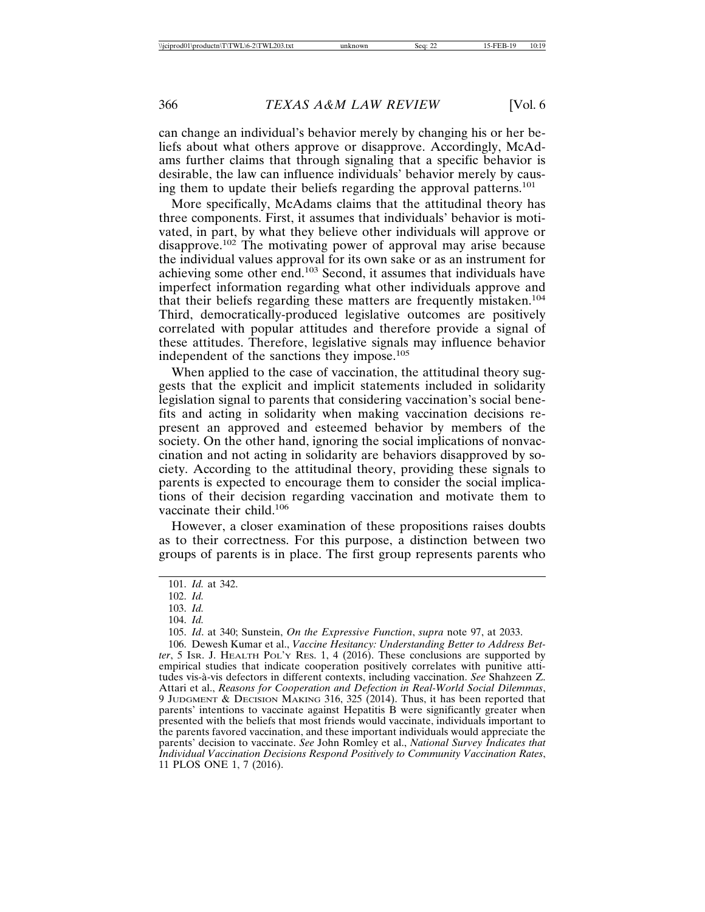can change an individual's behavior merely by changing his or her beliefs about what others approve or disapprove. Accordingly, McAdams further claims that through signaling that a specific behavior is desirable, the law can influence individuals' behavior merely by causing them to update their beliefs regarding the approval patterns.[101]

More specifically, McAdams claims that the attitudinal theory has three components. First, it assumes that individuals' behavior is motivated, in part, by what they believe other individuals will approve or disapprove.[102] The motivating power of approval may arise because the individual values approval for its own sake or as an instrument for achieving some other end.[103] Second, it assumes that individuals have imperfect information regarding what other individuals approve and that their beliefs regarding these matters are frequently mistaken.[104] Third, democratically-produced legislative outcomes are positively correlated with popular attitudes and therefore provide a signal of these attitudes. Therefore, legislative signals may influence behavior independent of the sanctions they impose.[105]

When applied to the case of vaccination, the attitudinal theory suggests that the explicit and implicit statements included in solidarity legislation signal to parents that considering vaccination's social benefits and acting in solidarity when making vaccination decisions represent an approved and esteemed behavior by members of the society. On the other hand, ignoring the social implications of nonvaccination and not acting in solidarity are behaviors disapproved by society. According to the attitudinal theory, providing these signals to parents is expected to encourage them to consider the social implications of their decision regarding vaccination and motivate them to vaccinate their child.[106]

However, a closer examination of these propositions raises doubts as to their correctness. For this purpose, a distinction between two groups of parents is in place. The first group represents parents who

---

101. *Id.* at 342.

102. *Id.*

103. *Id.*

104. *Id.*

105. *Id*. at 340; Sunstein, *On the Expressive Function*, *supra* note 97, at 2033.

106. Dewesh Kumar et al., *Vaccine Hesitancy: Understanding Better to Address Better*, 5 ISR. J. HEALTH POL'Y RES. 1, 4 (2016). These conclusions are supported by empirical studies that indicate cooperation positively correlates with punitive attitudes vis-à-vis defectors in different contexts, including vaccination. *See* Shahzeen Z. Attari et al., *Reasons for Cooperation and Defection in Real-World Social Dilemmas*, 9 JUDGMENT & DECISION MAKING 316, 325 (2014). Thus, it has been reported that parents' intentions to vaccinate against Hepatitis B were significantly greater when presented with the beliefs that most friends would vaccinate, individuals important to the parents favored vaccination, and these important individuals would appreciate the parents' decision to vaccinate. *See* John Romley et al., *National Survey Indicates that Individual Vaccination Decisions Respond Positively to Community Vaccination Rates*, 11 PLOS ONE 1, 7 (2016).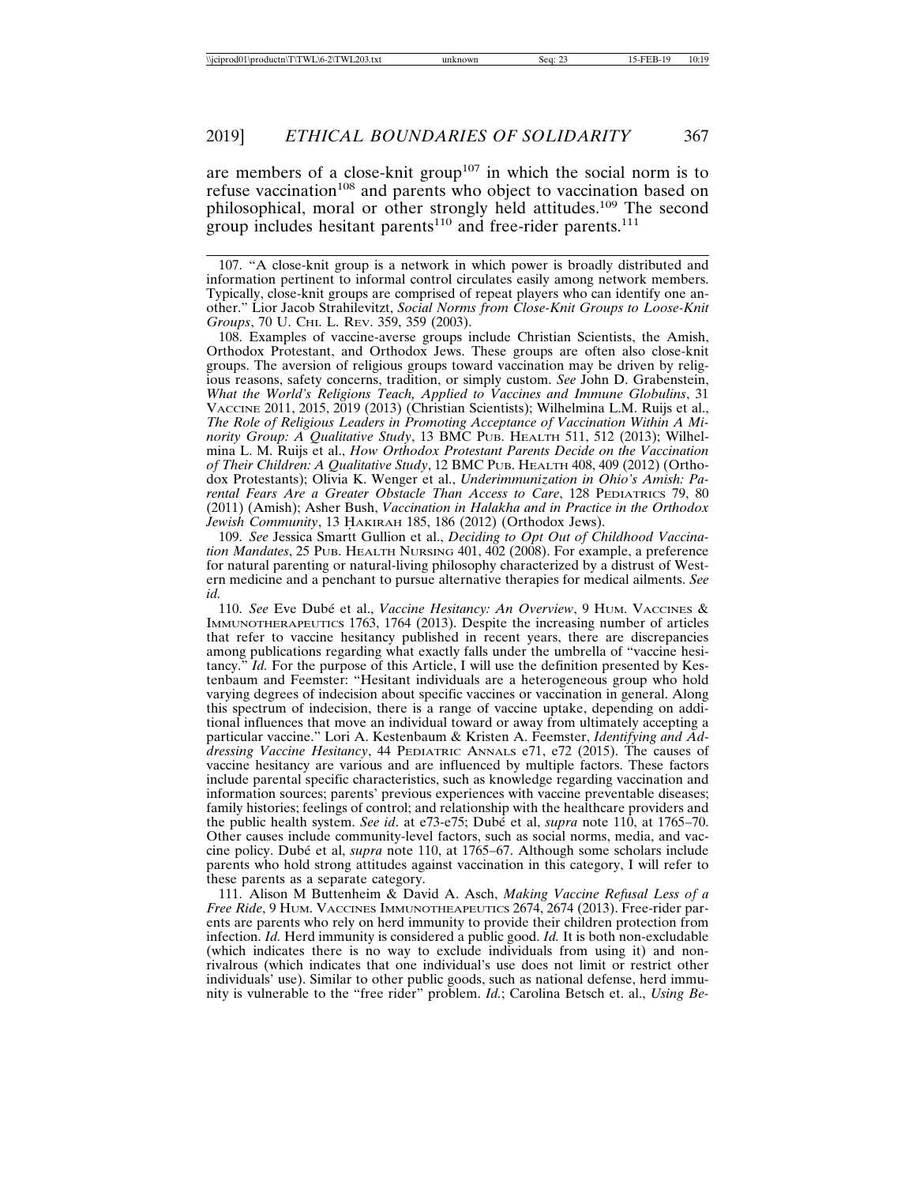are members of a close-knit group[107] in which the social norm is to refuse vaccination[108] and parents who object to vaccination based on philosophical, moral or other strongly held attitudes.[109] The second group includes hesitant parents[110] and free-rider parents.[111]

---

107. "A close-knit group is a network in which power is broadly distributed and information pertinent to informal control circulates easily among network members. Typically, close-knit groups are comprised of repeat players who can identify one another." Lior Jacob Strahilevitzt, *Social Norms from Close-Knit Groups to Loose-Knit Groups*, 70 U. CHI. L. REV. 359, 359 (2003).

108. Examples of vaccine-averse groups include Christian Scientists, the Amish, Orthodox Protestant, and Orthodox Jews. These groups are often also close-knit groups. The aversion of religious groups toward vaccination may be driven by religious reasons, safety concerns, tradition, or simply custom. *See* John D. Grabenstein, *What the World's Religions Teach, Applied to Vaccines and Immune Globulins*, 31 VACCINE 2011, 2015, 2019 (2013) (Christian Scientists); Wilhelmina L.M. Ruijs et al., *The Role of Religious Leaders in Promoting Acceptance of Vaccination Within A Minority Group: A Qualitative Study*, 13 BMC PUB. HEALTH 511, 512 (2013); Wilhelmina L. M. Ruijs et al., *How Orthodox Protestant Parents Decide on the Vaccination of Their Children: A Qualitative Study*, 12 BMC PUB. HEALTH 408, 409 (2012) (Orthodox Protestants); Olivia K. Wenger et al., *Underimmunization in Ohio's Amish: Parental Fears Are a Greater Obstacle Than Access to Care*, 128 PEDIATRICS 79, 80 (2011) (Amish); Asher Bush, *Vaccination in Halakha and in Practice in the Orthodox Jewish Community*, 13 ḤAKIRAH 185, 186 (2012) (Orthodox Jews).

109. *See* Jessica Smartt Gullion et al., *Deciding to Opt Out of Childhood Vaccination Mandates*, 25 PUB. HEALTH NURSING 401, 402 (2008). For example, a preference for natural parenting or natural-living philosophy characterized by a distrust of Western medicine and a penchant to pursue alternative therapies for medical ailments. *See id.*

110. *See* Eve Dubé et al., *Vaccine Hesitancy: An Overview*, 9 HUM. VACCINES & IMMUNOTHERAPEUTICS 1763, 1764 (2013). Despite the increasing number of articles that refer to vaccine hesitancy published in recent years, there are discrepancies among publications regarding what exactly falls under the umbrella of "vaccine hesitancy." *Id.* For the purpose of this Article, I will use the definition presented by Kestenbaum and Feemster: "Hesitant individuals are a heterogeneous group who hold varying degrees of indecision about specific vaccines or vaccination in general. Along this spectrum of indecision, there is a range of vaccine uptake, depending on additional influences that move an individual toward or away from ultimately accepting a particular vaccine." Lori A. Kestenbaum & Kristen A. Feemster, *Identifying and Addressing Vaccine Hesitancy*, 44 PEDIATRIC ANNALS e71, e72 (2015). The causes of vaccine hesitancy are various and are influenced by multiple factors. These factors include parental specific characteristics, such as knowledge regarding vaccination and information sources; parents' previous experiences with vaccine preventable diseases; family histories; feelings of control; and relationship with the healthcare providers and the public health system. *See id*. at e73-e75; Dubé et al, *supra* note 110, at 1765–70. Other causes include community-level factors, such as social norms, media, and vaccine policy. Dubé et al, *supra* note 110, at 1765–67. Although some scholars include parents who hold strong attitudes against vaccination in this category, I will refer to these parents as a separate category.

111. Alison M Buttenheim & David A. Asch, *Making Vaccine Refusal Less of a Free Ride*, 9 HUM. VACCINES IMMUNOTHEAPEUTICS 2674, 2674 (2013). Free-rider parents are parents who rely on herd immunity to provide their children protection from infection. *Id.* Herd immunity is considered a public good. *Id.* It is both non-excludable (which indicates there is no way to exclude individuals from using it) and non-rivalrous (which indicates that one individual's use does not limit or restrict other individuals' use). Similar to other public goods, such as national defense, herd immunity is vulnerable to the "free rider" problem. *Id.*; Carolina Betsch et. al., *Using Be-*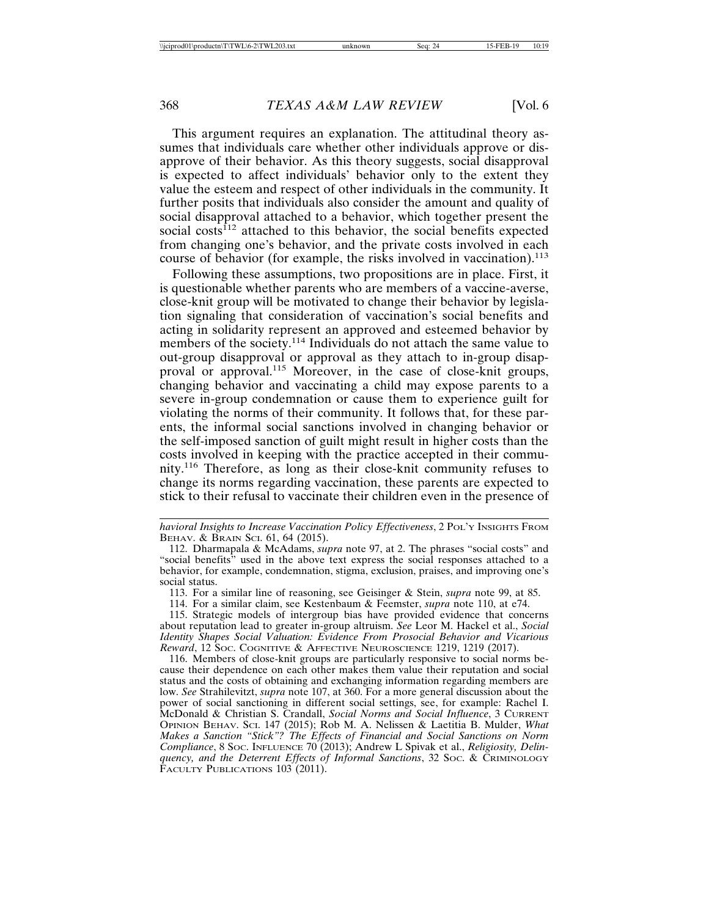This argument requires an explanation. The attitudinal theory assumes that individuals care whether other individuals approve or disapprove of their behavior. As this theory suggests, social disapproval is expected to affect individuals' behavior only to the extent they value the esteem and respect of other individuals in the community. It further posits that individuals also consider the amount and quality of social disapproval attached to a behavior, which together present the social costs[112] attached to this behavior, the social benefits expected from changing one's behavior, and the private costs involved in each course of behavior (for example, the risks involved in vaccination).[113]

Following these assumptions, two propositions are in place. First, it is questionable whether parents who are members of a vaccine-averse, close-knit group will be motivated to change their behavior by legislation signaling that consideration of vaccination's social benefits and acting in solidarity represent an approved and esteemed behavior by members of the society.[114] Individuals do not attach the same value to out-group disapproval or approval as they attach to in-group disapproval or approval.[115] Moreover, in the case of close-knit groups, changing behavior and vaccinating a child may expose parents to a severe in-group condemnation or cause them to experience guilt for violating the norms of their community. It follows that, for these parents, the informal social sanctions involved in changing behavior or the self-imposed sanction of guilt might result in higher costs than the costs involved in keeping with the practice accepted in their community.[116] Therefore, as long as their close-knit community refuses to change its norms regarding vaccination, these parents are expected to stick to their refusal to vaccinate their children even in the presence of

---

*havioral Insights to Increase Vaccination Policy Effectiveness*, 2 POL'Y INSIGHTS FROM BEHAV. & BRAIN SCI. 61, 64 (2015).

112. Dharmapala & McAdams, *supra* note 97, at 2. The phrases "social costs" and "social benefits" used in the above text express the social responses attached to a behavior, for example, condemnation, stigma, exclusion, praises, and improving one's social status.

113. For a similar line of reasoning, see Geisinger & Stein, *supra* note 99, at 85.

114. For a similar claim, see Kestenbaum & Feemster, *supra* note 110, at e74.

115. Strategic models of intergroup bias have provided evidence that concerns about reputation lead to greater in-group altruism. *See* Leor M. Hackel et al., *Social Identity Shapes Social Valuation: Evidence From Prosocial Behavior and Vicarious Reward*, 12 SOC. COGNITIVE & AFFECTIVE NEUROSCIENCE 1219, 1219 (2017).

116. Members of close-knit groups are particularly responsive to social norms because their dependence on each other makes them value their reputation and social status and the costs of obtaining and exchanging information regarding members are low. *See* Strahilevitz, *supra* note 107, at 360. For a more general discussion about the power of social sanctioning in different social settings, see, for example: Rachel I. McDonald & Christian S. Crandall, *Social Norms and Social Influence*, 3 CURRENT OPINION BEHAV. SCI. 147 (2015); Rob M. A. Nelissen & Laetitia B. Mulder, *What Makes a Sanction "Stick"? The Effects of Financial and Social Sanctions on Norm Compliance*, 8 SOC. INFLUENCE 70 (2013); Andrew L Spivak et al., *Religiosity, Delinquency, and the Deterrent Effects of Informal Sanctions*, 32 SOC. & CRIMINOLOGY FACULTY PUBLICATIONS 103 (2011).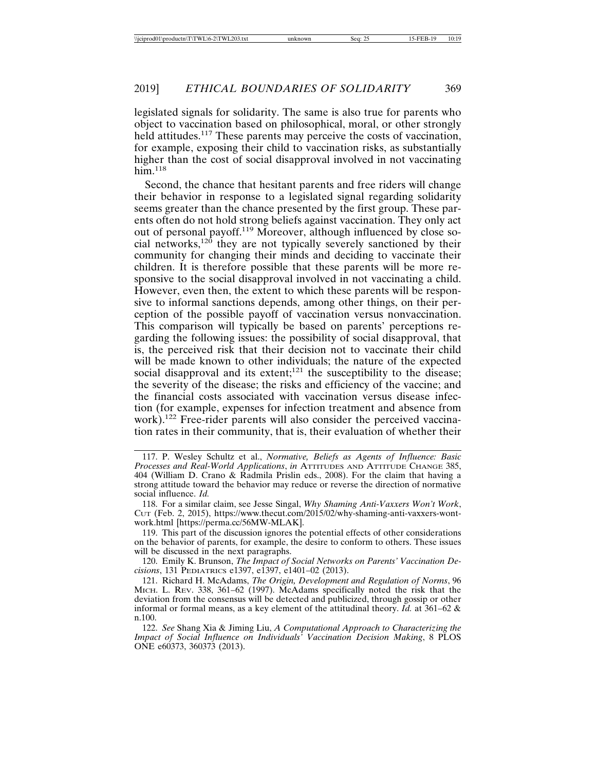legislated signals for solidarity. The same is also true for parents who object to vaccination based on philosophical, moral, or other strongly held attitudes.[117] These parents may perceive the costs of vaccination, for example, exposing their child to vaccination risks, as substantially higher than the cost of social disapproval involved in not vaccinating him.[118]

Second, the chance that hesitant parents and free riders will change their behavior in response to a legislated signal regarding solidarity seems greater than the chance presented by the first group. These parents often do not hold strong beliefs against vaccination. They only act out of personal payoff.[119] Moreover, although influenced by close social networks,[120] they are not typically severely sanctioned by their community for changing their minds and deciding to vaccinate their children. It is therefore possible that these parents will be more responsive to the social disapproval involved in not vaccinating a child. However, even then, the extent to which these parents will be responsive to informal sanctions depends, among other things, on their perception of the possible payoff of vaccination versus nonvaccination. This comparison will typically be based on parents' perceptions regarding the following issues: the possibility of social disapproval, that is, the perceived risk that their decision not to vaccinate their child will be made known to other individuals; the nature of the expected social disapproval and its extent;[121] the susceptibility to the disease; the severity of the disease; the risks and efficiency of the vaccine; and the financial costs associated with vaccination versus disease infection (for example, expenses for infection treatment and absence from work).[122] Free-rider parents will also consider the perceived vaccination rates in their community, that is, their evaluation of whether their

---

117. P. Wesley Schultz et al., *Normative, Beliefs as Agents of Influence: Basic Processes and Real-World Applications*, *in* ATTITUDES AND ATTITUDE CHANGE 385, 404 (William D. Crano & Radmila Prislin eds., 2008). For the claim that having a strong attitude toward the behavior may reduce or reverse the direction of normative social influence. *Id.*

118. For a similar claim, see Jesse Singal, *Why Shaming Anti-Vaxxers Won't Work*, CUT (Feb. 2, 2015), https://www.thecut.com/2015/02/why-shaming-anti-vaxxers-wont-work.html [https://perma.cc/56MW-MLAK].

119. This part of the discussion ignores the potential effects of other considerations on the behavior of parents, for example, the desire to conform to others. These issues will be discussed in the next paragraphs.

120. Emily K. Brunson, *The Impact of Social Networks on Parents' Vaccination Decisions*, 131 PEDIATRICS e1397, e1397, e1401–02 (2013).

121. Richard H. McAdams, *The Origin, Development and Regulation of Norms*, 96 MICH. L. REV. 338, 361–62 (1997). McAdams specifically noted the risk that the deviation from the consensus will be detected and publicized, through gossip or other informal or formal means, as a key element of the attitudinal theory. *Id.* at 361–62 & n.100.

122. *See* Shang Xia & Jiming Liu, *A Computational Approach to Characterizing the Impact of Social Influence on Individuals' Vaccination Decision Making*, 8 PLOS ONE e60373, 360373 (2013).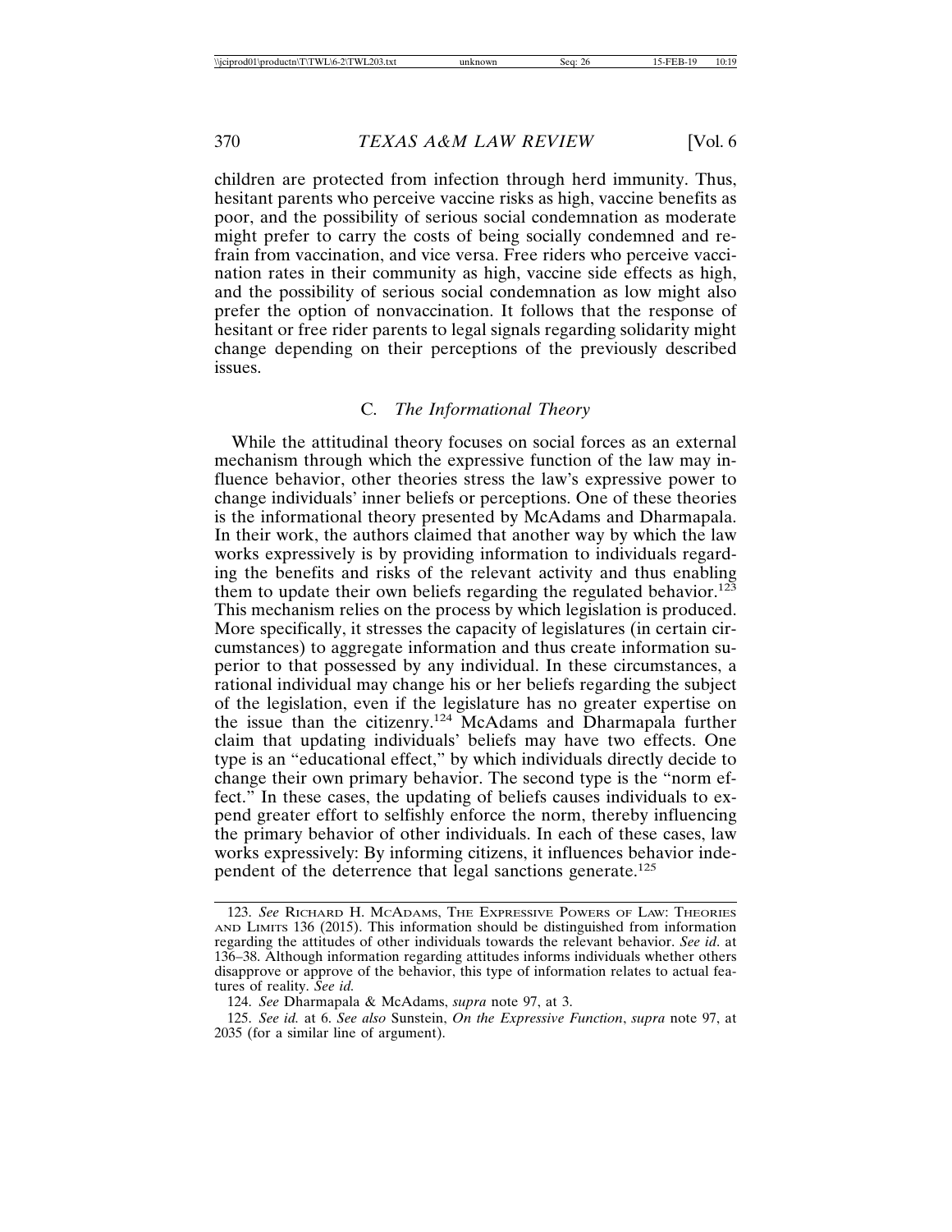children are protected from infection through herd immunity. Thus, hesitant parents who perceive vaccine risks as high, vaccine benefits as poor, and the possibility of serious social condemnation as moderate might prefer to carry the costs of being socially condemned and refrain from vaccination, and vice versa. Free riders who perceive vaccination rates in their community as high, vaccine side effects as high, and the possibility of serious social condemnation as low might also prefer the option of nonvaccination. It follows that the response of hesitant or free rider parents to legal signals regarding solidarity might change depending on their perceptions of the previously described issues.

### C. *The Informational Theory*

While the attitudinal theory focuses on social forces as an external mechanism through which the expressive function of the law may influence behavior, other theories stress the law's expressive power to change individuals' inner beliefs or perceptions. One of these theories is the informational theory presented by McAdams and Dharmapala. In their work, the authors claimed that another way by which the law works expressively is by providing information to individuals regarding the benefits and risks of the relevant activity and thus enabling them to update their own beliefs regarding the regulated behavior.[123] This mechanism relies on the process by which legislation is produced. More specifically, it stresses the capacity of legislatures (in certain circumstances) to aggregate information and thus create information superior to that possessed by any individual. In these circumstances, a rational individual may change his or her beliefs regarding the subject of the legislation, even if the legislature has no greater expertise on the issue than the citizenry.[124] McAdams and Dharmapala further claim that updating individuals' beliefs may have two effects. One type is an "educational effect," by which individuals directly decide to change their own primary behavior. The second type is the "norm effect." In these cases, the updating of beliefs causes individuals to expend greater effort to selfishly enforce the norm, thereby influencing the primary behavior of other individuals. In each of these cases, law works expressively: By informing citizens, it influences behavior independent of the deterrence that legal sanctions generate.[125]

---

123. *See* Richard H. McAdams, The Expressive Powers of Law: Theories and Limits 136 (2015). This information should be distinguished from information regarding the attitudes of other individuals towards the relevant behavior. *See id.* at 136–38. Although information regarding attitudes informs individuals whether others disapprove or approve of the behavior, this type of information relates to actual features of reality. *See id.*

124. *See* Dharmapala & McAdams, *supra* note 97, at 3.

125. *See id.* at 6. *See also* Sunstein, *On the Expressive Function*, *supra* note 97, at 2035 (for a similar line of argument).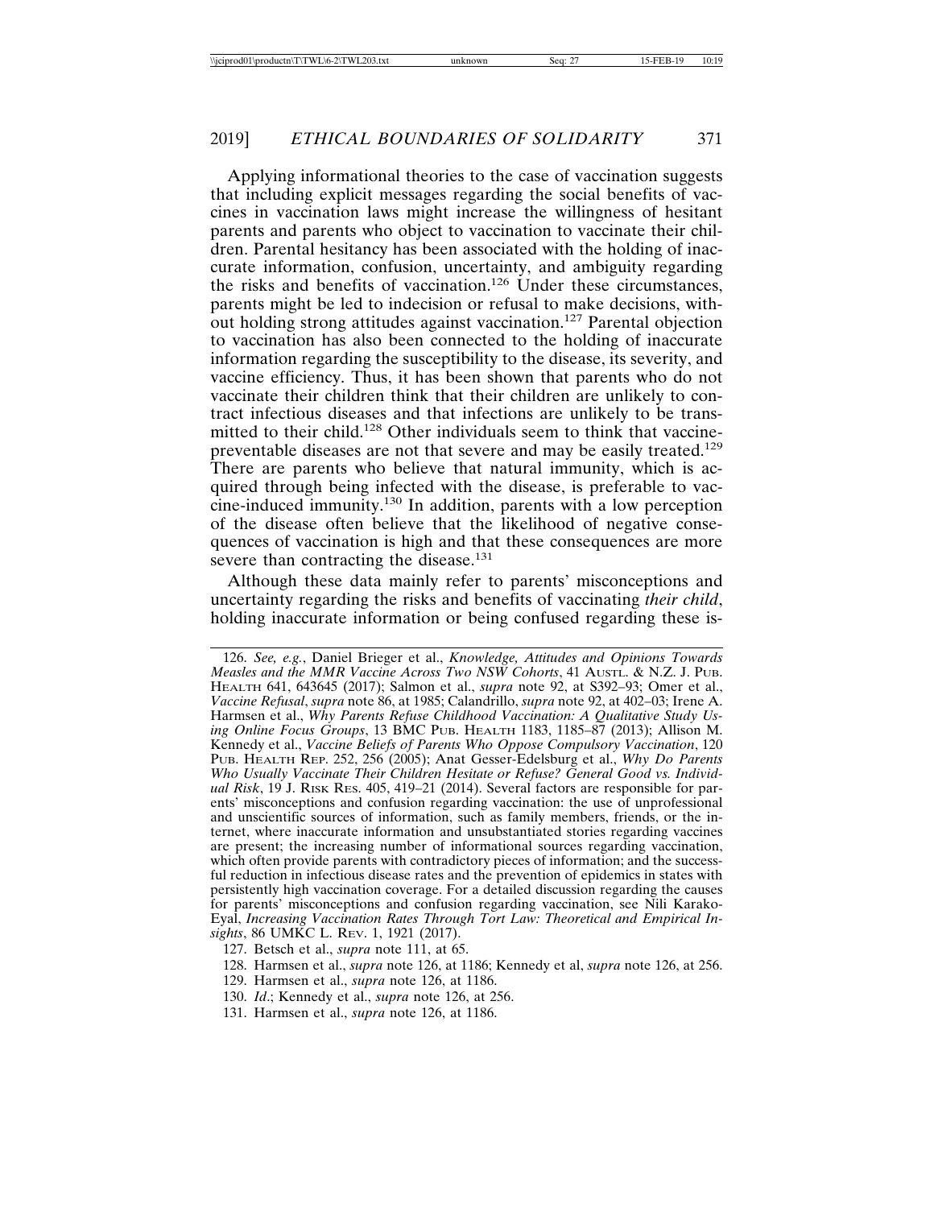Applying informational theories to the case of vaccination suggests that including explicit messages regarding the social benefits of vaccines in vaccination laws might increase the willingness of hesitant parents and parents who object to vaccination to vaccinate their children. Parental hesitancy has been associated with the holding of inaccurate information, confusion, uncertainty, and ambiguity regarding the risks and benefits of vaccination.[126] Under these circumstances, parents might be led to indecision or refusal to make decisions, without holding strong attitudes against vaccination.[127] Parental objection to vaccination has also been connected to the holding of inaccurate information regarding the susceptibility to the disease, its severity, and vaccine efficiency. Thus, it has been shown that parents who do not vaccinate their children think that their children are unlikely to contract infectious diseases and that infections are unlikely to be transmitted to their child.[128] Other individuals seem to think that vaccine-preventable diseases are not that severe and may be easily treated.[129] There are parents who believe that natural immunity, which is acquired through being infected with the disease, is preferable to vaccine-induced immunity.[130] In addition, parents with a low perception of the disease often believe that the likelihood of negative consequences of vaccination is high and that these consequences are more severe than contracting the disease.[131]

Although these data mainly refer to parents' misconceptions and uncertainty regarding the risks and benefits of vaccinating *their child*, holding inaccurate information or being confused regarding these is-

---

126. *See, e.g.*, Daniel Brieger et al., *Knowledge, Attitudes and Opinions Towards Measles and the MMR Vaccine Across Two NSW Cohorts*, 41 AUSTL. & N.Z. J. PUB. HEALTH 641, 643645 (2017); Salmon et al., *supra* note 92, at S392–93; Omer et al., *Vaccine Refusal*, *supra* note 86, at 1985; Calandrillo, *supra* note 92, at 402–03; Irene A. Harmsen et al., *Why Parents Refuse Childhood Vaccination: A Qualitative Study Using Online Focus Groups*, 13 BMC PUB. HEALTH 1183, 1185–87 (2013); Allison M. Kennedy et al., *Vaccine Beliefs of Parents Who Oppose Compulsory Vaccination*, 120 PUB. HEALTH REP. 252, 256 (2005); Anat Gesser-Edelsburg et al., *Why Do Parents Who Usually Vaccinate Their Children Hesitate or Refuse? General Good vs. Individual Risk*, 19 J. RISK RES. 405, 419–21 (2014). Several factors are responsible for parents' misconceptions and confusion regarding vaccination: the use of unprofessional and unscientific sources of information, such as family members, friends, or the internet, where inaccurate information and unsubstantiated stories regarding vaccines are present; the increasing number of informational sources regarding vaccination, which often provide parents with contradictory pieces of information; and the successful reduction in infectious disease rates and the prevention of epidemics in states with persistently high vaccination coverage. For a detailed discussion regarding the causes for parents' misconceptions and confusion regarding vaccination, see Nili Karako-Eyal, *Increasing Vaccination Rates Through Tort Law: Theoretical and Empirical Insights*, 86 UMKC L. REV. 1, 1921 (2017).

127. Betsch et al., *supra* note 111, at 65.

128. Harmsen et al., *supra* note 126, at 1186; Kennedy et al, *supra* note 126, at 256.

129. Harmsen et al., *supra* note 126, at 1186.

130. *Id*.; Kennedy et al., *supra* note 126, at 256.

131. Harmsen et al., *supra* note 126, at 1186.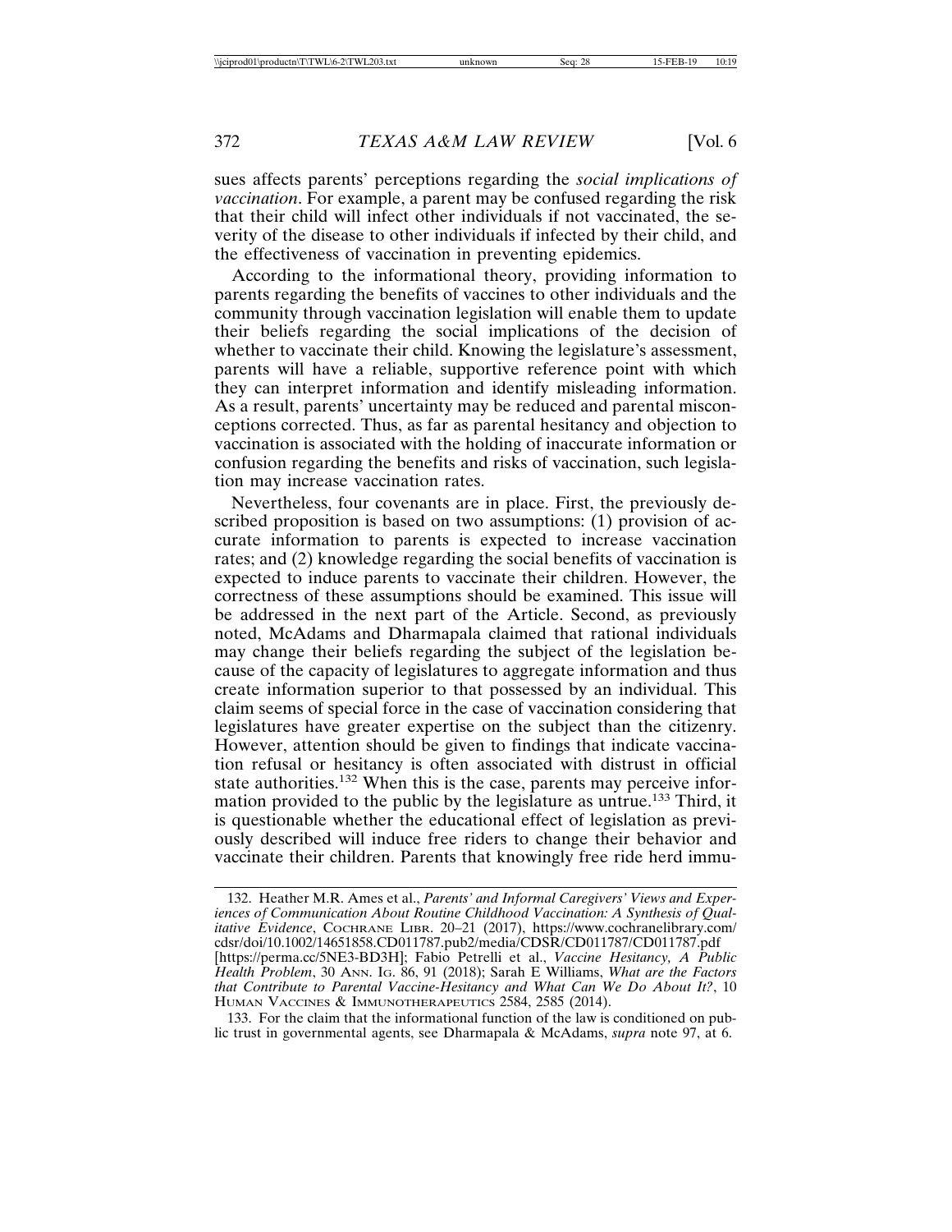sues affects parents' perceptions regarding the *social implications of vaccination*. For example, a parent may be confused regarding the risk that their child will infect other individuals if not vaccinated, the severity of the disease to other individuals if infected by their child, and the effectiveness of vaccination in preventing epidemics.

According to the informational theory, providing information to parents regarding the benefits of vaccines to other individuals and the community through vaccination legislation will enable them to update their beliefs regarding the social implications of the decision of whether to vaccinate their child. Knowing the legislature's assessment, parents will have a reliable, supportive reference point with which they can interpret information and identify misleading information. As a result, parents' uncertainty may be reduced and parental misconceptions corrected. Thus, as far as parental hesitancy and objection to vaccination is associated with the holding of inaccurate information or confusion regarding the benefits and risks of vaccination, such legislation may increase vaccination rates.

Nevertheless, four covenants are in place. First, the previously described proposition is based on two assumptions: (1) provision of accurate information to parents is expected to increase vaccination rates; and (2) knowledge regarding the social benefits of vaccination is expected to induce parents to vaccinate their children. However, the correctness of these assumptions should be examined. This issue will be addressed in the next part of the Article. Second, as previously noted, McAdams and Dharmapala claimed that rational individuals may change their beliefs regarding the subject of the legislation because of the capacity of legislatures to aggregate information and thus create information superior to that possessed by an individual. This claim seems of special force in the case of vaccination considering that legislatures have greater expertise on the subject than the citizenry. However, attention should be given to findings that indicate vaccination refusal or hesitancy is often associated with distrust in official state authorities.[132] When this is the case, parents may perceive information provided to the public by the legislature as untrue.[133] Third, it is questionable whether the educational effect of legislation as previously described will induce free riders to change their behavior and vaccinate their children. Parents that knowingly free ride herd immu-

---

132. Heather M.R. Ames et al., *Parents' and Informal Caregivers' Views and Experiences of Communication About Routine Childhood Vaccination: A Synthesis of Qualitative Evidence*, COCHRANE LIBR. 20–21 (2017), https://www.cochranelibrary.com/cdsr/doi/10.1002/14651858.CD011787.pub2/media/CDSR/CD011787/CD011787.pdf [https://perma.cc/5NE3-BD3H]; Fabio Petrelli et al., *Vaccine Hesitancy, A Public Health Problem*, 30 ANN. IG. 86, 91 (2018); Sarah E Williams, *What are the Factors that Contribute to Parental Vaccine-Hesitancy and What Can We Do About It?*, 10 HUMAN VACCINES & IMMUNOTHERAPEUTICS 2584, 2585 (2014).

133. For the claim that the informational function of the law is conditioned on public trust in governmental agents, see Dharmapala & McAdams, *supra* note 97, at 6.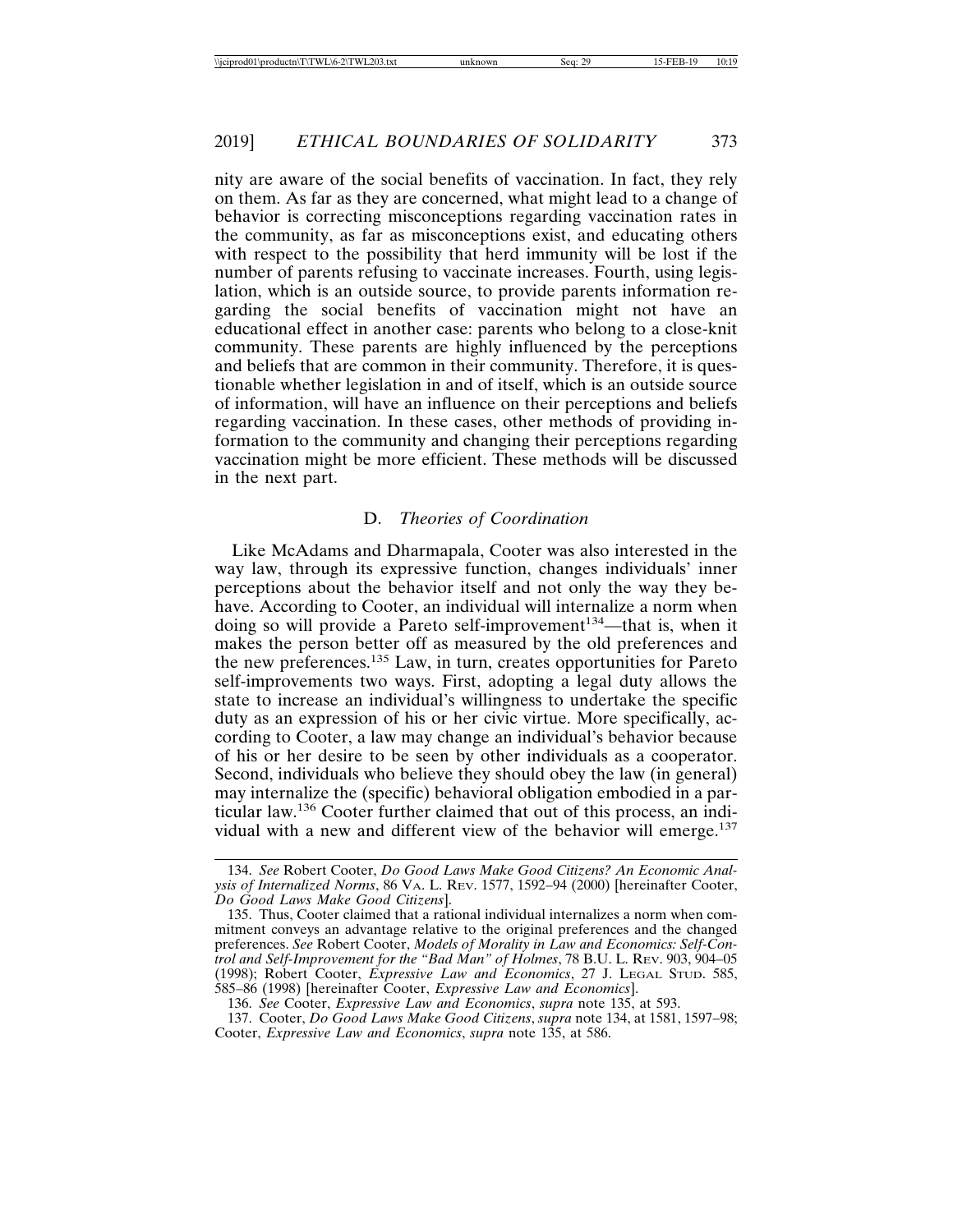nity are aware of the social benefits of vaccination. In fact, they rely on them. As far as they are concerned, what might lead to a change of behavior is correcting misconceptions regarding vaccination rates in the community, as far as misconceptions exist, and educating others with respect to the possibility that herd immunity will be lost if the number of parents refusing to vaccinate increases. Fourth, using legislation, which is an outside source, to provide parents information regarding the social benefits of vaccination might not have an educational effect in another case: parents who belong to a close-knit community. These parents are highly influenced by the perceptions and beliefs that are common in their community. Therefore, it is questionable whether legislation in and of itself, which is an outside source of information, will have an influence on their perceptions and beliefs regarding vaccination. In these cases, other methods of providing information to the community and changing their perceptions regarding vaccination might be more efficient. These methods will be discussed in the next part.

### D. *Theories of Coordination*

Like McAdams and Dharmapala, Cooter was also interested in the way law, through its expressive function, changes individuals' inner perceptions about the behavior itself and not only the way they behave. According to Cooter, an individual will internalize a norm when doing so will provide a Pareto self-improvement[134]—that is, when it makes the person better off as measured by the old preferences and the new preferences.[135] Law, in turn, creates opportunities for Pareto self-improvements two ways. First, adopting a legal duty allows the state to increase an individual's willingness to undertake the specific duty as an expression of his or her civic virtue. More specifically, according to Cooter, a law may change an individual's behavior because of his or her desire to be seen by other individuals as a cooperator. Second, individuals who believe they should obey the law (in general) may internalize the (specific) behavioral obligation embodied in a particular law.[136] Cooter further claimed that out of this process, an individual with a new and different view of the behavior will emerge.[137]

---

134. *See* Robert Cooter, *Do Good Laws Make Good Citizens? An Economic Analysis of Internalized Norms*, 86 VA. L. REV. 1577, 1592–94 (2000) [hereinafter Cooter, *Do Good Laws Make Good Citizens*].

135. Thus, Cooter claimed that a rational individual internalizes a norm when commitment conveys an advantage relative to the original preferences and the changed preferences. *See* Robert Cooter, *Models of Morality in Law and Economics: Self-Control and Self-Improvement for the "Bad Man" of Holmes*, 78 B.U. L. REV. 903, 904–05 (1998); Robert Cooter, *Expressive Law and Economics*, 27 J. LEGAL STUD. 585, 585–86 (1998) [hereinafter Cooter, *Expressive Law and Economics*].

136. *See* Cooter, *Expressive Law and Economics*, *supra* note 135, at 593.

137. Cooter, *Do Good Laws Make Good Citizens*, *supra* note 134, at 1581, 1597–98; Cooter, *Expressive Law and Economics*, *supra* note 135, at 586.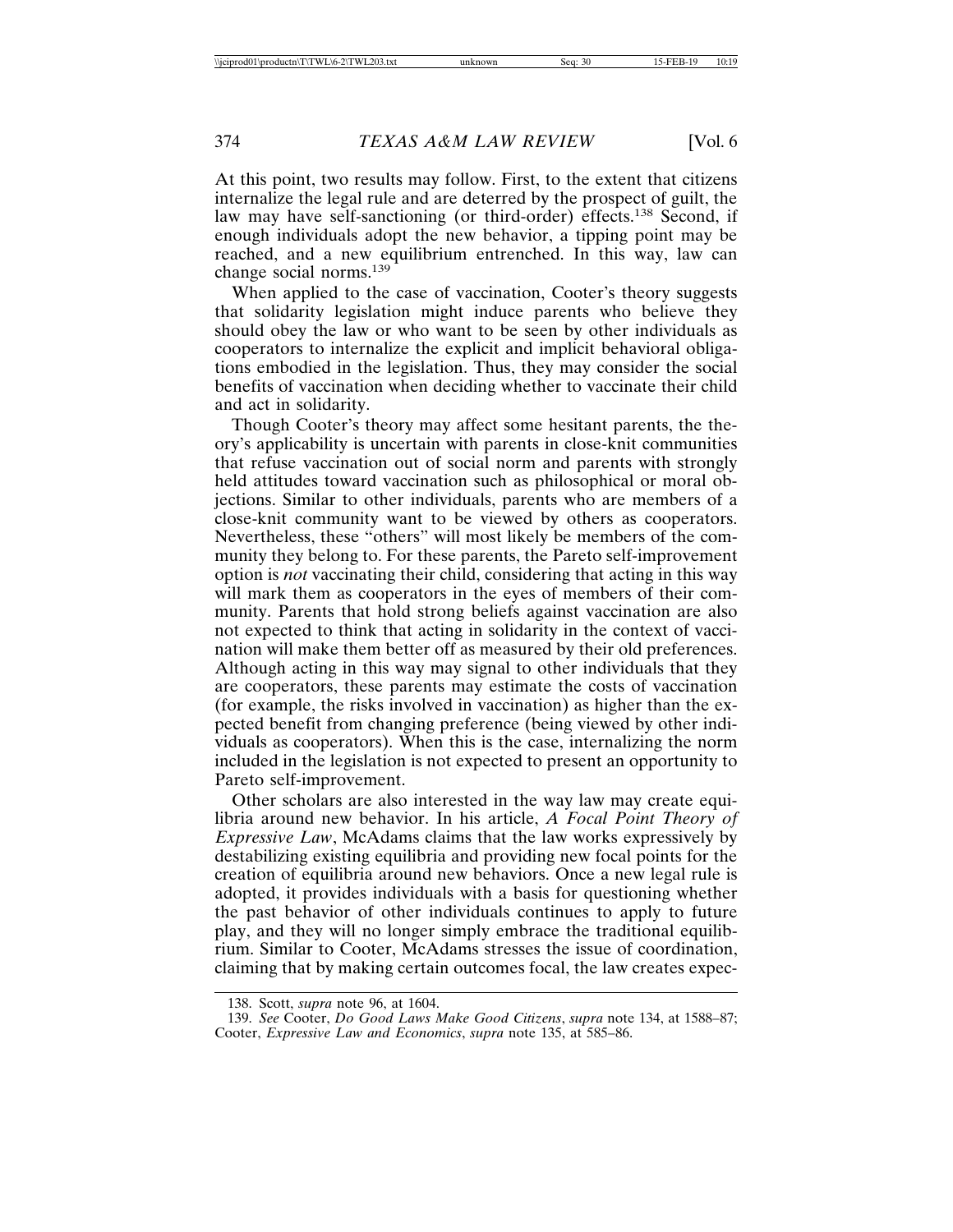At this point, two results may follow. First, to the extent that citizens internalize the legal rule and are deterred by the prospect of guilt, the law may have self-sanctioning (or third-order) effects.[138] Second, if enough individuals adopt the new behavior, a tipping point may be reached, and a new equilibrium entrenched. In this way, law can change social norms.[139]

When applied to the case of vaccination, Cooter's theory suggests that solidarity legislation might induce parents who believe they should obey the law or who want to be seen by other individuals as cooperators to internalize the explicit and implicit behavioral obligations embodied in the legislation. Thus, they may consider the social benefits of vaccination when deciding whether to vaccinate their child and act in solidarity.

Though Cooter's theory may affect some hesitant parents, the theory's applicability is uncertain with parents in close-knit communities that refuse vaccination out of social norm and parents with strongly held attitudes toward vaccination such as philosophical or moral objections. Similar to other individuals, parents who are members of a close-knit community want to be viewed by others as cooperators. Nevertheless, these "others" will most likely be members of the community they belong to. For these parents, the Pareto self-improvement option is *not* vaccinating their child, considering that acting in this way will mark them as cooperators in the eyes of members of their community. Parents that hold strong beliefs against vaccination are also not expected to think that acting in solidarity in the context of vaccination will make them better off as measured by their old preferences. Although acting in this way may signal to other individuals that they are cooperators, these parents may estimate the costs of vaccination (for example, the risks involved in vaccination) as higher than the expected benefit from changing preference (being viewed by other individuals as cooperators). When this is the case, internalizing the norm included in the legislation is not expected to present an opportunity to Pareto self-improvement.

Other scholars are also interested in the way law may create equilibria around new behavior. In his article, *A Focal Point Theory of Expressive Law*, McAdams claims that the law works expressively by destabilizing existing equilibria and providing new focal points for the creation of equilibria around new behaviors. Once a new legal rule is adopted, it provides individuals with a basis for questioning whether the past behavior of other individuals continues to apply to future play, and they will no longer simply embrace the traditional equilibrium. Similar to Cooter, McAdams stresses the issue of coordination, claiming that by making certain outcomes focal, the law creates expec-

138. Scott, *supra* note 96, at 1604.

139. *See* Cooter, *Do Good Laws Make Good Citizens*, *supra* note 134, at 1588–87; Cooter, *Expressive Law and Economics*, *supra* note 135, at 585–86.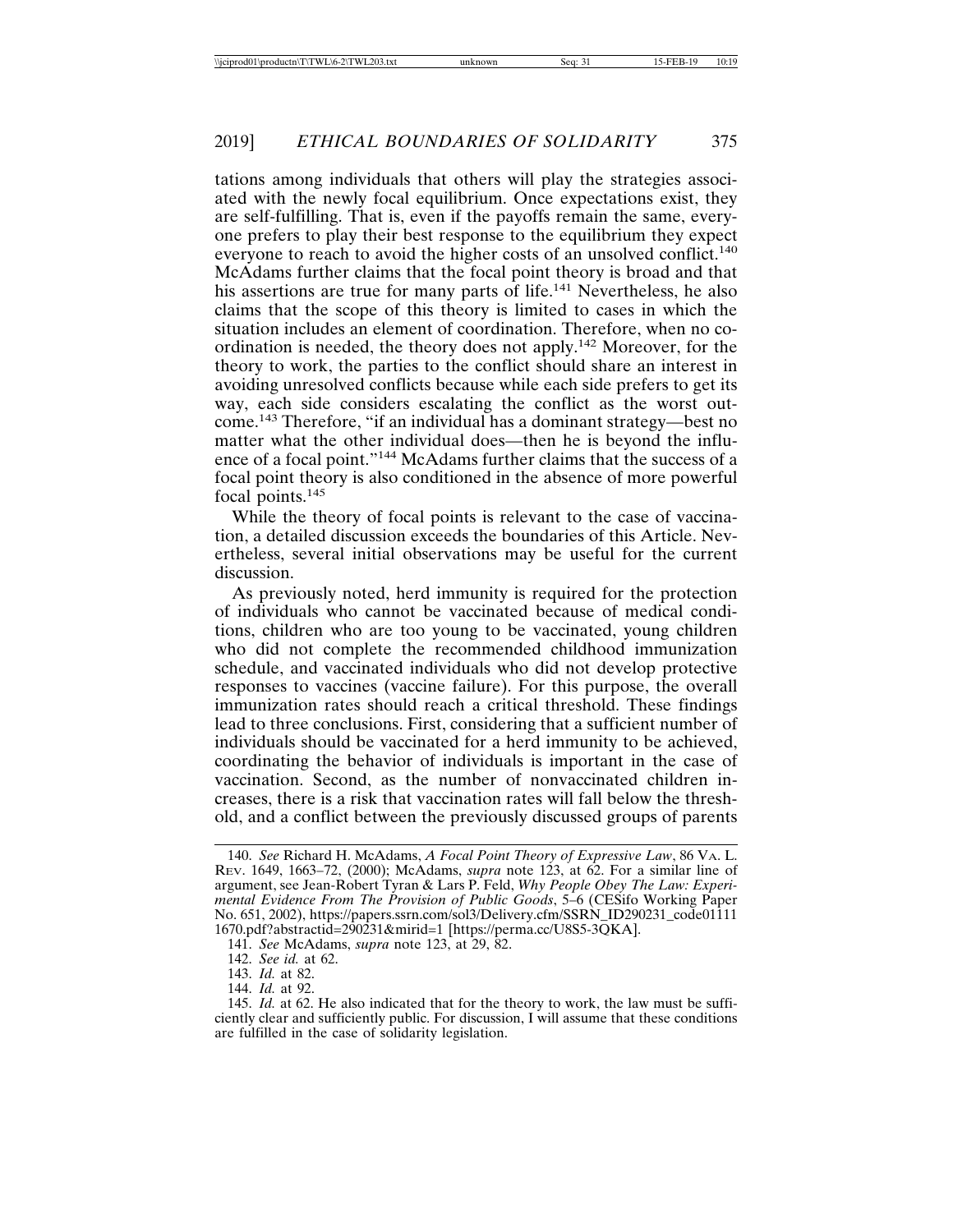tations among individuals that others will play the strategies associated with the newly focal equilibrium. Once expectations exist, they are self-fulfilling. That is, even if the payoffs remain the same, everyone prefers to play their best response to the equilibrium they expect everyone to reach to avoid the higher costs of an unsolved conflict.[140] McAdams further claims that the focal point theory is broad and that his assertions are true for many parts of life.[141] Nevertheless, he also claims that the scope of this theory is limited to cases in which the situation includes an element of coordination. Therefore, when no coordination is needed, the theory does not apply.[142] Moreover, for the theory to work, the parties to the conflict should share an interest in avoiding unresolved conflicts because while each side prefers to get its way, each side considers escalating the conflict as the worst outcome.[143] Therefore, "if an individual has a dominant strategy—best no matter what the other individual does—then he is beyond the influence of a focal point."[144] McAdams further claims that the success of a focal point theory is also conditioned in the absence of more powerful focal points.[145]

While the theory of focal points is relevant to the case of vaccination, a detailed discussion exceeds the boundaries of this Article. Nevertheless, several initial observations may be useful for the current discussion.

As previously noted, herd immunity is required for the protection of individuals who cannot be vaccinated because of medical conditions, children who are too young to be vaccinated, young children who did not complete the recommended childhood immunization schedule, and vaccinated individuals who did not develop protective responses to vaccines (vaccine failure). For this purpose, the overall immunization rates should reach a critical threshold. These findings lead to three conclusions. First, considering that a sufficient number of individuals should be vaccinated for a herd immunity to be achieved, coordinating the behavior of individuals is important in the case of vaccination. Second, as the number of nonvaccinated children increases, there is a risk that vaccination rates will fall below the threshold, and a conflict between the previously discussed groups of parents

---

140. *See* Richard H. McAdams, *A Focal Point Theory of Expressive Law*, 86 VA. L. REV. 1649, 1663–72, (2000); McAdams, *supra* note 123, at 62. For a similar line of argument, see Jean-Robert Tyran & Lars P. Feld, *Why People Obey The Law: Experimental Evidence From The Provision of Public Goods*, 5–6 (CESifo Working Paper No. 651, 2002), https://papers.ssrn.com/sol3/Delivery.cfm/SSRN_ID290231_code011111670.pdf?abstractid=290231&mirid=1 [https://perma.cc/U8S5-3QKA].

141. *See* McAdams, *supra* note 123, at 29, 82.

142. *See id.* at 62.

143. *Id.* at 82.

144. *Id.* at 92.

145. *Id.* at 62. He also indicated that for the theory to work, the law must be sufficiently clear and sufficiently public. For discussion, I will assume that these conditions are fulfilled in the case of solidarity legislation.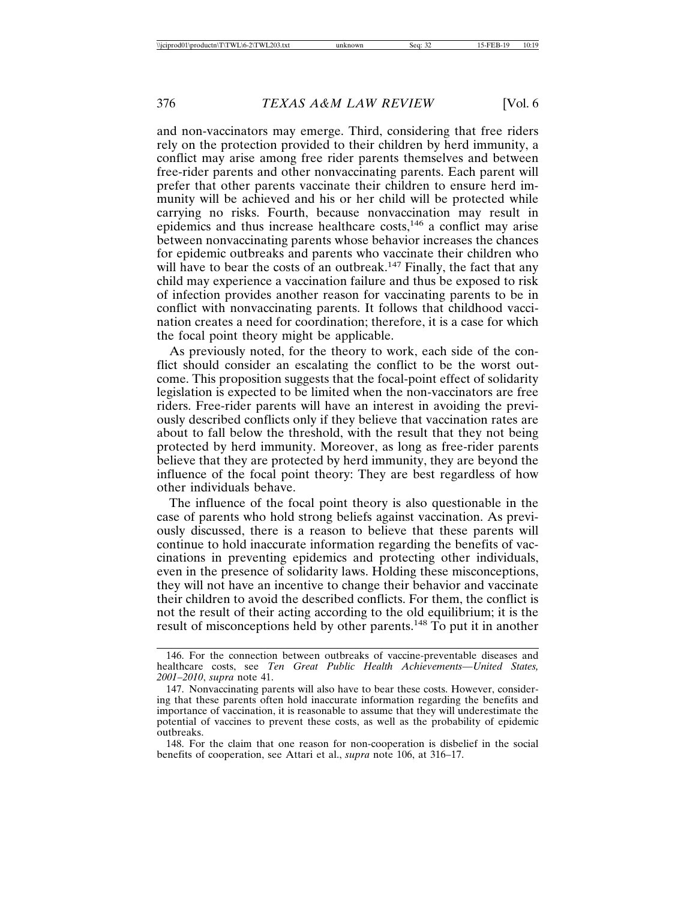and non-vaccinators may emerge. Third, considering that free riders rely on the protection provided to their children by herd immunity, a conflict may arise among free rider parents themselves and between free-rider parents and other nonvaccinating parents. Each parent will prefer that other parents vaccinate their children to ensure herd immunity will be achieved and his or her child will be protected while carrying no risks. Fourth, because nonvaccination may result in epidemics and thus increase healthcare costs,[146] a conflict may arise between nonvaccinating parents whose behavior increases the chances for epidemic outbreaks and parents who vaccinate their children who will have to bear the costs of an outbreak.[147] Finally, the fact that any child may experience a vaccination failure and thus be exposed to risk of infection provides another reason for vaccinating parents to be in conflict with nonvaccinating parents. It follows that childhood vaccination creates a need for coordination; therefore, it is a case for which the focal point theory might be applicable.

As previously noted, for the theory to work, each side of the conflict should consider an escalating the conflict to be the worst outcome. This proposition suggests that the focal-point effect of solidarity legislation is expected to be limited when the non-vaccinators are free riders. Free-rider parents will have an interest in avoiding the previously described conflicts only if they believe that vaccination rates are about to fall below the threshold, with the result that they not being protected by herd immunity. Moreover, as long as free-rider parents believe that they are protected by herd immunity, they are beyond the influence of the focal point theory: They are best regardless of how other individuals behave.

The influence of the focal point theory is also questionable in the case of parents who hold strong beliefs against vaccination. As previously discussed, there is a reason to believe that these parents will continue to hold inaccurate information regarding the benefits of vaccinations in preventing epidemics and protecting other individuals, even in the presence of solidarity laws. Holding these misconceptions, they will not have an incentive to change their behavior and vaccinate their children to avoid the described conflicts. For them, the conflict is not the result of their acting according to the old equilibrium; it is the result of misconceptions held by other parents.[148] To put it in another

---

146. For the connection between outbreaks of vaccine-preventable diseases and healthcare costs, see *Ten Great Public Health Achievements—United States, 2001–2010*, *supra* note 41.

147. Nonvaccinating parents will also have to bear these costs. However, considering that these parents often hold inaccurate information regarding the benefits and importance of vaccination, it is reasonable to assume that they will underestimate the potential of vaccines to prevent these costs, as well as the probability of epidemic outbreaks.

148. For the claim that one reason for non-cooperation is disbelief in the social benefits of cooperation, see Attari et al., *supra* note 106, at 316–17.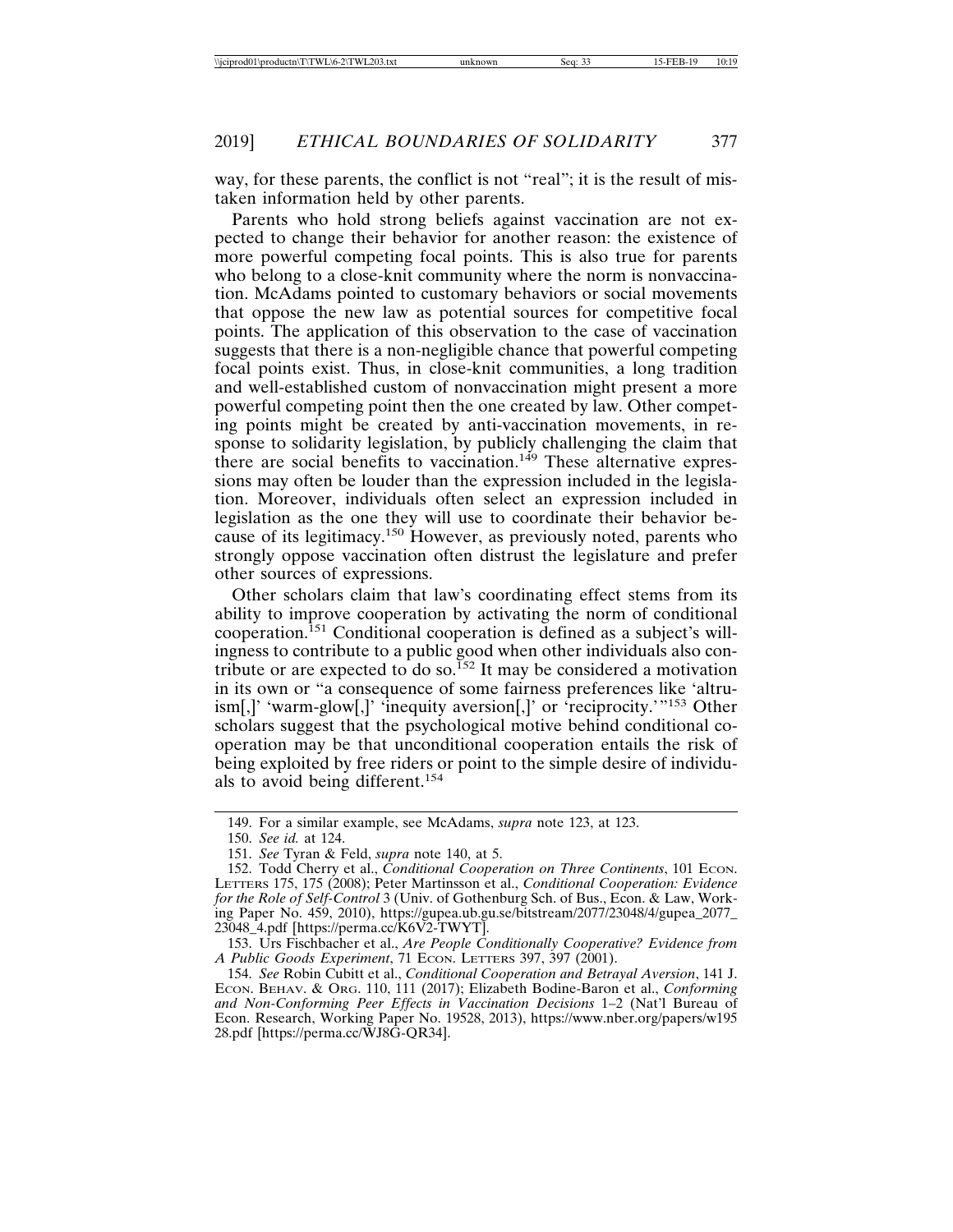way, for these parents, the conflict is not "real"; it is the result of mistaken information held by other parents.

Parents who hold strong beliefs against vaccination are not expected to change their behavior for another reason: the existence of more powerful competing focal points. This is also true for parents who belong to a close-knit community where the norm is nonvaccination. McAdams pointed to customary behaviors or social movements that oppose the new law as potential sources for competitive focal points. The application of this observation to the case of vaccination suggests that there is a non-negligible chance that powerful competing focal points exist. Thus, in close-knit communities, a long tradition and well-established custom of nonvaccination might present a more powerful competing point then the one created by law. Other competing points might be created by anti-vaccination movements, in response to solidarity legislation, by publicly challenging the claim that there are social benefits to vaccination.[149] These alternative expressions may often be louder than the expression included in the legislation. Moreover, individuals often select an expression included in legislation as the one they will use to coordinate their behavior because of its legitimacy.[150] However, as previously noted, parents who strongly oppose vaccination often distrust the legislature and prefer other sources of expressions.

Other scholars claim that law's coordinating effect stems from its ability to improve cooperation by activating the norm of conditional cooperation.[151] Conditional cooperation is defined as a subject's willingness to contribute to a public good when other individuals also contribute or are expected to do so.[152] It may be considered a motivation in its own or "a consequence of some fairness preferences like 'altruism[,]' 'warm-glow[,]' 'inequity aversion[,]' or 'reciprocity.'"[153] Other scholars suggest that the psychological motive behind conditional cooperation may be that unconditional cooperation entails the risk of being exploited by free riders or point to the simple desire of individuals to avoid being different.[154]

---

149. For a similar example, see McAdams, *supra* note 123, at 123.

150. *See id.* at 124.

151. *See* Tyran & Feld, *supra* note 140, at 5.

152. Todd Cherry et al., *Conditional Cooperation on Three Continents*, 101 ECON. LETTERS 175, 175 (2008); Peter Martinsson et al., *Conditional Cooperation: Evidence for the Role of Self-Control* 3 (Univ. of Gothenburg Sch. of Bus., Econ. & Law, Working Paper No. 459, 2010), https://gupea.ub.gu.se/bitstream/2077/23048/4/gupea_2077_23048_4.pdf [https://perma.cc/K6V2-TWYT].

153. Urs Fischbacher et al., *Are People Conditionally Cooperative? Evidence from A Public Goods Experiment*, 71 ECON. LETTERS 397, 397 (2001).

154. *See* Robin Cubitt et al., *Conditional Cooperation and Betrayal Aversion*, 141 J. ECON. BEHAV. & ORG. 110, 111 (2017); Elizabeth Bodine-Baron et al., *Conforming and Non-Conforming Peer Effects in Vaccination Decisions* 1–2 (Nat'l Bureau of Econ. Research, Working Paper No. 19528, 2013), https://www.nber.org/papers/w19528.pdf [https://perma.cc/WJ8G-QR34].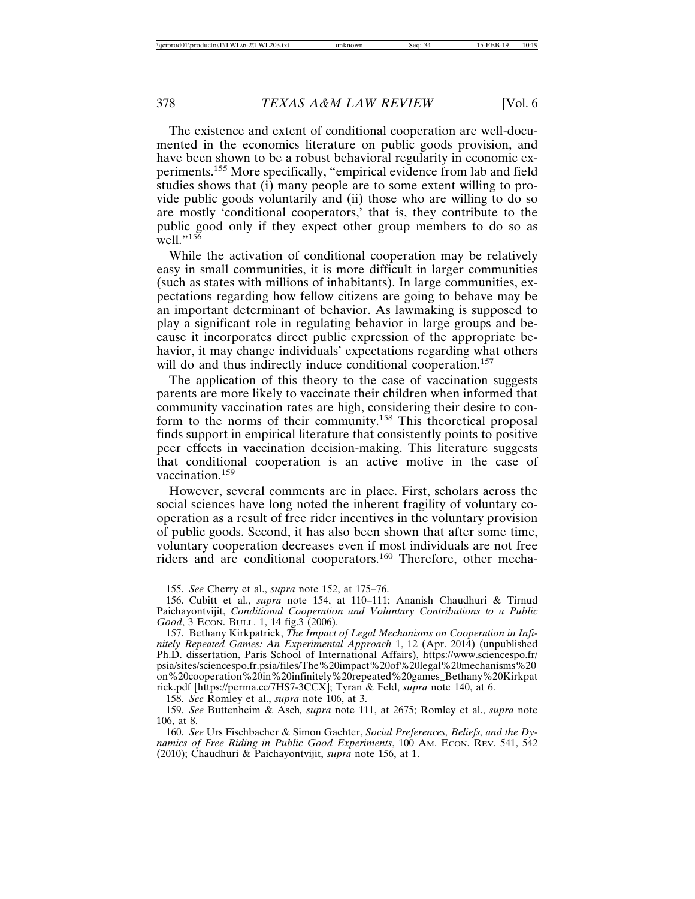The existence and extent of conditional cooperation are well-documented in the economics literature on public goods provision, and have been shown to be a robust behavioral regularity in economic experiments.[155] More specifically, "empirical evidence from lab and field studies shows that (i) many people are to some extent willing to provide public goods voluntarily and (ii) those who are willing to do so are mostly 'conditional cooperators,' that is, they contribute to the public good only if they expect other group members to do so as well."[156]

While the activation of conditional cooperation may be relatively easy in small communities, it is more difficult in larger communities (such as states with millions of inhabitants). In large communities, expectations regarding how fellow citizens are going to behave may be an important determinant of behavior. As lawmaking is supposed to play a significant role in regulating behavior in large groups and because it incorporates direct public expression of the appropriate behavior, it may change individuals' expectations regarding what others will do and thus indirectly induce conditional cooperation.[157]

The application of this theory to the case of vaccination suggests parents are more likely to vaccinate their children when informed that community vaccination rates are high, considering their desire to conform to the norms of their community.[158] This theoretical proposal finds support in empirical literature that consistently points to positive peer effects in vaccination decision-making. This literature suggests that conditional cooperation is an active motive in the case of vaccination.[159]

However, several comments are in place. First, scholars across the social sciences have long noted the inherent fragility of voluntary cooperation as a result of free rider incentives in the voluntary provision of public goods. Second, it has also been shown that after some time, voluntary cooperation decreases even if most individuals are not free riders and are conditional cooperators.[160] Therefore, other mecha-

---

155. *See* Cherry et al., *supra* note 152, at 175–76.

156. Cubitt et al., *supra* note 154, at 110–111; Ananish Chaudhuri & Tirnud Paichayontvijit, *Conditional Cooperation and Voluntary Contributions to a Public Good*, 3 ECON. BULL. 1, 14 fig.3 (2006).

157. Bethany Kirkpatrick, *The Impact of Legal Mechanisms on Cooperation in Infinitely Repeated Games: An Experimental Approach* 1, 12 (Apr. 2014) (unpublished Ph.D. dissertation, Paris School of International Affairs), https://www.sciencespo.fr/psia/sites/sciencespo.fr.psia/files/The%20impact%20of%20legal%20mechanisms%20on%20cooperation%20in%20infinitely%20repeated%20games_Bethany%20Kirkpatrick.pdf [https://perma.cc/7HS7-3CCX]; Tyran & Feld, *supra* note 140, at 6.

158. *See* Romley et al., *supra* note 106, at 3.

159. *See* Buttenheim & Asch*, supra* note 111, at 2675; Romley et al., *supra* note 106, at 8.

160. *See* Urs Fischbacher & Simon Gachter, *Social Preferences, Beliefs, and the Dynamics of Free Riding in Public Good Experiments*, 100 AM. ECON. REV. 541, 542 (2010); Chaudhuri & Paichayontvijit, *supra* note 156, at 1.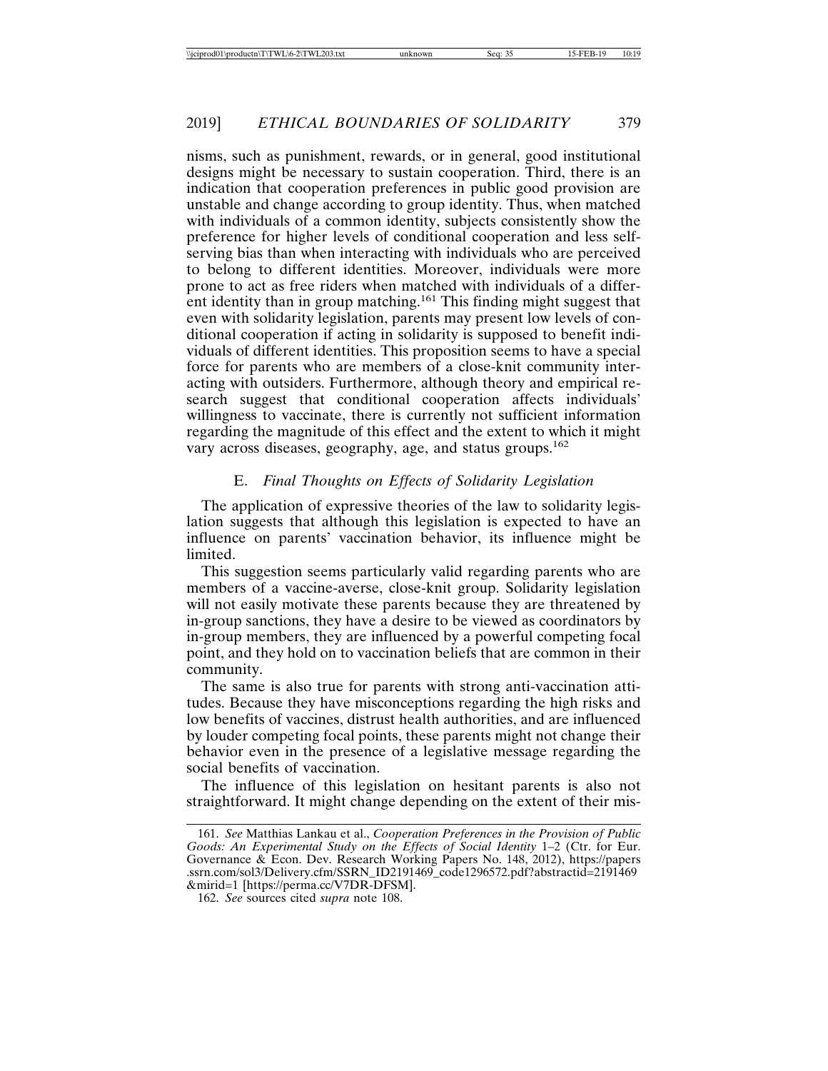nisms, such as punishment, rewards, or in general, good institutional designs might be necessary to sustain cooperation. Third, there is an indication that cooperation preferences in public good provision are unstable and change according to group identity. Thus, when matched with individuals of a common identity, subjects consistently show the preference for higher levels of conditional cooperation and less self-serving bias than when interacting with individuals who are perceived to belong to different identities. Moreover, individuals were more prone to act as free riders when matched with individuals of a different identity than in group matching.[161] This finding might suggest that even with solidarity legislation, parents may present low levels of conditional cooperation if acting in solidarity is supposed to benefit individuals of different identities. This proposition seems to have a special force for parents who are members of a close-knit community interacting with outsiders. Furthermore, although theory and empirical research suggest that conditional cooperation affects individuals' willingness to vaccinate, there is currently not sufficient information regarding the magnitude of this effect and the extent to which it might vary across diseases, geography, age, and status groups.[162]

### E. *Final Thoughts on Effects of Solidarity Legislation*

The application of expressive theories of the law to solidarity legislation suggests that although this legislation is expected to have an influence on parents' vaccination behavior, its influence might be limited.

This suggestion seems particularly valid regarding parents who are members of a vaccine-averse, close-knit group. Solidarity legislation will not easily motivate these parents because they are threatened by in-group sanctions, they have a desire to be viewed as coordinators by in-group members, they are influenced by a powerful competing focal point, and they hold on to vaccination beliefs that are common in their community.

The same is also true for parents with strong anti-vaccination attitudes. Because they have misconceptions regarding the high risks and low benefits of vaccines, distrust health authorities, and are influenced by louder competing focal points, these parents might not change their behavior even in the presence of a legislative message regarding the social benefits of vaccination.

The influence of this legislation on hesitant parents is also not straightforward. It might change depending on the extent of their mis-

---

161. *See* Matthias Lankau et al., *Cooperation Preferences in the Provision of Public Goods: An Experimental Study on the Effects of Social Identity* 1–2 (Ctr. for Eur. Governance & Econ. Dev. Research Working Papers No. 148, 2012), https://papers.ssrn.com/sol3/Delivery.cfm/SSRN_ID2191469_code1296572.pdf?abstractid=2191469&mirid=1 [https://perma.cc/V7DR-DFSM].

162. *See* sources cited *supra* note 108.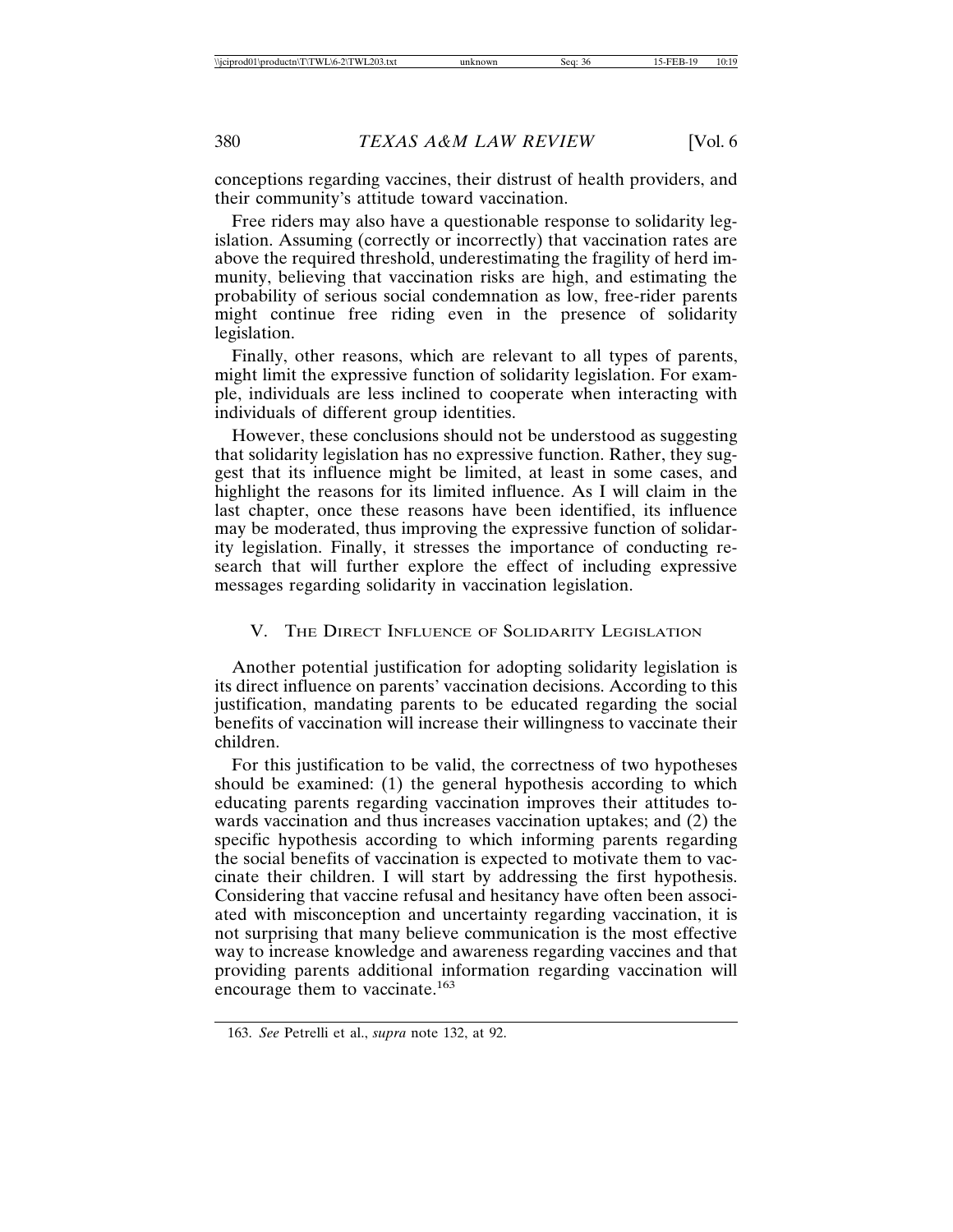conceptions regarding vaccines, their distrust of health providers, and their community's attitude toward vaccination.

Free riders may also have a questionable response to solidarity legislation. Assuming (correctly or incorrectly) that vaccination rates are above the required threshold, underestimating the fragility of herd immunity, believing that vaccination risks are high, and estimating the probability of serious social condemnation as low, free-rider parents might continue free riding even in the presence of solidarity legislation.

Finally, other reasons, which are relevant to all types of parents, might limit the expressive function of solidarity legislation. For example, individuals are less inclined to cooperate when interacting with individuals of different group identities.

However, these conclusions should not be understood as suggesting that solidarity legislation has no expressive function. Rather, they suggest that its influence might be limited, at least in some cases, and highlight the reasons for its limited influence. As I will claim in the last chapter, once these reasons have been identified, its influence may be moderated, thus improving the expressive function of solidarity legislation. Finally, it stresses the importance of conducting research that will further explore the effect of including expressive messages regarding solidarity in vaccination legislation.

## V. The Direct Influence of Solidarity Legislation

Another potential justification for adopting solidarity legislation is its direct influence on parents' vaccination decisions. According to this justification, mandating parents to be educated regarding the social benefits of vaccination will increase their willingness to vaccinate their children.

For this justification to be valid, the correctness of two hypotheses should be examined: (1) the general hypothesis according to which educating parents regarding vaccination improves their attitudes towards vaccination and thus increases vaccination uptakes; and (2) the specific hypothesis according to which informing parents regarding the social benefits of vaccination is expected to motivate them to vaccinate their children. I will start by addressing the first hypothesis. Considering that vaccine refusal and hesitancy have often been associated with misconception and uncertainty regarding vaccination, it is not surprising that many believe communication is the most effective way to increase knowledge and awareness regarding vaccines and that providing parents additional information regarding vaccination will encourage them to vaccinate.[163]

---

163. *See* Petrelli et al., *supra* note 132, at 92.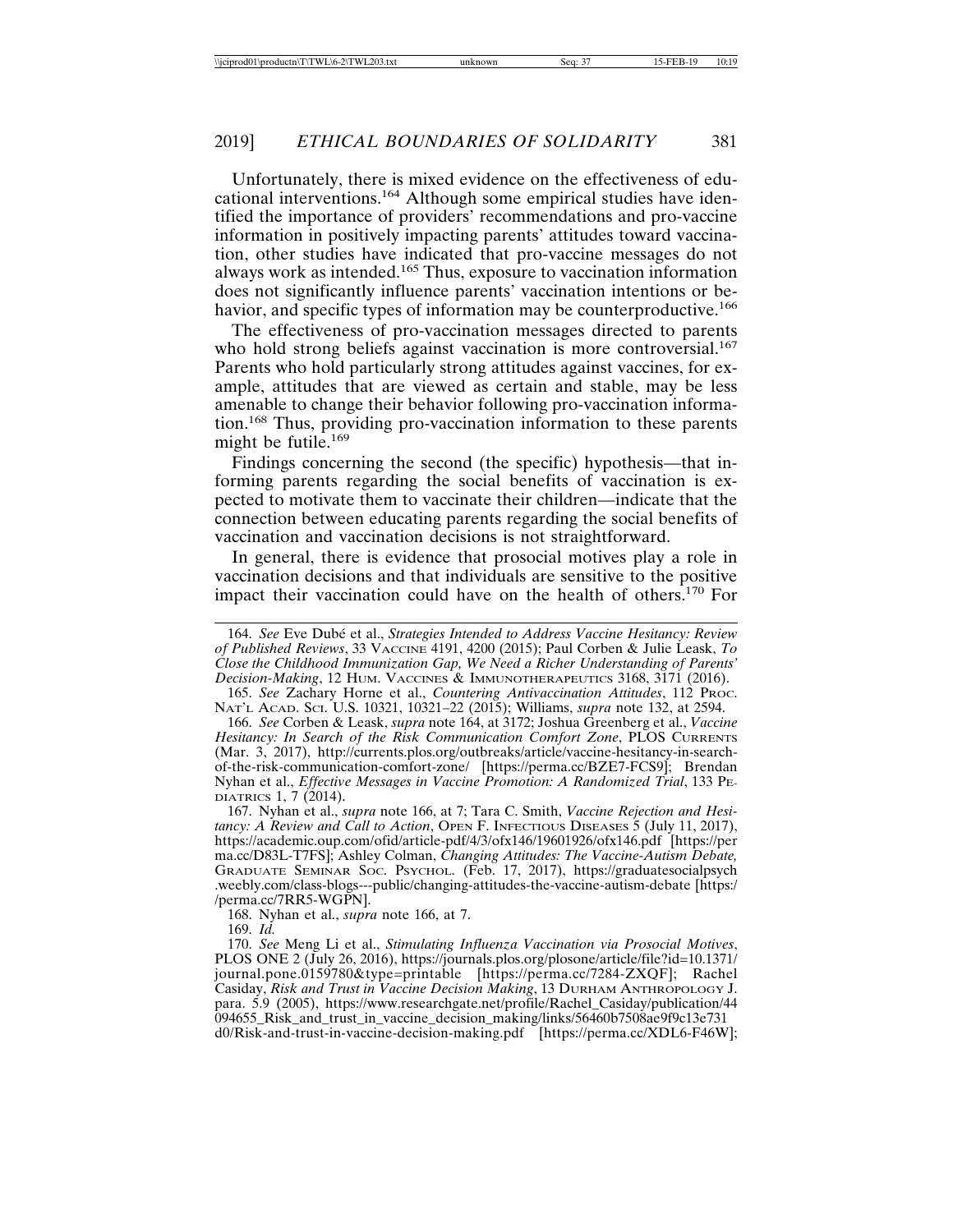Unfortunately, there is mixed evidence on the effectiveness of educational interventions.[164] Although some empirical studies have identified the importance of providers' recommendations and pro-vaccine information in positively impacting parents' attitudes toward vaccination, other studies have indicated that pro-vaccine messages do not always work as intended.[165] Thus, exposure to vaccination information does not significantly influence parents' vaccination intentions or behavior, and specific types of information may be counterproductive.[166]

The effectiveness of pro-vaccination messages directed to parents who hold strong beliefs against vaccination is more controversial.[167] Parents who hold particularly strong attitudes against vaccines, for example, attitudes that are viewed as certain and stable, may be less amenable to change their behavior following pro-vaccination information.[168] Thus, providing pro-vaccination information to these parents might be futile.[169]

Findings concerning the second (the specific) hypothesis—that informing parents regarding the social benefits of vaccination is expected to motivate them to vaccinate their children—indicate that the connection between educating parents regarding the social benefits of vaccination and vaccination decisions is not straightforward.

In general, there is evidence that prosocial motives play a role in vaccination decisions and that individuals are sensitive to the positive impact their vaccination could have on the health of others.[170] For

---

164. *See* Eve Dubé et al., *Strategies Intended to Address Vaccine Hesitancy: Review of Published Reviews*, 33 VACCINE 4191, 4200 (2015); Paul Corben & Julie Leask, *To Close the Childhood Immunization Gap, We Need a Richer Understanding of Parents' Decision-Making*, 12 HUM. VACCINES & IMMUNOTHERAPEUTICS 3168, 3171 (2016).

165. *See* Zachary Horne et al., *Countering Antivaccination Attitudes*, 112 PROC. NAT'L ACAD. SCI. U.S. 10321, 10321–22 (2015); Williams, *supra* note 132, at 2594.

166. *See* Corben & Leask, *supra* note 164, at 3172; Joshua Greenberg et al., *Vaccine Hesitancy: In Search of the Risk Communication Comfort Zone*, PLOS CURRENTS (Mar. 3, 2017), http://currents.plos.org/outbreaks/article/vaccine-hesitancy-in-search-of-the-risk-communication-comfort-zone/ [https://perma.cc/BZE7-FCS9]; Brendan Nyhan et al., *Effective Messages in Vaccine Promotion: A Randomized Trial*, 133 PEDIATRICS 1, 7 (2014).

167. Nyhan et al., *supra* note 166, at 7; Tara C. Smith, *Vaccine Rejection and Hesitancy: A Review and Call to Action*, OPEN F. INFECTIOUS DISEASES 5 (July 11, 2017), https://academic.oup.com/ofid/article-pdf/4/3/ofx146/19601926/ofx146.pdf [https://perma.cc/D83L-T7FS]; Ashley Colman, *Changing Attitudes: The Vaccine-Autism Debate,* GRADUATE SEMINAR SOC. PSYCHOL. (Feb. 17, 2017), https://graduatesocialpsych.weebly.com/class-blogs---public/changing-attitudes-the-vaccine-autism-debate [https://perma.cc/7RR5-WGPN].

168. Nyhan et al., *supra* note 166, at 7.

169. *Id.*

170. *See* Meng Li et al., *Stimulating Influenza Vaccination via Prosocial Motives*, PLOS ONE 2 (July 26, 2016), https://journals.plos.org/plosone/article/file?id=10.1371/journal.pone.0159780&type=printable [https://perma.cc/7284-ZXQF]; Rachel Casiday, *Risk and Trust in Vaccine Decision Making*, 13 DURHAM ANTHROPOLOGY J. para. 5.9 (2005), https://www.researchgate.net/profile/Rachel_Casiday/publication/44094655_Risk_and_trust_in_vaccine_decision_making/links/56460b7508ae9f9c13e731d0/Risk-and-trust-in-vaccine-decision-making.pdf [https://perma.cc/XDL6-F46W];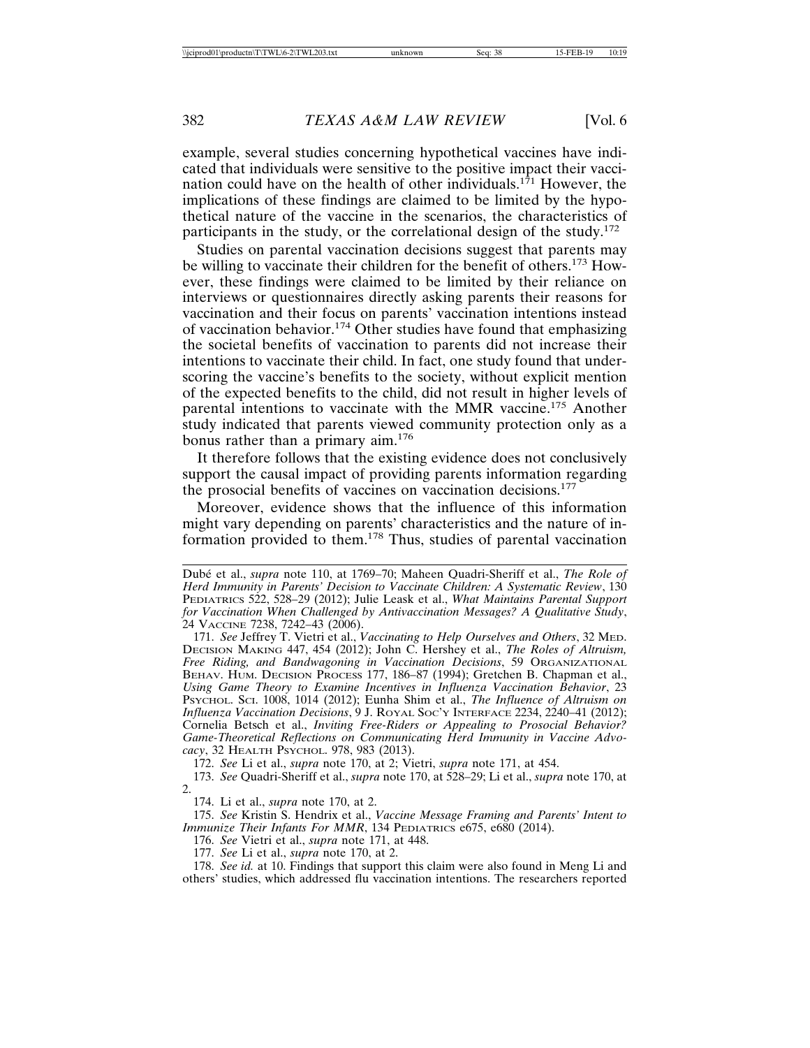example, several studies concerning hypothetical vaccines have indicated that individuals were sensitive to the positive impact their vaccination could have on the health of other individuals.[171] However, the implications of these findings are claimed to be limited by the hypothetical nature of the vaccine in the scenarios, the characteristics of participants in the study, or the correlational design of the study.[172]

Studies on parental vaccination decisions suggest that parents may be willing to vaccinate their children for the benefit of others.[173] However, these findings were claimed to be limited by their reliance on interviews or questionnaires directly asking parents their reasons for vaccination and their focus on parents' vaccination intentions instead of vaccination behavior.[174] Other studies have found that emphasizing the societal benefits of vaccination to parents did not increase their intentions to vaccinate their child. In fact, one study found that underscoring the vaccine's benefits to the society, without explicit mention of the expected benefits to the child, did not result in higher levels of parental intentions to vaccinate with the MMR vaccine.[175] Another study indicated that parents viewed community protection only as a bonus rather than a primary aim.[176]

It therefore follows that the existing evidence does not conclusively support the causal impact of providing parents information regarding the prosocial benefits of vaccines on vaccination decisions.[177]

Moreover, evidence shows that the influence of this information might vary depending on parents' characteristics and the nature of information provided to them.[178] Thus, studies of parental vaccination

---

Dubé et al., *supra* note 110, at 1769–70; Maheen Quadri-Sheriff et al., *The Role of Herd Immunity in Parents' Decision to Vaccinate Children: A Systematic Review*, 130 PEDIATRICS 522, 528–29 (2012); Julie Leask et al., *What Maintains Parental Support for Vaccination When Challenged by Antivaccination Messages? A Qualitative Study*, 24 VACCINE 7238, 7242–43 (2006).

171. *See* Jeffrey T. Vietri et al., *Vaccinating to Help Ourselves and Others*, 32 MED. DECISION MAKING 447, 454 (2012); John C. Hershey et al., *The Roles of Altruism, Free Riding, and Bandwagoning in Vaccination Decisions*, 59 ORGANIZATIONAL BEHAV. HUM. DECISION PROCESS 177, 186–87 (1994); Gretchen B. Chapman et al., *Using Game Theory to Examine Incentives in Influenza Vaccination Behavior*, 23 PSYCHOL. SCI. 1008, 1014 (2012); Eunha Shim et al., *The Influence of Altruism on Influenza Vaccination Decisions*, 9 J. ROYAL SOC'Y INTERFACE 2234, 2240–41 (2012); Cornelia Betsch et al., *Inviting Free-Riders or Appealing to Prosocial Behavior? Game-Theoretical Reflections on Communicating Herd Immunity in Vaccine Advocacy*, 32 HEALTH PSYCHOL. 978, 983 (2013).

172. *See* Li et al., *supra* note 170, at 2; Vietri, *supra* note 171, at 454.

173. *See* Quadri-Sheriff et al., *supra* note 170, at 528–29; Li et al., *supra* note 170, at 2.

174. Li et al., *supra* note 170, at 2.

175. *See* Kristin S. Hendrix et al., *Vaccine Message Framing and Parents' Intent to Immunize Their Infants For MMR*, 134 PEDIATRICS e675, e680 (2014).

176. *See* Vietri et al., *supra* note 171, at 448.

177. *See* Li et al., *supra* note 170, at 2.

178. *See id.* at 10. Findings that support this claim were also found in Meng Li and others' studies, which addressed flu vaccination intentions. The researchers reported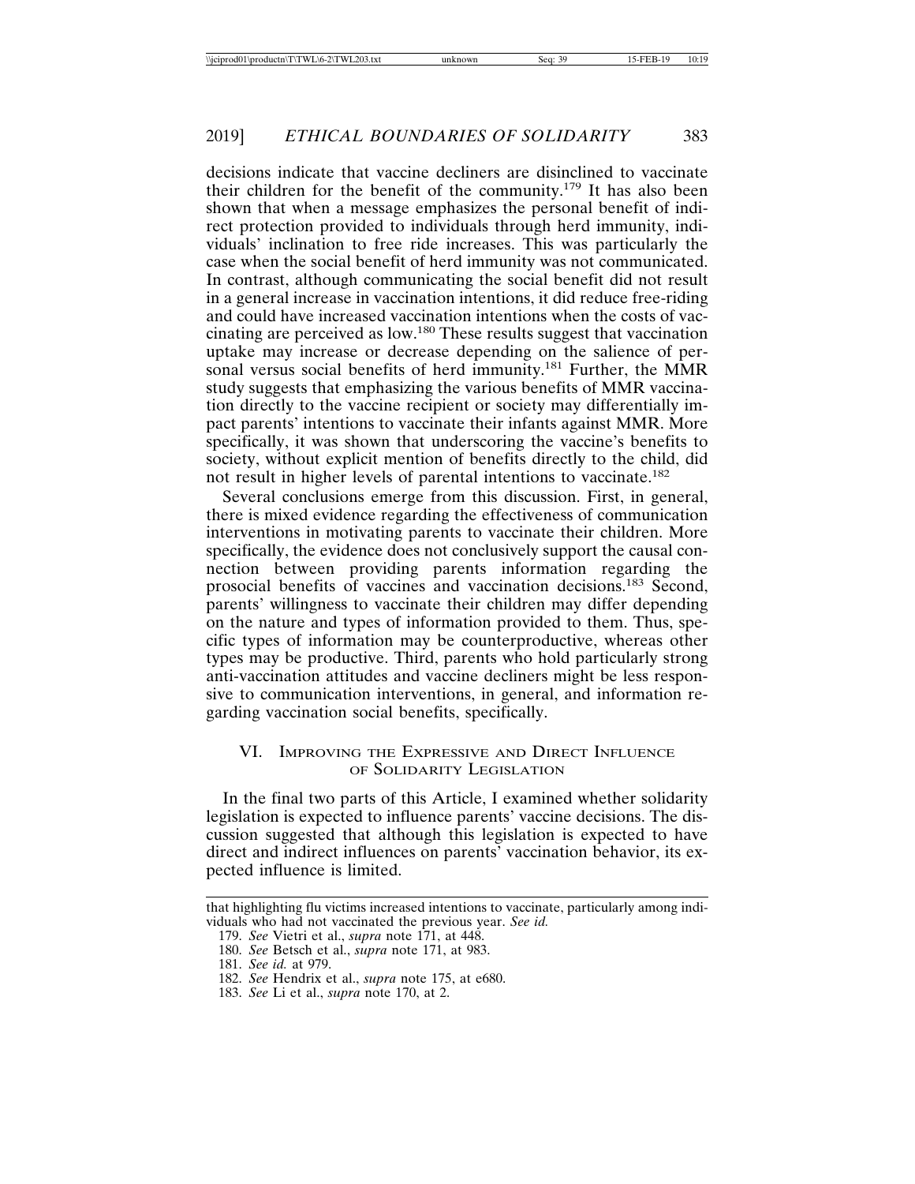decisions indicate that vaccine decliners are disinclined to vaccinate their children for the benefit of the community.[179] It has also been shown that when a message emphasizes the personal benefit of indirect protection provided to individuals through herd immunity, individuals' inclination to free ride increases. This was particularly the case when the social benefit of herd immunity was not communicated. In contrast, although communicating the social benefit did not result in a general increase in vaccination intentions, it did reduce free-riding and could have increased vaccination intentions when the costs of vaccinating are perceived as low.[180] These results suggest that vaccination uptake may increase or decrease depending on the salience of personal versus social benefits of herd immunity.[181] Further, the MMR study suggests that emphasizing the various benefits of MMR vaccination directly to the vaccine recipient or society may differentially impact parents' intentions to vaccinate their infants against MMR. More specifically, it was shown that underscoring the vaccine's benefits to society, without explicit mention of benefits directly to the child, did not result in higher levels of parental intentions to vaccinate.[182]

Several conclusions emerge from this discussion. First, in general, there is mixed evidence regarding the effectiveness of communication interventions in motivating parents to vaccinate their children. More specifically, the evidence does not conclusively support the causal connection between providing parents information regarding the prosocial benefits of vaccines and vaccination decisions.[183] Second, parents' willingness to vaccinate their children may differ depending on the nature and types of information provided to them. Thus, specific types of information may be counterproductive, whereas other types may be productive. Third, parents who hold particularly strong anti-vaccination attitudes and vaccine decliners might be less responsive to communication interventions, in general, and information regarding vaccination social benefits, specifically.

## VI. Improving the Expressive and Direct Influence of Solidarity Legislation

In the final two parts of this Article, I examined whether solidarity legislation is expected to influence parents' vaccine decisions. The discussion suggested that although this legislation is expected to have direct and indirect influences on parents' vaccination behavior, its expected influence is limited.

---

that highlighting flu victims increased intentions to vaccinate, particularly among individuals who had not vaccinated the previous year. *See id.*

179. *See* Vietri et al., *supra* note 171, at 448.

180. *See* Betsch et al., *supra* note 171, at 983.

181. *See id.* at 979.

182. *See* Hendrix et al., *supra* note 175, at e680.

183. *See* Li et al., *supra* note 170, at 2.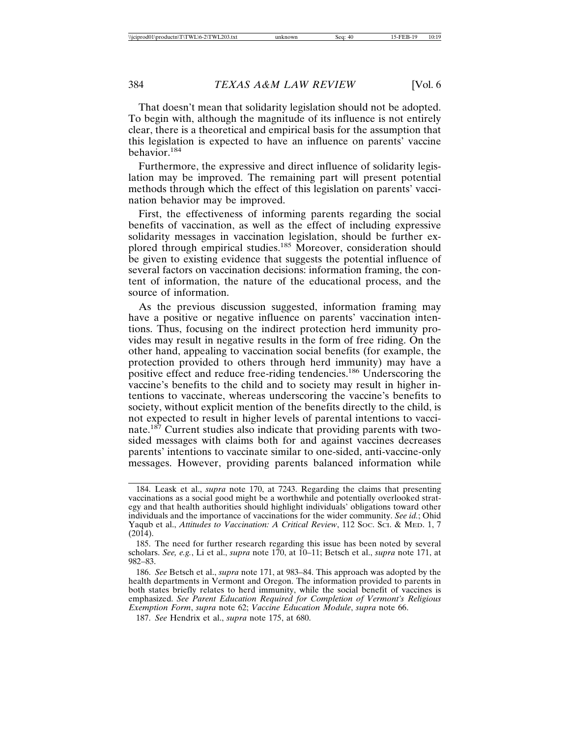That doesn't mean that solidarity legislation should not be adopted. To begin with, although the magnitude of its influence is not entirely clear, there is a theoretical and empirical basis for the assumption that this legislation is expected to have an influence on parents' vaccine behavior.[184]

Furthermore, the expressive and direct influence of solidarity legislation may be improved. The remaining part will present potential methods through which the effect of this legislation on parents' vaccination behavior may be improved.

First, the effectiveness of informing parents regarding the social benefits of vaccination, as well as the effect of including expressive solidarity messages in vaccination legislation, should be further explored through empirical studies.[185] Moreover, consideration should be given to existing evidence that suggests the potential influence of several factors on vaccination decisions: information framing, the content of information, the nature of the educational process, and the source of information.

As the previous discussion suggested, information framing may have a positive or negative influence on parents' vaccination intentions. Thus, focusing on the indirect protection herd immunity provides may result in negative results in the form of free riding. On the other hand, appealing to vaccination social benefits (for example, the protection provided to others through herd immunity) may have a positive effect and reduce free-riding tendencies.[186] Underscoring the vaccine's benefits to the child and to society may result in higher intentions to vaccinate, whereas underscoring the vaccine's benefits to society, without explicit mention of the benefits directly to the child, is not expected to result in higher levels of parental intentions to vaccinate.[187] Current studies also indicate that providing parents with two-sided messages with claims both for and against vaccines decreases parents' intentions to vaccinate similar to one-sided, anti-vaccine-only messages. However, providing parents balanced information while

---

184. Leask et al., *supra* note 170, at 7243. Regarding the claims that presenting vaccinations as a social good might be a worthwhile and potentially overlooked strategy and that health authorities should highlight individuals' obligations toward other individuals and the importance of vaccinations for the wider community. *See id.*; Ohid Yaqub et al., *Attitudes to Vaccination: A Critical Review*, 112 SOC. SCI. & MED. 1, 7 (2014).

185. The need for further research regarding this issue has been noted by several scholars. *See, e.g.*, Li et al., *supra* note 170, at 10–11; Betsch et al., *supra* note 171, at 982–83.

186. *See* Betsch et al., *supra* note 171, at 983–84. This approach was adopted by the health departments in Vermont and Oregon. The information provided to parents in both states briefly relates to herd immunity, while the social benefit of vaccines is emphasized. *See Parent Education Required for Completion of Vermont's Religious Exemption Form*, *supra* note 62; *Vaccine Education Module*, *supra* note 66.

187. *See* Hendrix et al., *supra* note 175, at 680.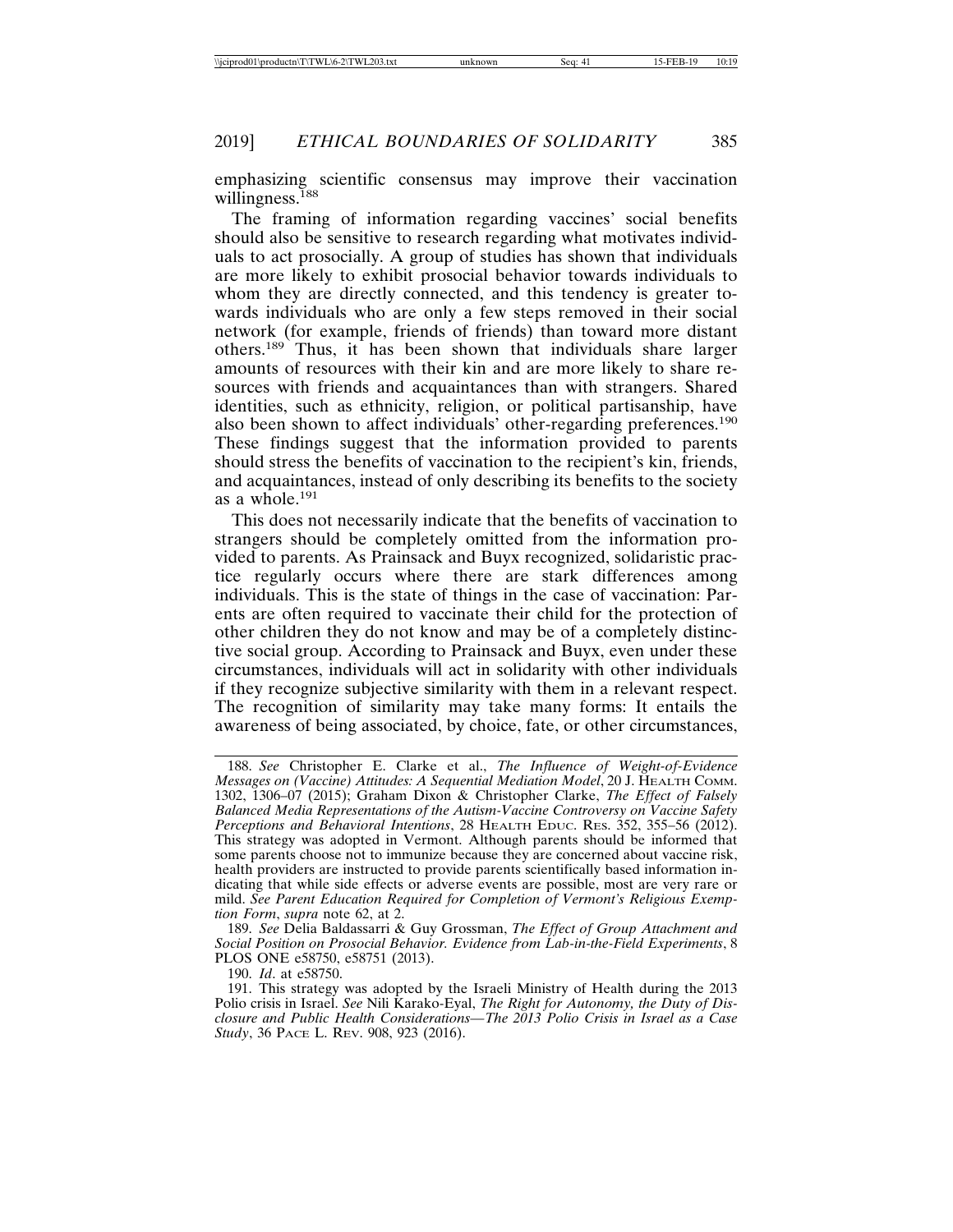emphasizing scientific consensus may improve their vaccination willingness.[188]

The framing of information regarding vaccines' social benefits should also be sensitive to research regarding what motivates individuals to act prosocially. A group of studies has shown that individuals are more likely to exhibit prosocial behavior towards individuals to whom they are directly connected, and this tendency is greater towards individuals who are only a few steps removed in their social network (for example, friends of friends) than toward more distant others.[189] Thus, it has been shown that individuals share larger amounts of resources with their kin and are more likely to share resources with friends and acquaintances than with strangers. Shared identities, such as ethnicity, religion, or political partisanship, have also been shown to affect individuals' other-regarding preferences.[190] These findings suggest that the information provided to parents should stress the benefits of vaccination to the recipient's kin, friends, and acquaintances, instead of only describing its benefits to the society as a whole.[191]

This does not necessarily indicate that the benefits of vaccination to strangers should be completely omitted from the information provided to parents. As Prainsack and Buyx recognized, solidaristic practice regularly occurs where there are stark differences among individuals. This is the state of things in the case of vaccination: Parents are often required to vaccinate their child for the protection of other children they do not know and may be of a completely distinctive social group. According to Prainsack and Buyx, even under these circumstances, individuals will act in solidarity with other individuals if they recognize subjective similarity with them in a relevant respect. The recognition of similarity may take many forms: It entails the awareness of being associated, by choice, fate, or other circumstances,

---

188. *See* Christopher E. Clarke et al., *The Influence of Weight-of-Evidence Messages on (Vaccine) Attitudes: A Sequential Mediation Model*, 20 J. HEALTH COMM. 1302, 1306–07 (2015); Graham Dixon & Christopher Clarke, *The Effect of Falsely Balanced Media Representations of the Autism-Vaccine Controversy on Vaccine Safety Perceptions and Behavioral Intentions*, 28 HEALTH EDUC. RES. 352, 355–56 (2012). This strategy was adopted in Vermont. Although parents should be informed that some parents choose not to immunize because they are concerned about vaccine risk, health providers are instructed to provide parents scientifically based information indicating that while side effects or adverse events are possible, most are very rare or mild. *See Parent Education Required for Completion of Vermont's Religious Exemption Form*, *supra* note 62, at 2.

189. *See* Delia Baldassarri & Guy Grossman, *The Effect of Group Attachment and Social Position on Prosocial Behavior. Evidence from Lab-in-the-Field Experiments*, 8 PLOS ONE e58750, e58751 (2013).

190. *Id*. at e58750.

191. This strategy was adopted by the Israeli Ministry of Health during the 2013 Polio crisis in Israel. *See* Nili Karako-Eyal, *The Right for Autonomy, the Duty of Disclosure and Public Health Considerations—The 2013 Polio Crisis in Israel as a Case Study*, 36 PACE L. REV. 908, 923 (2016).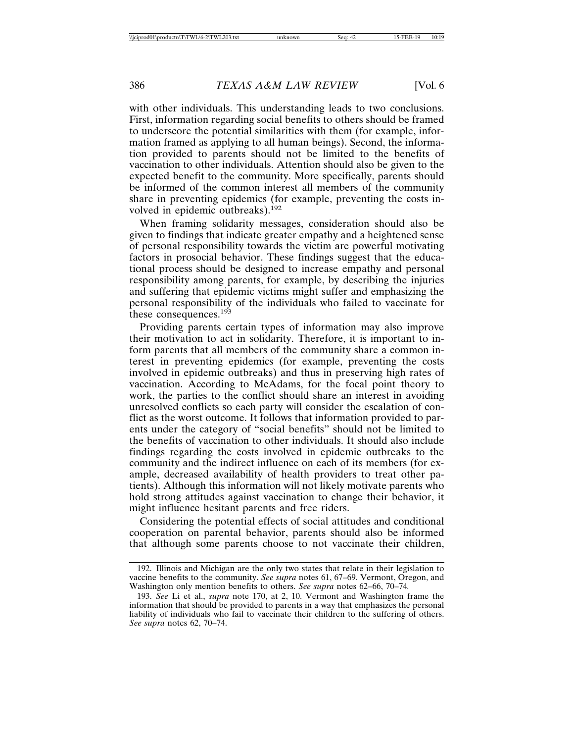with other individuals. This understanding leads to two conclusions. First, information regarding social benefits to others should be framed to underscore the potential similarities with them (for example, information framed as applying to all human beings). Second, the information provided to parents should not be limited to the benefits of vaccination to other individuals. Attention should also be given to the expected benefit to the community. More specifically, parents should be informed of the common interest all members of the community share in preventing epidemics (for example, preventing the costs involved in epidemic outbreaks).[192]

When framing solidarity messages, consideration should also be given to findings that indicate greater empathy and a heightened sense of personal responsibility towards the victim are powerful motivating factors in prosocial behavior. These findings suggest that the educational process should be designed to increase empathy and personal responsibility among parents, for example, by describing the injuries and suffering that epidemic victims might suffer and emphasizing the personal responsibility of the individuals who failed to vaccinate for these consequences.[193]

Providing parents certain types of information may also improve their motivation to act in solidarity. Therefore, it is important to inform parents that all members of the community share a common interest in preventing epidemics (for example, preventing the costs involved in epidemic outbreaks) and thus in preserving high rates of vaccination. According to McAdams, for the focal point theory to work, the parties to the conflict should share an interest in avoiding unresolved conflicts so each party will consider the escalation of conflict as the worst outcome. It follows that information provided to parents under the category of "social benefits" should not be limited to the benefits of vaccination to other individuals. It should also include findings regarding the costs involved in epidemic outbreaks to the community and the indirect influence on each of its members (for example, decreased availability of health providers to treat other patients). Although this information will not likely motivate parents who hold strong attitudes against vaccination to change their behavior, it might influence hesitant parents and free riders.

Considering the potential effects of social attitudes and conditional cooperation on parental behavior, parents should also be informed that although some parents choose to not vaccinate their children,

---

192. Illinois and Michigan are the only two states that relate in their legislation to vaccine benefits to the community. *See supra* notes 61, 67–69. Vermont, Oregon, and Washington only mention benefits to others. *See supra* notes 62–66, 70–74.

193. *See* Li et al., *supra* note 170, at 2, 10. Vermont and Washington frame the information that should be provided to parents in a way that emphasizes the personal liability of individuals who fail to vaccinate their children to the suffering of others. *See supra* notes 62, 70–74.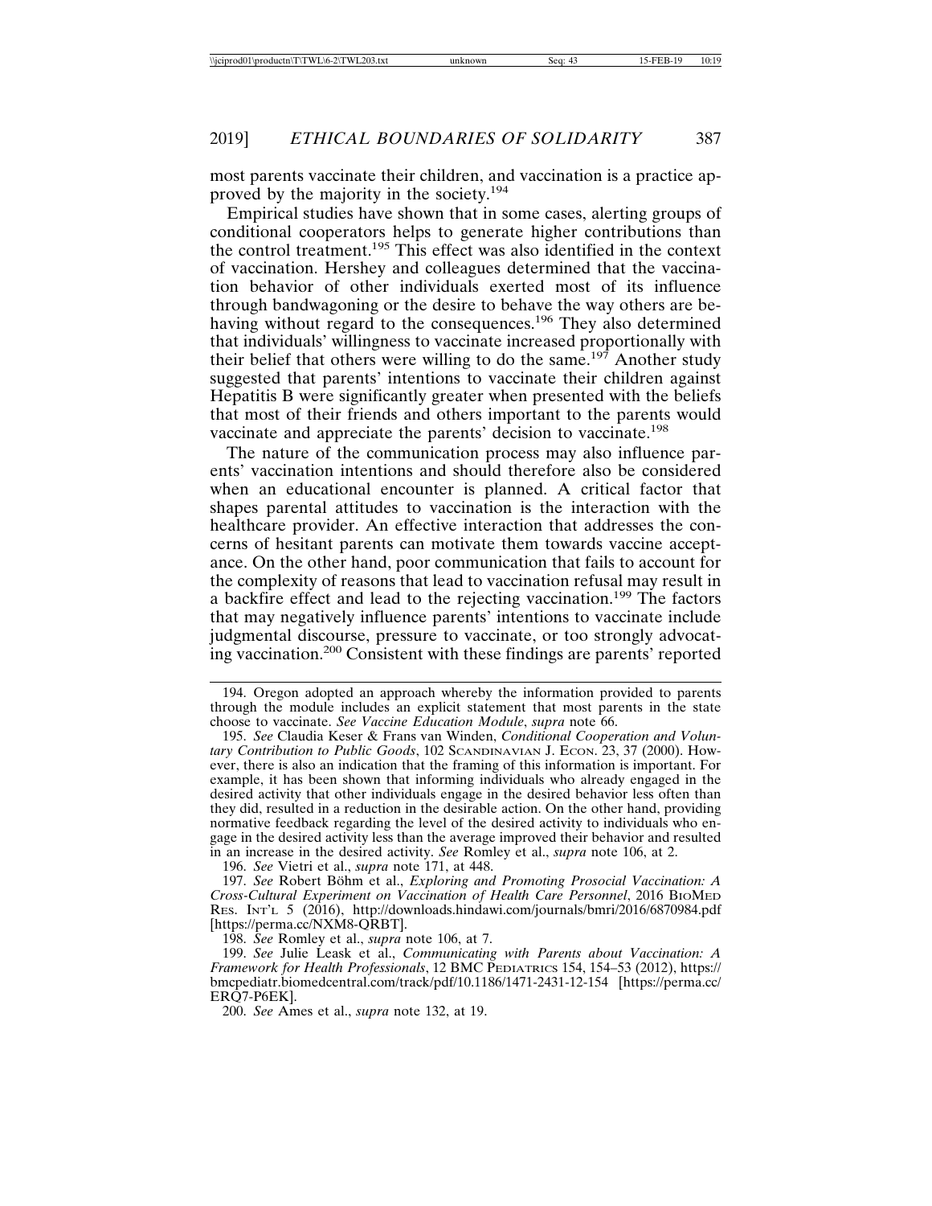most parents vaccinate their children, and vaccination is a practice approved by the majority in the society.[194]

Empirical studies have shown that in some cases, alerting groups of conditional cooperators helps to generate higher contributions than the control treatment.[195] This effect was also identified in the context of vaccination. Hershey and colleagues determined that the vaccination behavior of other individuals exerted most of its influence through bandwagoning or the desire to behave the way others are behaving without regard to the consequences.[196] They also determined that individuals' willingness to vaccinate increased proportionally with their belief that others were willing to do the same.[197] Another study suggested that parents' intentions to vaccinate their children against Hepatitis B were significantly greater when presented with the beliefs that most of their friends and others important to the parents would vaccinate and appreciate the parents' decision to vaccinate.[198]

The nature of the communication process may also influence parents' vaccination intentions and should therefore also be considered when an educational encounter is planned. A critical factor that shapes parental attitudes to vaccination is the interaction with the healthcare provider. An effective interaction that addresses the concerns of hesitant parents can motivate them towards vaccine acceptance. On the other hand, poor communication that fails to account for the complexity of reasons that lead to vaccination refusal may result in a backfire effect and lead to the rejecting vaccination.[199] The factors that may negatively influence parents' intentions to vaccinate include judgmental discourse, pressure to vaccinate, or too strongly advocating vaccination.[200] Consistent with these findings are parents' reported

---

194. Oregon adopted an approach whereby the information provided to parents through the module includes an explicit statement that most parents in the state choose to vaccinate. *See Vaccine Education Module*, *supra* note 66.

195. *See* Claudia Keser & Frans van Winden, *Conditional Cooperation and Voluntary Contribution to Public Goods*, 102 Scandinavian J. Econ. 23, 37 (2000). However, there is also an indication that the framing of this information is important. For example, it has been shown that informing individuals who already engaged in the desired activity that other individuals engage in the desired behavior less often than they did, resulted in a reduction in the desirable action. On the other hand, providing normative feedback regarding the level of the desired activity to individuals who engage in the desired activity less than the average improved their behavior and resulted in an increase in the desired activity. *See* Romley et al., *supra* note 106, at 2.

196. *See* Vietri et al., *supra* note 171, at 448.

197. *See* Robert Böhm et al., *Exploring and Promoting Prosocial Vaccination: A Cross-Cultural Experiment on Vaccination of Health Care Personnel*, 2016 BioMed Res. Int'l 5 (2016), http://downloads.hindawi.com/journals/bmri/2016/6870984.pdf [https://perma.cc/NXM8-QRBT].

198. *See* Romley et al., *supra* note 106, at 7.

199. *See* Julie Leask et al., *Communicating with Parents about Vaccination: A Framework for Health Professionals*, 12 BMC Pediatrics 154, 154–53 (2012), https://bmcpediatr.biomedcentral.com/track/pdf/10.1186/1471-2431-12-154 [https://perma.cc/ERQ7-P6EK].

200. *See* Ames et al., *supra* note 132, at 19.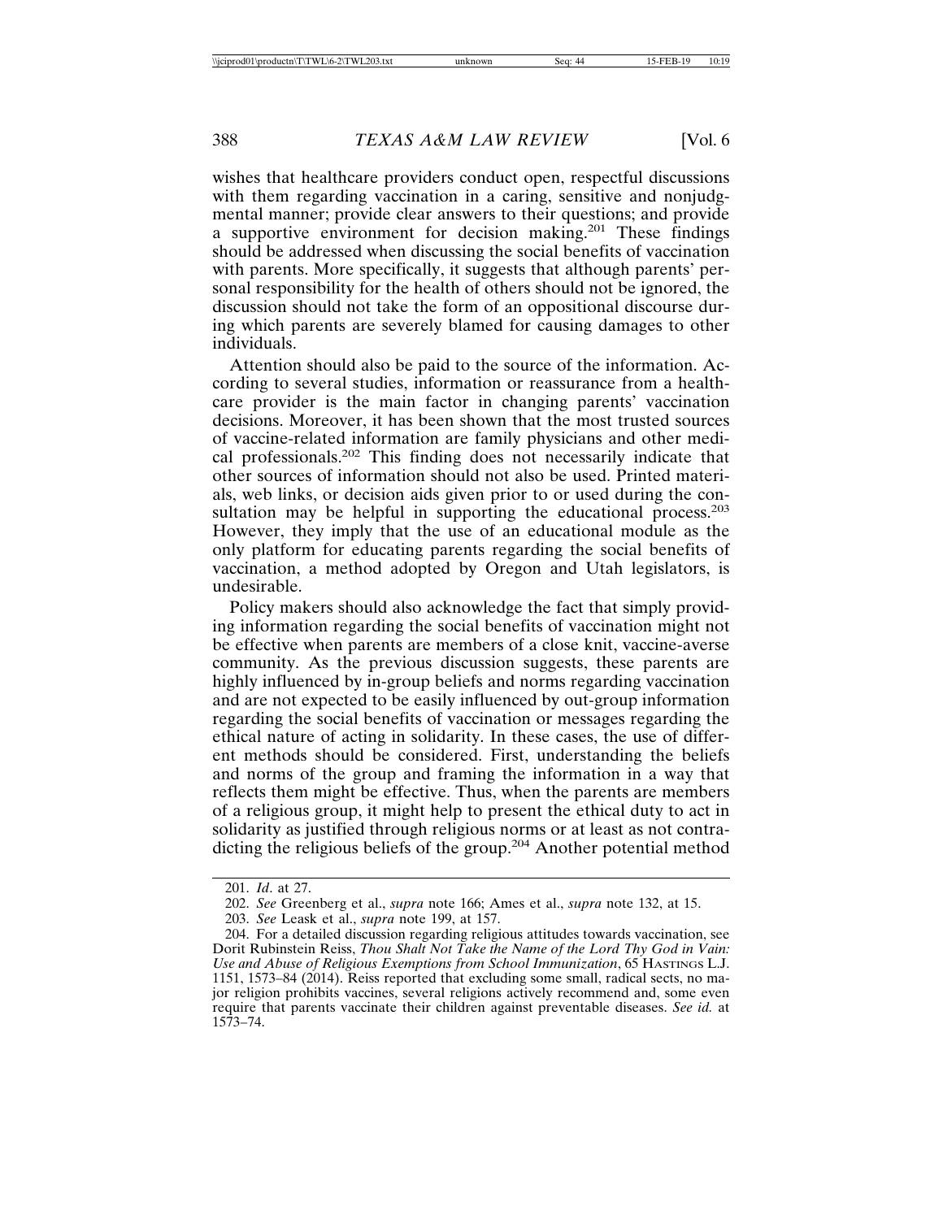wishes that healthcare providers conduct open, respectful discussions with them regarding vaccination in a caring, sensitive and nonjudgmental manner; provide clear answers to their questions; and provide a supportive environment for decision making.[201] These findings should be addressed when discussing the social benefits of vaccination with parents. More specifically, it suggests that although parents' personal responsibility for the health of others should not be ignored, the discussion should not take the form of an oppositional discourse during which parents are severely blamed for causing damages to other individuals.

Attention should also be paid to the source of the information. According to several studies, information or reassurance from a healthcare provider is the main factor in changing parents' vaccination decisions. Moreover, it has been shown that the most trusted sources of vaccine-related information are family physicians and other medical professionals.[202] This finding does not necessarily indicate that other sources of information should not also be used. Printed materials, web links, or decision aids given prior to or used during the consultation may be helpful in supporting the educational process.[203] However, they imply that the use of an educational module as the only platform for educating parents regarding the social benefits of vaccination, a method adopted by Oregon and Utah legislators, is undesirable.

Policy makers should also acknowledge the fact that simply providing information regarding the social benefits of vaccination might not be effective when parents are members of a close knit, vaccine-averse community. As the previous discussion suggests, these parents are highly influenced by in-group beliefs and norms regarding vaccination and are not expected to be easily influenced by out-group information regarding the social benefits of vaccination or messages regarding the ethical nature of acting in solidarity. In these cases, the use of different methods should be considered. First, understanding the beliefs and norms of the group and framing the information in a way that reflects them might be effective. Thus, when the parents are members of a religious group, it might help to present the ethical duty to act in solidarity as justified through religious norms or at least as not contradicting the religious beliefs of the group.[204] Another potential method

---

201. *Id*. at 27.

202. *See* Greenberg et al., *supra* note 166; Ames et al., *supra* note 132, at 15.

203. *See* Leask et al., *supra* note 199, at 157.

204. For a detailed discussion regarding religious attitudes towards vaccination, see Dorit Rubinstein Reiss, *Thou Shalt Not Take the Name of the Lord Thy God in Vain: Use and Abuse of Religious Exemptions from School Immunization*, 65 HASTINGS L.J. 1151, 1573–84 (2014). Reiss reported that excluding some small, radical sects, no major religion prohibits vaccines, several religions actively recommend and, some even require that parents vaccinate their children against preventable diseases. *See id.* at 1573–74.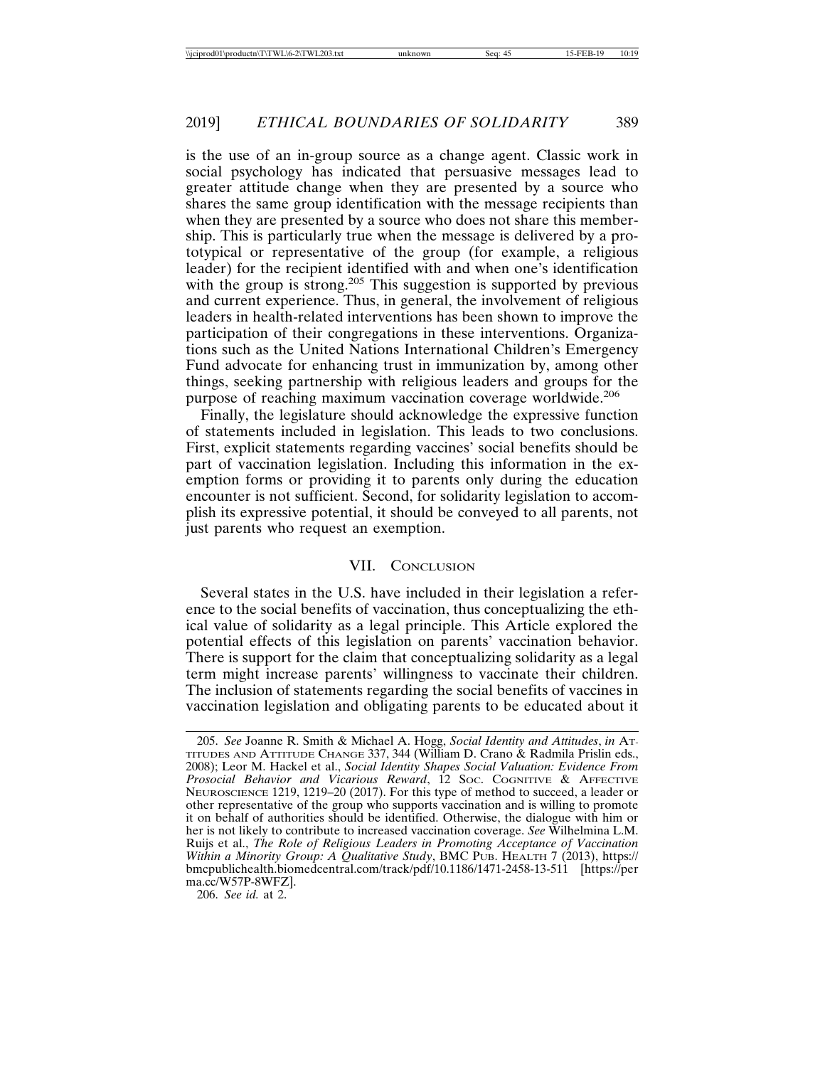is the use of an in-group source as a change agent. Classic work in social psychology has indicated that persuasive messages lead to greater attitude change when they are presented by a source who shares the same group identification with the message recipients than when they are presented by a source who does not share this membership. This is particularly true when the message is delivered by a prototypical or representative of the group (for example, a religious leader) for the recipient identified with and when one's identification with the group is strong.[205] This suggestion is supported by previous and current experience. Thus, in general, the involvement of religious leaders in health-related interventions has been shown to improve the participation of their congregations in these interventions. Organizations such as the United Nations International Children's Emergency Fund advocate for enhancing trust in immunization by, among other things, seeking partnership with religious leaders and groups for the purpose of reaching maximum vaccination coverage worldwide.[206]

Finally, the legislature should acknowledge the expressive function of statements included in legislation. This leads to two conclusions. First, explicit statements regarding vaccines' social benefits should be part of vaccination legislation. Including this information in the exemption forms or providing it to parents only during the education encounter is not sufficient. Second, for solidarity legislation to accomplish its expressive potential, it should be conveyed to all parents, not just parents who request an exemption.

## VII. Conclusion

Several states in the U.S. have included in their legislation a reference to the social benefits of vaccination, thus conceptualizing the ethical value of solidarity as a legal principle. This Article explored the potential effects of this legislation on parents' vaccination behavior. There is support for the claim that conceptualizing solidarity as a legal term might increase parents' willingness to vaccinate their children. The inclusion of statements regarding the social benefits of vaccines in vaccination legislation and obligating parents to be educated about it

---

205. *See* Joanne R. Smith & Michael A. Hogg, *Social Identity and Attitudes*, *in* Attitudes and Attitude Change 337, 344 (William D. Crano & Radmila Prislin eds., 2008); Leor M. Hackel et al., *Social Identity Shapes Social Valuation: Evidence From Prosocial Behavior and Vicarious Reward*, 12 Soc. Cognitive & Affective Neuroscience 1219, 1219–20 (2017). For this type of method to succeed, a leader or other representative of the group who supports vaccination and is willing to promote it on behalf of authorities should be identified. Otherwise, the dialogue with him or her is not likely to contribute to increased vaccination coverage. *See* Wilhelmina L.M. Ruijs et al., *The Role of Religious Leaders in Promoting Acceptance of Vaccination Within a Minority Group: A Qualitative Study*, BMC Pub. Health 7 (2013), https://bmcpublichealth.biomedcentral.com/track/pdf/10.1186/1471-2458-13-511 [https://perma.cc/W57P-8WFZ].

206. *See id.* at 2.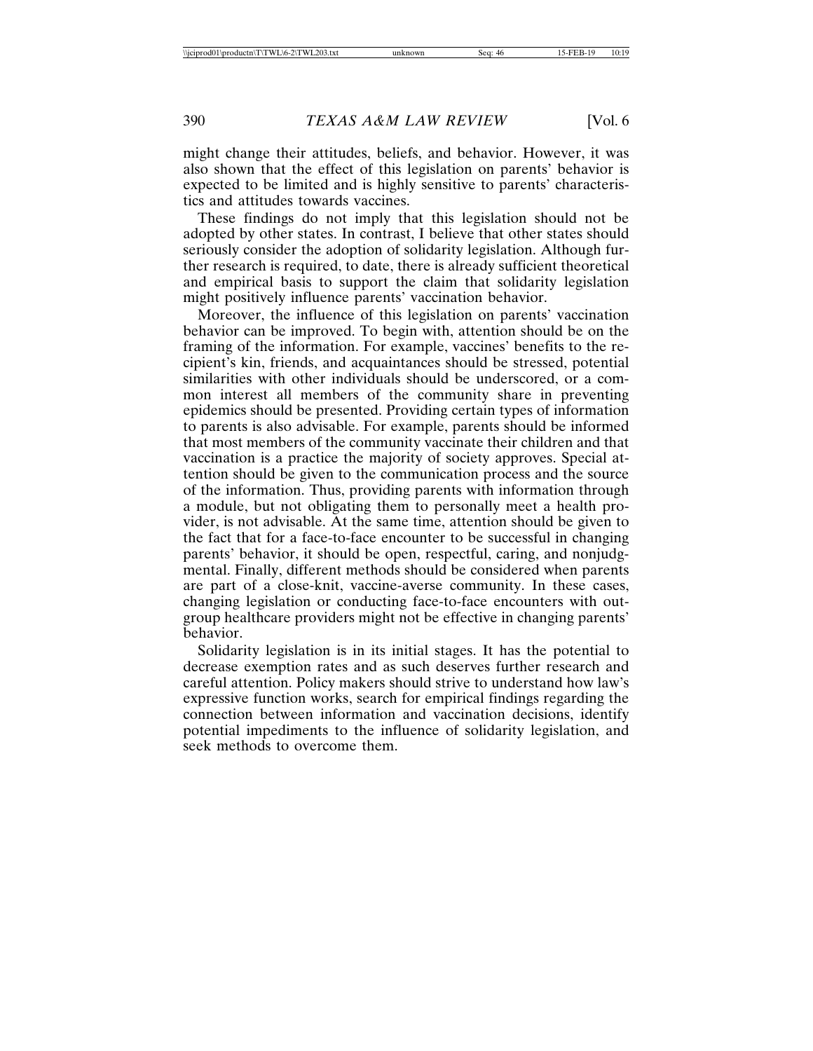might change their attitudes, beliefs, and behavior. However, it was also shown that the effect of this legislation on parents' behavior is expected to be limited and is highly sensitive to parents' characteristics and attitudes towards vaccines.

These findings do not imply that this legislation should not be adopted by other states. In contrast, I believe that other states should seriously consider the adoption of solidarity legislation. Although further research is required, to date, there is already sufficient theoretical and empirical basis to support the claim that solidarity legislation might positively influence parents' vaccination behavior.

Moreover, the influence of this legislation on parents' vaccination behavior can be improved. To begin with, attention should be on the framing of the information. For example, vaccines' benefits to the recipient's kin, friends, and acquaintances should be stressed, potential similarities with other individuals should be underscored, or a common interest all members of the community share in preventing epidemics should be presented. Providing certain types of information to parents is also advisable. For example, parents should be informed that most members of the community vaccinate their children and that vaccination is a practice the majority of society approves. Special attention should be given to the communication process and the source of the information. Thus, providing parents with information through a module, but not obligating them to personally meet a health provider, is not advisable. At the same time, attention should be given to the fact that for a face-to-face encounter to be successful in changing parents' behavior, it should be open, respectful, caring, and nonjudgmental. Finally, different methods should be considered when parents are part of a close-knit, vaccine-averse community. In these cases, changing legislation or conducting face-to-face encounters with out-group healthcare providers might not be effective in changing parents' behavior.

Solidarity legislation is in its initial stages. It has the potential to decrease exemption rates and as such deserves further research and careful attention. Policy makers should strive to understand how law's expressive function works, search for empirical findings regarding the connection between information and vaccination decisions, identify potential impediments to the influence of solidarity legislation, and seek methods to overcome them.